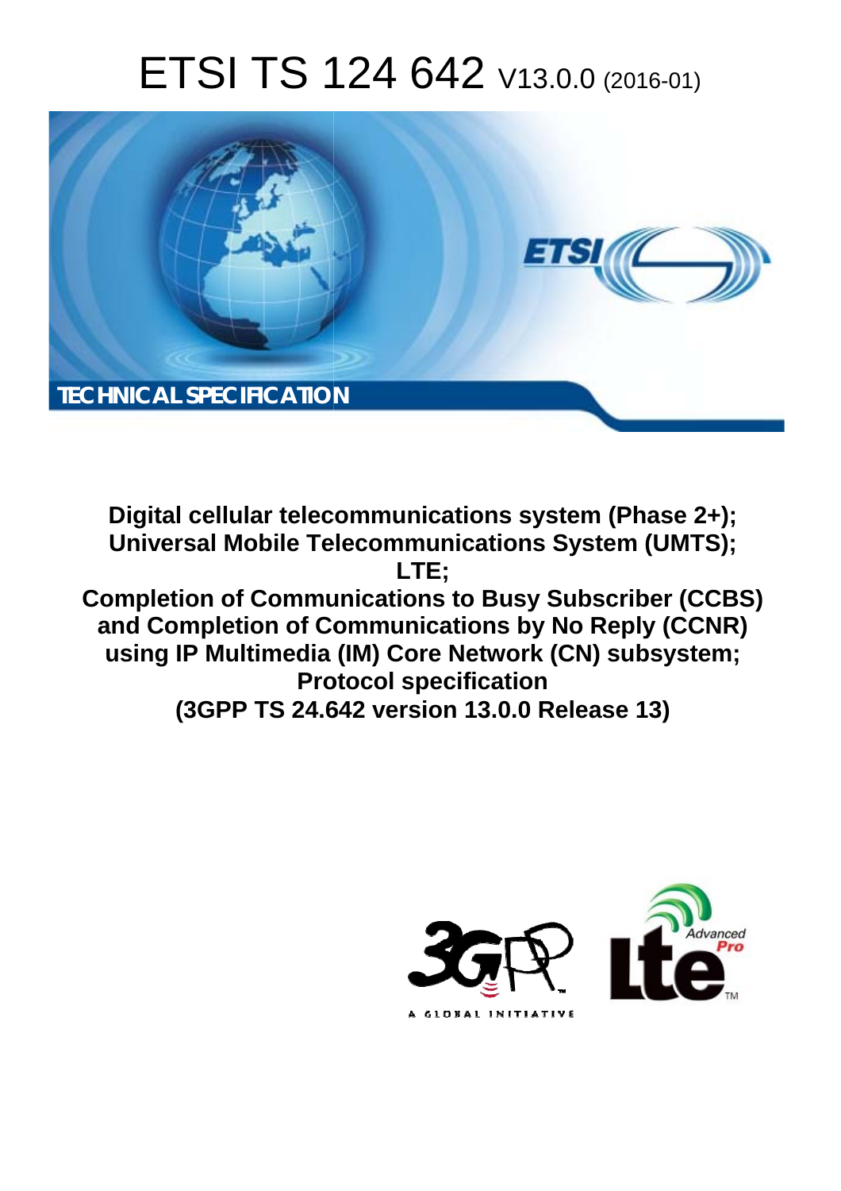# ETSI TS 124 642 V13.0.0 (2016-01)

TECHNICAL SPECIFICATION

**Digital cellular telecommunications system (Phase 2+); Universal Mobile Telecommunications System (UMTS); LTE; Completion of Communications to Busy Subscriber (CCBS) and Completion of Communications by No Reply (CCNR) using IP Multimedia (IM) Core Network (CN) subsystem; Protocol specification (3GPP TS 24.642 version 13.0.0 Release 13)**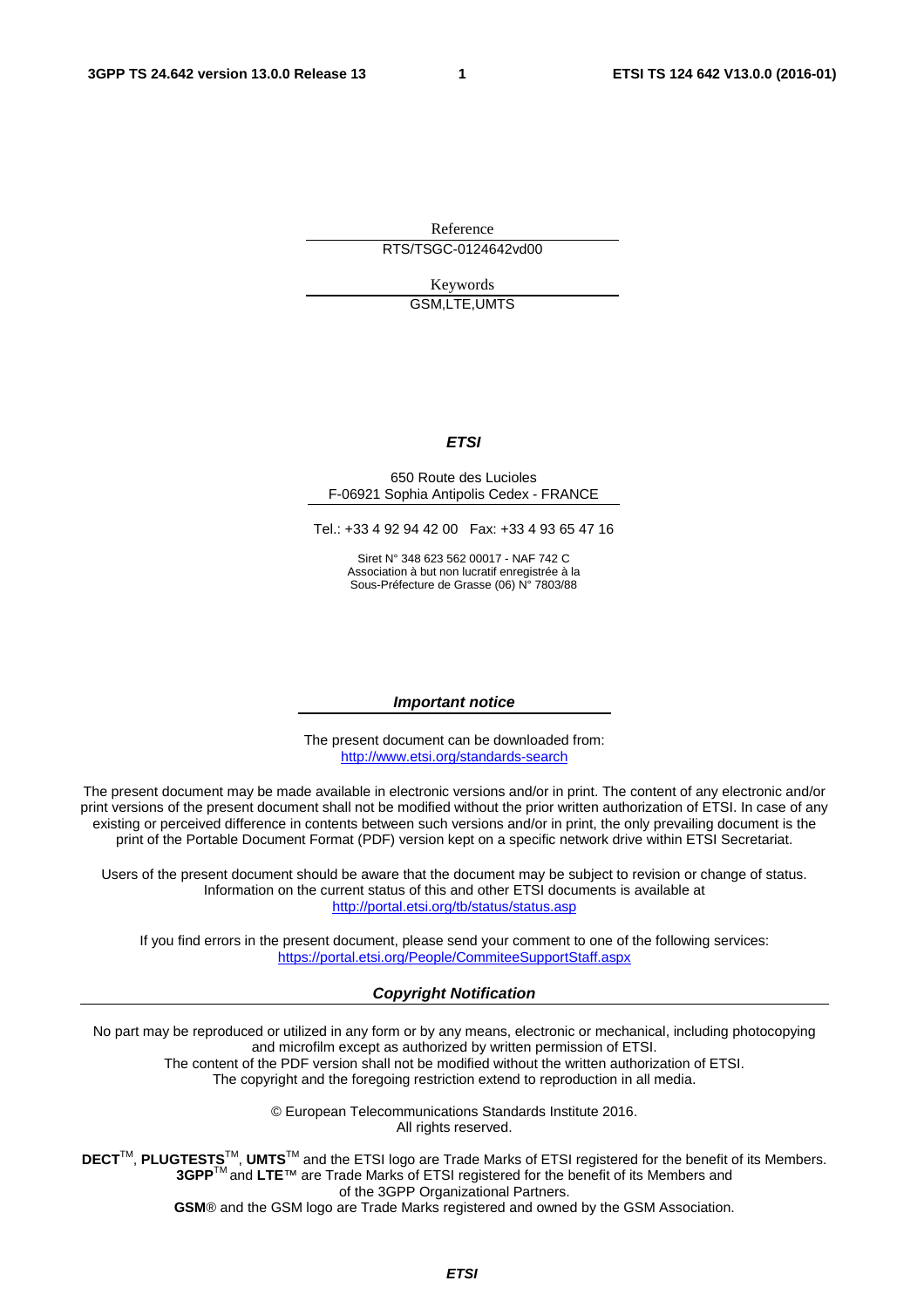Reference

RTS/TSGC-0124642vd00

Keywords

GSM,LTE,UMTS

***ETSI***

650 Route des Lucioles
F-06921 Sophia Antipolis Cedex - FRANCE

Tel.: +33 4 92 94 42 00   Fax: +33 4 93 65 47 16

Siret N° 348 623 562 00017 - NAF 742 C
Association à but non lucratif enregistrée à la
Sous-Préfecture de Grasse (06) N° 7803/88

***Important notice***

The present document can be downloaded from:
http://www.etsi.org/standards-search

The present document may be made available in electronic versions and/or in print. The content of any electronic and/or print versions of the present document shall not be modified without the prior written authorization of ETSI. In case of any existing or perceived difference in contents between such versions and/or in print, the only prevailing document is the print of the Portable Document Format (PDF) version kept on a specific network drive within ETSI Secretariat.

Users of the present document should be aware that the document may be subject to revision or change of status. Information on the current status of this and other ETSI documents is available at
http://portal.etsi.org/tb/status/status.asp

If you find errors in the present document, please send your comment to one of the following services:
https://portal.etsi.org/People/CommiteeSupportStaff.aspx

***Copyright Notification***

No part may be reproduced or utilized in any form or by any means, electronic or mechanical, including photocopying and microfilm except as authorized by written permission of ETSI.
The content of the PDF version shall not be modified without the written authorization of ETSI.
The copyright and the foregoing restriction extend to reproduction in all media.

© European Telecommunications Standards Institute 2016.
All rights reserved.

**DECT**™, **PLUGTESTS**™, **UMTS**™ and the ETSI logo are Trade Marks of ETSI registered for the benefit of its Members.
**3GPP**™ and **LTE**™ are Trade Marks of ETSI registered for the benefit of its Members and of the 3GPP Organizational Partners.
**GSM**® and the GSM logo are Trade Marks registered and owned by the GSM Association.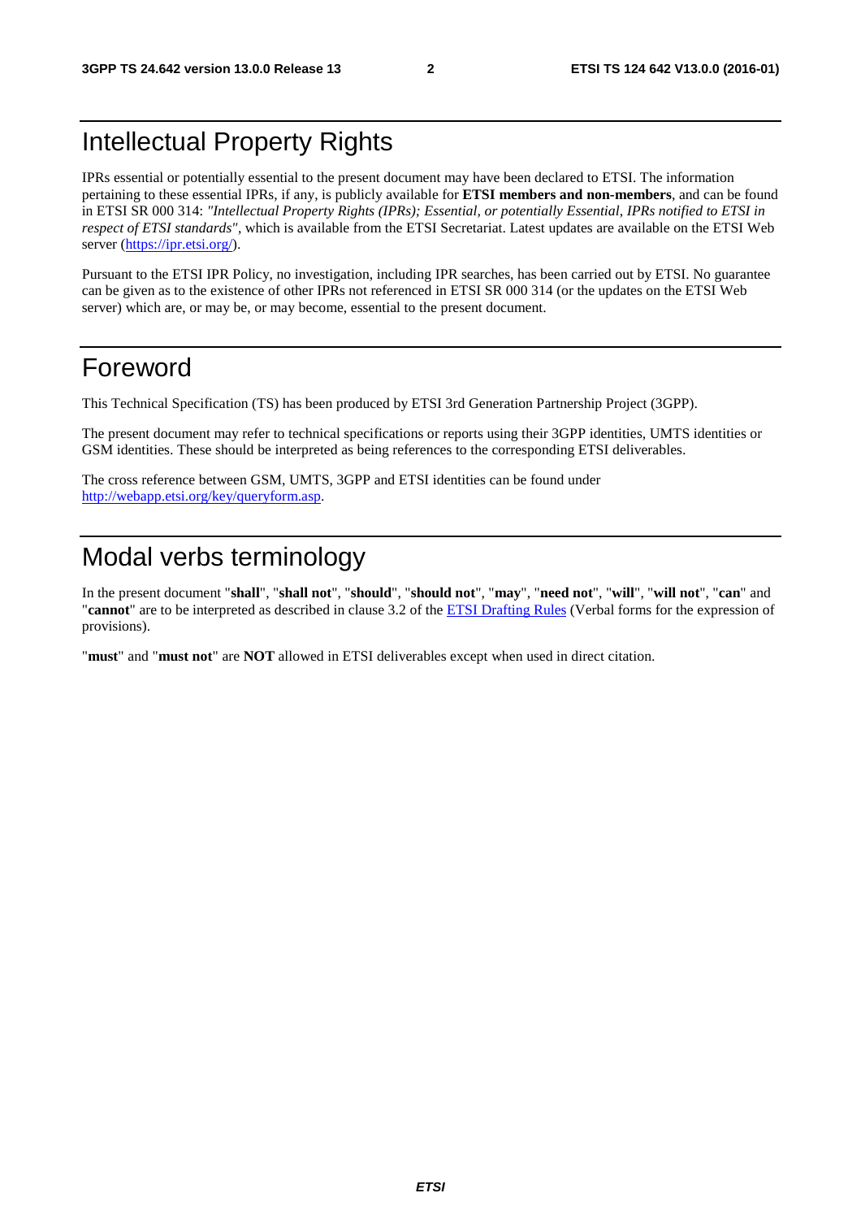# Intellectual Property Rights

IPRs essential or potentially essential to the present document may have been declared to ETSI. The information pertaining to these essential IPRs, if any, is publicly available for **ETSI members and non-members**, and can be found in ETSI SR 000 314: *"Intellectual Property Rights (IPRs); Essential, or potentially Essential, IPRs notified to ETSI in respect of ETSI standards"*, which is available from the ETSI Secretariat. Latest updates are available on the ETSI Web server (https://ipr.etsi.org/).

Pursuant to the ETSI IPR Policy, no investigation, including IPR searches, has been carried out by ETSI. No guarantee can be given as to the existence of other IPRs not referenced in ETSI SR 000 314 (or the updates on the ETSI Web server) which are, or may be, or may become, essential to the present document.

# Foreword

This Technical Specification (TS) has been produced by ETSI 3rd Generation Partnership Project (3GPP).

The present document may refer to technical specifications or reports using their 3GPP identities, UMTS identities or GSM identities. These should be interpreted as being references to the corresponding ETSI deliverables.

The cross reference between GSM, UMTS, 3GPP and ETSI identities can be found under http://webapp.etsi.org/key/queryform.asp.

# Modal verbs terminology

In the present document "**shall**", "**shall not**", "**should**", "**should not**", "**may**", "**need not**", "**will**", "**will not**", "**can**" and "**cannot**" are to be interpreted as described in clause 3.2 of the ETSI Drafting Rules (Verbal forms for the expression of provisions).

"**must**" and "**must not**" are **NOT** allowed in ETSI deliverables except when used in direct citation.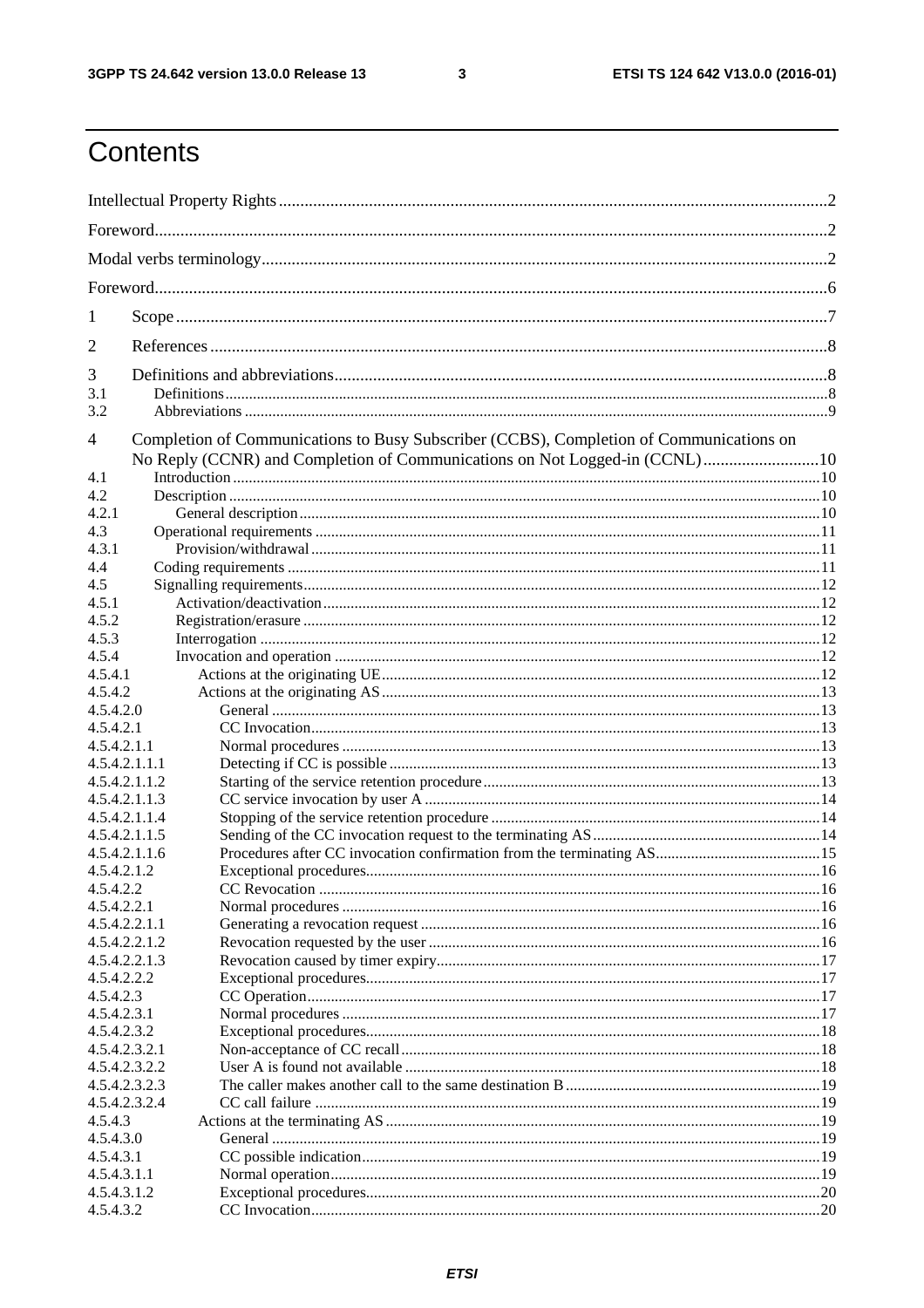# Contents

Intellectual Property Rights ........ 2
Foreword ........ 2
Modal verbs terminology ........ 2
Foreword ........ 6
1 Scope ........ 7
2 References ........ 8
3 Definitions and abbreviations ........ 8
3.1 Definitions ........ 8
3.2 Abbreviations ........ 9
4 Completion of Communications to Busy Subscriber (CCBS), Completion of Communications on No Reply (CCNR) and Completion of Communications on Not Logged-in (CCNL) ........ 10
4.1 Introduction ........ 10
4.2 Description ........ 10
4.2.1 General description ........ 10
4.3 Operational requirements ........ 11
4.3.1 Provision/withdrawal ........ 11
4.4 Coding requirements ........ 11
4.5 Signalling requirements ........ 12
4.5.1 Activation/deactivation ........ 12
4.5.2 Registration/erasure ........ 12
4.5.3 Interrogation ........ 12
4.5.4 Invocation and operation ........ 12
4.5.4.1 Actions at the originating UE ........ 12
4.5.4.2 Actions at the originating AS ........ 13
4.5.4.2.0 General ........ 13
4.5.4.2.1 CC Invocation ........ 13
4.5.4.2.1.1 Normal procedures ........ 13
4.5.4.2.1.1.1 Detecting if CC is possible ........ 13
4.5.4.2.1.1.2 Starting of the service retention procedure ........ 13
4.5.4.2.1.1.3 CC service invocation by user A ........ 14
4.5.4.2.1.1.4 Stopping of the service retention procedure ........ 14
4.5.4.2.1.1.5 Sending of the CC invocation request to the terminating AS ........ 14
4.5.4.2.1.1.6 Procedures after CC invocation confirmation from the terminating AS ........ 15
4.5.4.2.1.2 Exceptional procedures ........ 16
4.5.4.2.2 CC Revocation ........ 16
4.5.4.2.2.1 Normal procedures ........ 16
4.5.4.2.2.1.1 Generating a revocation request ........ 16
4.5.4.2.2.1.2 Revocation requested by the user ........ 16
4.5.4.2.2.1.3 Revocation caused by timer expiry ........ 17
4.5.4.2.2.2 Exceptional procedures ........ 17
4.5.4.2.3 CC Operation ........ 17
4.5.4.2.3.1 Normal procedures ........ 17
4.5.4.2.3.2 Exceptional procedures ........ 18
4.5.4.2.3.2.1 Non-acceptance of CC recall ........ 18
4.5.4.2.3.2.2 User A is found not available ........ 18
4.5.4.2.3.2.3 The caller makes another call to the same destination B ........ 19
4.5.4.2.3.2.4 CC call failure ........ 19
4.5.4.3 Actions at the terminating AS ........ 19
4.5.4.3.0 General ........ 19
4.5.4.3.1 CC possible indication ........ 19
4.5.4.3.1.1 Normal operation ........ 19
4.5.4.3.1.2 Exceptional procedures ........ 20
4.5.4.3.2 CC Invocation ........ 20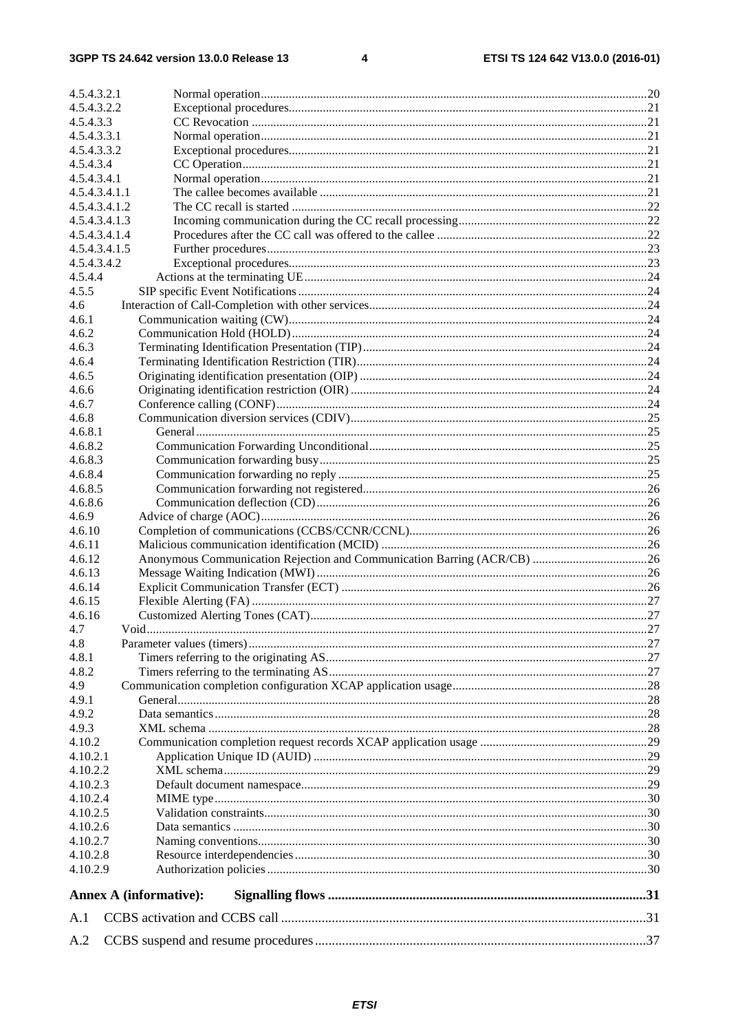4.5.4.3.2.1 Normal operation ........................................................................................................... 20
4.5.4.3.2.2 Exceptional procedures .................................................................................................. 21
4.5.4.3.3 CC Revocation ............................................................................................................... 21
4.5.4.3.3.1 Normal operation ........................................................................................................... 21
4.5.4.3.3.2 Exceptional procedures .................................................................................................. 21
4.5.4.3.4 CC Operation ................................................................................................................. 21
4.5.4.3.4.1 Normal operation ........................................................................................................... 21
4.5.4.3.4.1.1 The callee becomes available ........................................................................................ 21
4.5.4.3.4.1.2 The CC recall is started ................................................................................................. 22
4.5.4.3.4.1.3 Incoming communication during the CC recall processing ........................................... 22
4.5.4.3.4.1.4 Procedures after the CC call was offered to the callee .................................................. 22
4.5.4.3.4.1.5 Further procedures .......................................................................................................... 23
4.5.4.3.4.2 Exceptional procedures .................................................................................................. 23
4.5.4.4 Actions at the terminating UE .............................................................................................. 24
4.5.5 SIP specific Event Notifications ................................................................................................ 24
4.6 Interaction of Call-Completion with other services ......................................................................... 24
4.6.1 Communication waiting (CW) .................................................................................................... 24
4.6.2 Communication Hold (HOLD) .................................................................................................... 24
4.6.3 Terminating Identification Presentation (TIP) ............................................................................ 24
4.6.4 Terminating Identification Restriction (TIR) .............................................................................. 24
4.6.5 Originating identification presentation (OIP) ............................................................................ 24
4.6.6 Originating identification restriction (OIR) ............................................................................... 24
4.6.7 Conference calling (CONF) ........................................................................................................ 24
4.6.8 Communication diversion services (CDIV) ................................................................................ 25
4.6.8.1 General ................................................................................................................................. 25
4.6.8.2 Communication Forwarding Unconditional ......................................................................... 25
4.6.8.3 Communication forwarding busy ......................................................................................... 25
4.6.8.4 Communication forwarding no reply ................................................................................... 25
4.6.8.5 Communication forwarding not registered ........................................................................... 26
4.6.8.6 Communication deflection (CD) .......................................................................................... 26
4.6.9 Advice of charge (AOC) ............................................................................................................. 26
4.6.10 Completion of communications (CCBS/CCNR/CCNL) ............................................................. 26
4.6.11 Malicious communication identification (MCID) ...................................................................... 26
4.6.12 Anonymous Communication Rejection and Communication Barring (ACR/CB) ..................... 26
4.6.13 Message Waiting Indication (MWI) ........................................................................................... 26
4.6.14 Explicit Communication Transfer (ECT) ................................................................................... 26
4.6.15 Flexible Alerting (FA) ................................................................................................................ 27
4.6.16 Customized Alerting Tones (CAT) ............................................................................................. 27
4.7 Void ................................................................................................................................................. 27
4.8 Parameter values (timers) ................................................................................................................ 27
4.8.1 Timers referring to the originating AS ........................................................................................ 27
4.8.2 Timers referring to the terminating AS ....................................................................................... 27
4.9 Communication completion configuration XCAP application usage .............................................. 28
4.9.1 General ........................................................................................................................................ 28
4.9.2 Data semantics ............................................................................................................................ 28
4.9.3 XML schema .............................................................................................................................. 28
4.10.2 Communication completion request records XCAP application usage ...................................... 29
4.10.2.1 Application Unique ID (AUID) ............................................................................................ 29
4.10.2.2 XML schema ........................................................................................................................ 29
4.10.2.3 Default document namespace ............................................................................................... 29
4.10.2.4 MIME type ........................................................................................................................... 30
4.10.2.5 Validation constraints ........................................................................................................... 30
4.10.2.6 Data semantics ..................................................................................................................... 30
4.10.2.7 Naming conventions ............................................................................................................. 30
4.10.2.8 Resource interdependencies ................................................................................................. 30
4.10.2.9 Authorization policies .......................................................................................................... 30

**Annex A (informative): Signalling flows ............................................................................................ 31**

A.1 CCBS activation and CCBS call ............................................................................................................ 31

A.2 CCBS suspend and resume procedures ................................................................................................. 37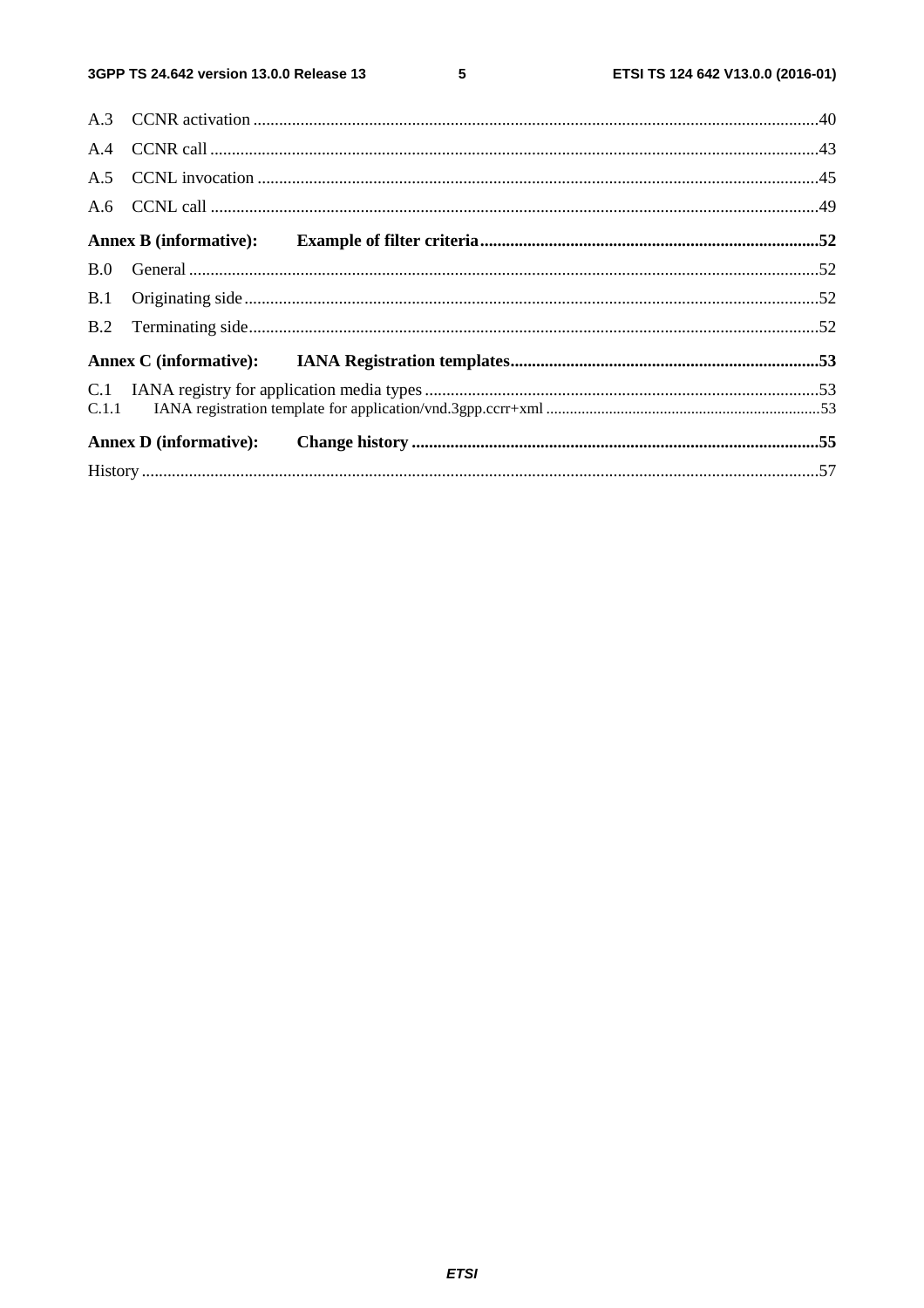A.3 CCNR activation .....40

A.4 CCNR call .....43

A.5 CCNL invocation .....45

A.6 CCNL call .....49

**Annex B (informative): Example of filter criteria .....52**

B.0 General .....52

B.1 Originating side .....52

B.2 Terminating side .....52

**Annex C (informative): IANA Registration templates .....53**

C.1 IANA registry for application media types .....53

C.1.1 IANA registration template for application/vnd.3gpp.ccrr+xml .....53

**Annex D (informative): Change history .....55**

History .....57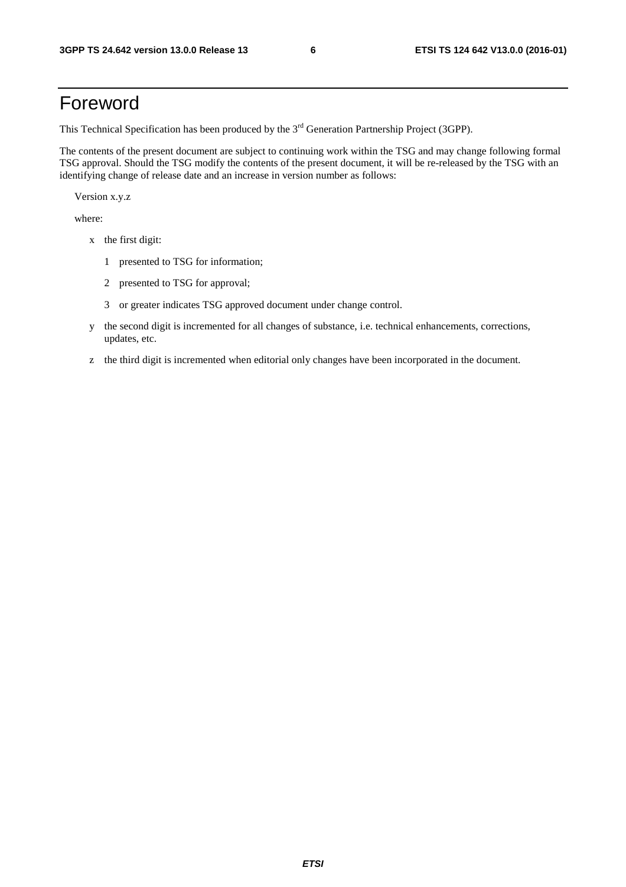# Foreword

This Technical Specification has been produced by the 3rd Generation Partnership Project (3GPP).

The contents of the present document are subject to continuing work within the TSG and may change following formal TSG approval. Should the TSG modify the contents of the present document, it will be re-released by the TSG with an identifying change of release date and an increase in version number as follows:

Version x.y.z

where:

- x the first digit:
  - 1 presented to TSG for information;
  - 2 presented to TSG for approval;
  - 3 or greater indicates TSG approved document under change control.
- y the second digit is incremented for all changes of substance, i.e. technical enhancements, corrections, updates, etc.
- z the third digit is incremented when editorial only changes have been incorporated in the document.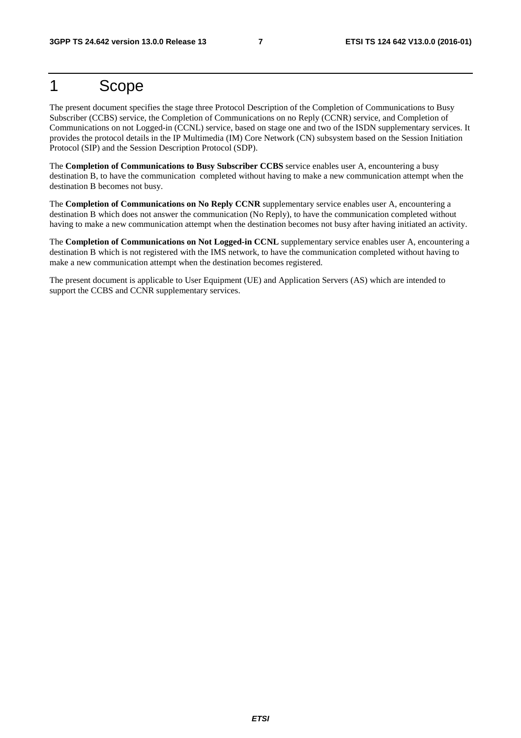# 1 Scope

The present document specifies the stage three Protocol Description of the Completion of Communications to Busy Subscriber (CCBS) service, the Completion of Communications on no Reply (CCNR) service, and Completion of Communications on not Logged-in (CCNL) service, based on stage one and two of the ISDN supplementary services. It provides the protocol details in the IP Multimedia (IM) Core Network (CN) subsystem based on the Session Initiation Protocol (SIP) and the Session Description Protocol (SDP).

The **Completion of Communications to Busy Subscriber CCBS** service enables user A, encountering a busy destination B, to have the communication completed without having to make a new communication attempt when the destination B becomes not busy.

The **Completion of Communications on No Reply CCNR** supplementary service enables user A, encountering a destination B which does not answer the communication (No Reply), to have the communication completed without having to make a new communication attempt when the destination becomes not busy after having initiated an activity.

The **Completion of Communications on Not Logged-in CCNL** supplementary service enables user A, encountering a destination B which is not registered with the IMS network, to have the communication completed without having to make a new communication attempt when the destination becomes registered.

The present document is applicable to User Equipment (UE) and Application Servers (AS) which are intended to support the CCBS and CCNR supplementary services.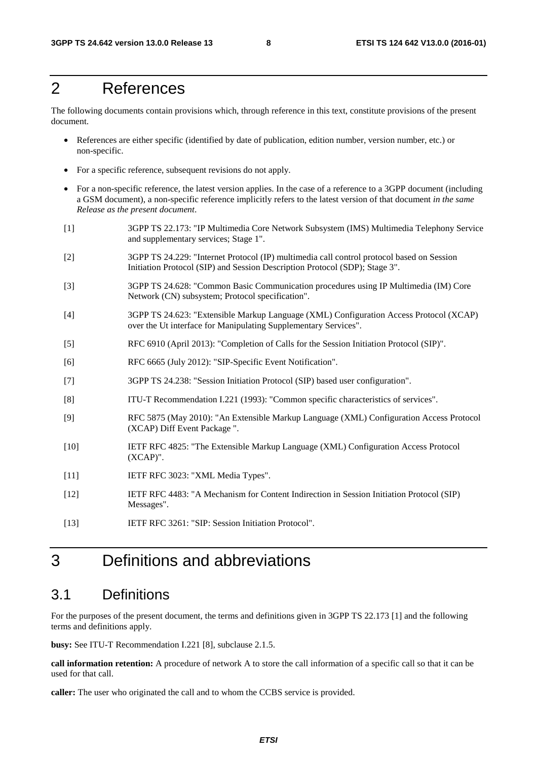# 2 References

The following documents contain provisions which, through reference in this text, constitute provisions of the present document.

- References are either specific (identified by date of publication, edition number, version number, etc.) or non-specific.
- For a specific reference, subsequent revisions do not apply.
- For a non-specific reference, the latest version applies. In the case of a reference to a 3GPP document (including a GSM document), a non-specific reference implicitly refers to the latest version of that document *in the same Release as the present document*.

[1] 3GPP TS 22.173: "IP Multimedia Core Network Subsystem (IMS) Multimedia Telephony Service and supplementary services; Stage 1".

[2] 3GPP TS 24.229: "Internet Protocol (IP) multimedia call control protocol based on Session Initiation Protocol (SIP) and Session Description Protocol (SDP); Stage 3".

[3] 3GPP TS 24.628: "Common Basic Communication procedures using IP Multimedia (IM) Core Network (CN) subsystem; Protocol specification".

[4] 3GPP TS 24.623: "Extensible Markup Language (XML) Configuration Access Protocol (XCAP) over the Ut interface for Manipulating Supplementary Services".

[5] RFC 6910 (April 2013): "Completion of Calls for the Session Initiation Protocol (SIP)".

[6] RFC 6665 (July 2012): "SIP-Specific Event Notification".

[7] 3GPP TS 24.238: "Session Initiation Protocol (SIP) based user configuration".

[8] ITU-T Recommendation I.221 (1993): "Common specific characteristics of services".

[9] RFC 5875 (May 2010): "An Extensible Markup Language (XML) Configuration Access Protocol (XCAP) Diff Event Package ".

[10] IETF RFC 4825: "The Extensible Markup Language (XML) Configuration Access Protocol (XCAP)".

[11] IETF RFC 3023: "XML Media Types".

[12] IETF RFC 4483: "A Mechanism for Content Indirection in Session Initiation Protocol (SIP) Messages".

[13] IETF RFC 3261: "SIP: Session Initiation Protocol".

# 3 Definitions and abbreviations

## 3.1 Definitions

For the purposes of the present document, the terms and definitions given in 3GPP TS 22.173 [1] and the following terms and definitions apply.

**busy:** See ITU-T Recommendation I.221 [8], subclause 2.1.5.

**call information retention:** A procedure of network A to store the call information of a specific call so that it can be used for that call.

**caller:** The user who originated the call and to whom the CCBS service is provided.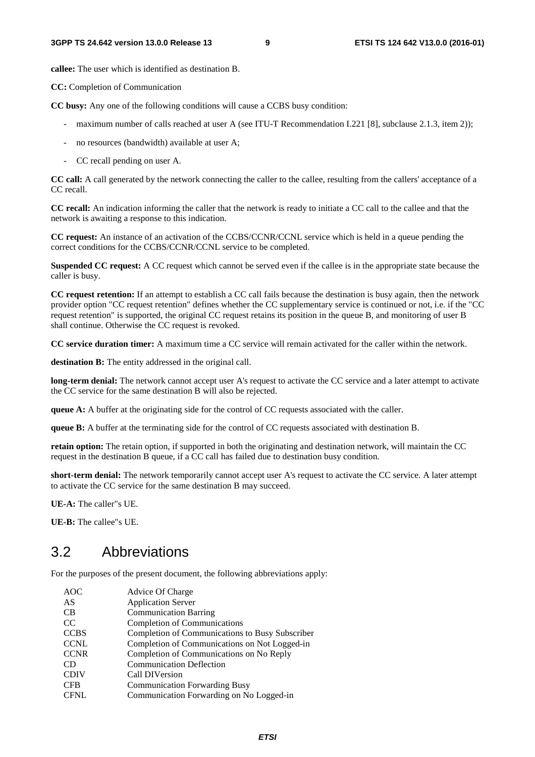**callee:** The user which is identified as destination B.

**CC:** Completion of Communication

**CC busy:** Any one of the following conditions will cause a CCBS busy condition:

- maximum number of calls reached at user A (see ITU-T Recommendation I.221 [8], subclause 2.1.3, item 2));
- no resources (bandwidth) available at user A;
- CC recall pending on user A.

**CC call:** A call generated by the network connecting the caller to the callee, resulting from the callers' acceptance of a CC recall.

**CC recall:** An indication informing the caller that the network is ready to initiate a CC call to the callee and that the network is awaiting a response to this indication.

**CC request:** An instance of an activation of the CCBS/CCNR/CCNL service which is held in a queue pending the correct conditions for the CCBS/CCNR/CCNL service to be completed.

**Suspended CC request:** A CC request which cannot be served even if the callee is in the appropriate state because the caller is busy.

**CC request retention:** If an attempt to establish a CC call fails because the destination is busy again, then the network provider option "CC request retention" defines whether the CC supplementary service is continued or not, i.e. if the "CC request retention" is supported, the original CC request retains its position in the queue B, and monitoring of user B shall continue. Otherwise the CC request is revoked.

**CC service duration timer:** A maximum time a CC service will remain activated for the caller within the network.

**destination B:** The entity addressed in the original call.

**long-term denial:** The network cannot accept user A's request to activate the CC service and a later attempt to activate the CC service for the same destination B will also be rejected.

**queue A:** A buffer at the originating side for the control of CC requests associated with the caller.

**queue B:** A buffer at the terminating side for the control of CC requests associated with destination B.

**retain option:** The retain option, if supported in both the originating and destination network, will maintain the CC request in the destination B queue, if a CC call has failed due to destination busy condition.

**short-term denial:** The network temporarily cannot accept user A's request to activate the CC service. A later attempt to activate the CC service for the same destination B may succeed.

**UE-A:** The caller"s UE.

**UE-B:** The callee"s UE.

## 3.2 Abbreviations

For the purposes of the present document, the following abbreviations apply:

| | |
|---|---|
| AOC | Advice Of Charge |
| AS | Application Server |
| CB | Communication Barring |
| CC | Completion of Communications |
| CCBS | Completion of Communications to Busy Subscriber |
| CCNL | Completion of Communications on Not Logged-in |
| CCNR | Completion of Communications on No Reply |
| CD | Communication Deflection |
| CDIV | Call DIVersion |
| CFB | Communication Forwarding Busy |
| CFNL | Communication Forwarding on No Logged-in |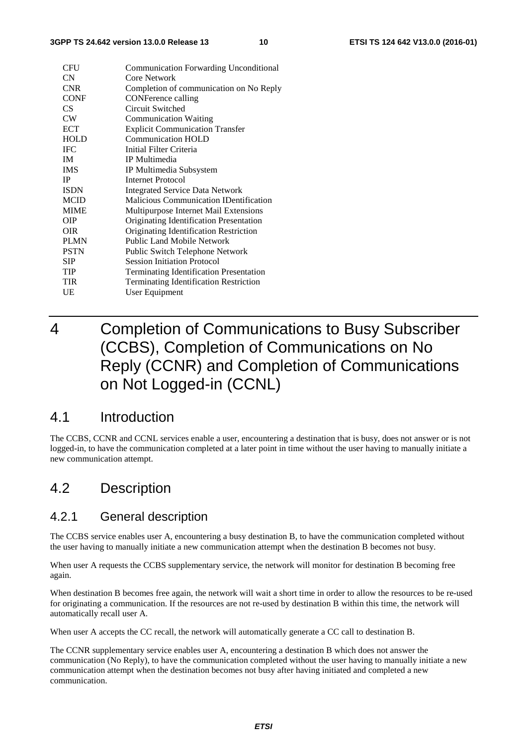| | |
|---|---|
| CFU | Communication Forwarding Unconditional |
| CN | Core Network |
| CNR | Completion of communication on No Reply |
| CONF | CONFerence calling |
| CS | Circuit Switched |
| CW | Communication Waiting |
| ECT | Explicit Communication Transfer |
| HOLD | Communication HOLD |
| IFC | Initial Filter Criteria |
| IM | IP Multimedia |
| IMS | IP Multimedia Subsystem |
| IP | Internet Protocol |
| ISDN | Integrated Service Data Network |
| MCID | Malicious Communication IDentification |
| MIME | Multipurpose Internet Mail Extensions |
| OIP | Originating Identification Presentation |
| OIR | Originating Identification Restriction |
| PLMN | Public Land Mobile Network |
| PSTN | Public Switch Telephone Network |
| SIP | Session Initiation Protocol |
| TIP | Terminating Identification Presentation |
| TIR | Terminating Identification Restriction |
| UE | User Equipment |

# 4 Completion of Communications to Busy Subscriber (CCBS), Completion of Communications on No Reply (CCNR) and Completion of Communications on Not Logged-in (CCNL)

## 4.1 Introduction

The CCBS, CCNR and CCNL services enable a user, encountering a destination that is busy, does not answer or is not logged-in, to have the communication completed at a later point in time without the user having to manually initiate a new communication attempt.

## 4.2 Description

### 4.2.1 General description

The CCBS service enables user A, encountering a busy destination B, to have the communication completed without the user having to manually initiate a new communication attempt when the destination B becomes not busy.

When user A requests the CCBS supplementary service, the network will monitor for destination B becoming free again.

When destination B becomes free again, the network will wait a short time in order to allow the resources to be re-used for originating a communication. If the resources are not re-used by destination B within this time, the network will automatically recall user A.

When user A accepts the CC recall, the network will automatically generate a CC call to destination B.

The CCNR supplementary service enables user A, encountering a destination B which does not answer the communication (No Reply), to have the communication completed without the user having to manually initiate a new communication attempt when the destination becomes not busy after having initiated and completed a new communication.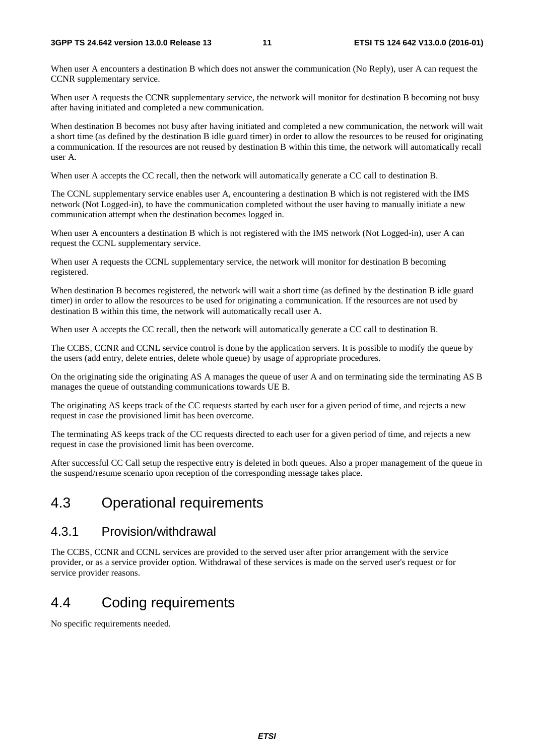When user A encounters a destination B which does not answer the communication (No Reply), user A can request the CCNR supplementary service.

When user A requests the CCNR supplementary service, the network will monitor for destination B becoming not busy after having initiated and completed a new communication.

When destination B becomes not busy after having initiated and completed a new communication, the network will wait a short time (as defined by the destination B idle guard timer) in order to allow the resources to be reused for originating a communication. If the resources are not reused by destination B within this time, the network will automatically recall user A.

When user A accepts the CC recall, then the network will automatically generate a CC call to destination B.

The CCNL supplementary service enables user A, encountering a destination B which is not registered with the IMS network (Not Logged-in), to have the communication completed without the user having to manually initiate a new communication attempt when the destination becomes logged in.

When user A encounters a destination B which is not registered with the IMS network (Not Logged-in), user A can request the CCNL supplementary service.

When user A requests the CCNL supplementary service, the network will monitor for destination B becoming registered.

When destination B becomes registered, the network will wait a short time (as defined by the destination B idle guard timer) in order to allow the resources to be used for originating a communication. If the resources are not used by destination B within this time, the network will automatically recall user A.

When user A accepts the CC recall, then the network will automatically generate a CC call to destination B.

The CCBS, CCNR and CCNL service control is done by the application servers. It is possible to modify the queue by the users (add entry, delete entries, delete whole queue) by usage of appropriate procedures.

On the originating side the originating AS A manages the queue of user A and on terminating side the terminating AS B manages the queue of outstanding communications towards UE B.

The originating AS keeps track of the CC requests started by each user for a given period of time, and rejects a new request in case the provisioned limit has been overcome.

The terminating AS keeps track of the CC requests directed to each user for a given period of time, and rejects a new request in case the provisioned limit has been overcome.

After successful CC Call setup the respective entry is deleted in both queues. Also a proper management of the queue in the suspend/resume scenario upon reception of the corresponding message takes place.

## 4.3 Operational requirements

### 4.3.1 Provision/withdrawal

The CCBS, CCNR and CCNL services are provided to the served user after prior arrangement with the service provider, or as a service provider option. Withdrawal of these services is made on the served user's request or for service provider reasons.

## 4.4 Coding requirements

No specific requirements needed.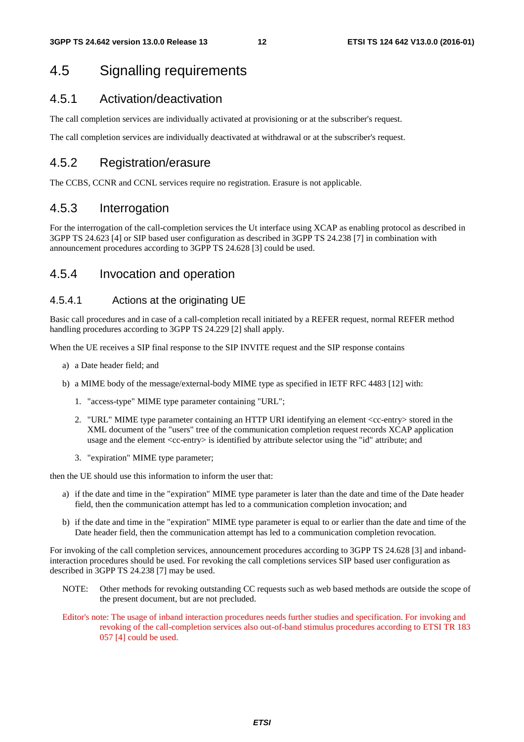## 4.5 Signalling requirements

### 4.5.1 Activation/deactivation

The call completion services are individually activated at provisioning or at the subscriber's request.

The call completion services are individually deactivated at withdrawal or at the subscriber's request.

### 4.5.2 Registration/erasure

The CCBS, CCNR and CCNL services require no registration. Erasure is not applicable.

### 4.5.3 Interrogation

For the interrogation of the call-completion services the Ut interface using XCAP as enabling protocol as described in 3GPP TS 24.623 [4] or SIP based user configuration as described in 3GPP TS 24.238 [7] in combination with announcement procedures according to 3GPP TS 24.628 [3] could be used.

### 4.5.4 Invocation and operation

#### 4.5.4.1 Actions at the originating UE

Basic call procedures and in case of a call-completion recall initiated by a REFER request, normal REFER method handling procedures according to 3GPP TS 24.229 [2] shall apply.

When the UE receives a SIP final response to the SIP INVITE request and the SIP response contains

a) a Date header field; and

b) a MIME body of the message/external-body MIME type as specified in IETF RFC 4483 [12] with:

   1. "access-type" MIME type parameter containing "URL";

   2. "URL" MIME type parameter containing an HTTP URI identifying an element <cc-entry> stored in the XML document of the "users" tree of the communication completion request records XCAP application usage and the element <cc-entry> is identified by attribute selector using the "id" attribute; and

   3. "expiration" MIME type parameter;

then the UE should use this information to inform the user that:

a) if the date and time in the "expiration" MIME type parameter is later than the date and time of the Date header field, then the communication attempt has led to a communication completion invocation; and

b) if the date and time in the "expiration" MIME type parameter is equal to or earlier than the date and time of the Date header field, then the communication attempt has led to a communication completion revocation.

For invoking of the call completion services, announcement procedures according to 3GPP TS 24.628 [3] and inband-interaction procedures should be used. For revoking the call completions services SIP based user configuration as described in 3GPP TS 24.238 [7] may be used.

NOTE: Other methods for revoking outstanding CC requests such as web based methods are outside the scope of the present document, but are not precluded.

Editor's note: The usage of inband interaction procedures needs further studies and specification. For invoking and revoking of the call-completion services also out-of-band stimulus procedures according to ETSI TR 183 057 [4] could be used.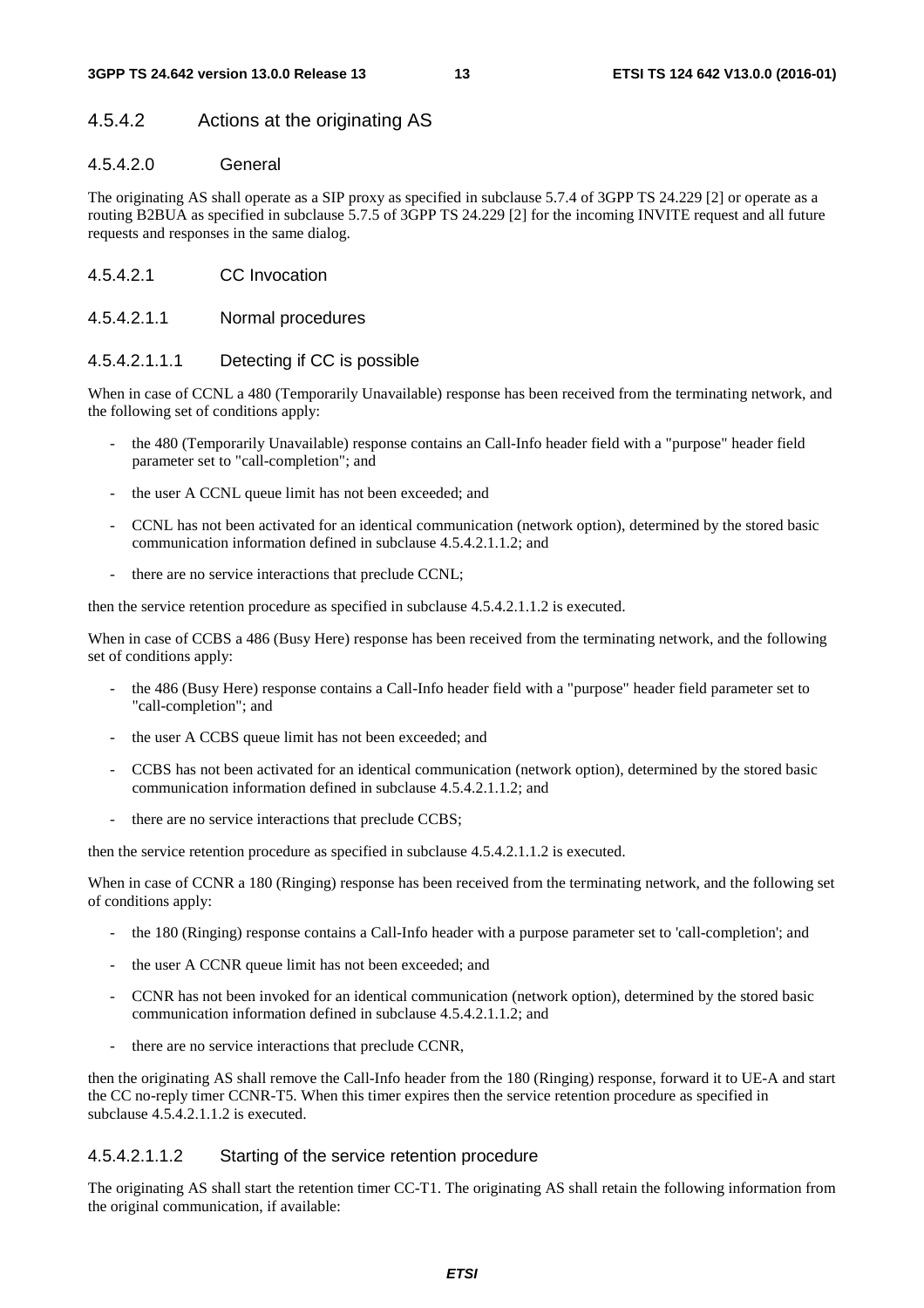#### 4.5.4.2 Actions at the originating AS

##### 4.5.4.2.0 General

The originating AS shall operate as a SIP proxy as specified in subclause 5.7.4 of 3GPP TS 24.229 [2] or operate as a routing B2BUA as specified in subclause 5.7.5 of 3GPP TS 24.229 [2] for the incoming INVITE request and all future requests and responses in the same dialog.

##### 4.5.4.2.1 CC Invocation

###### 4.5.4.2.1.1 Normal procedures

###### 4.5.4.2.1.1.1 Detecting if CC is possible

When in case of CCNL a 480 (Temporarily Unavailable) response has been received from the terminating network, and the following set of conditions apply:

- the 480 (Temporarily Unavailable) response contains an Call-Info header field with a "purpose" header field parameter set to "call-completion"; and
- the user A CCNL queue limit has not been exceeded; and
- CCNL has not been activated for an identical communication (network option), determined by the stored basic communication information defined in subclause 4.5.4.2.1.1.2; and
- there are no service interactions that preclude CCNL;

then the service retention procedure as specified in subclause 4.5.4.2.1.1.2 is executed.

When in case of CCBS a 486 (Busy Here) response has been received from the terminating network, and the following set of conditions apply:

- the 486 (Busy Here) response contains a Call-Info header field with a "purpose" header field parameter set to "call-completion"; and
- the user A CCBS queue limit has not been exceeded; and
- CCBS has not been activated for an identical communication (network option), determined by the stored basic communication information defined in subclause 4.5.4.2.1.1.2; and
- there are no service interactions that preclude CCBS;

then the service retention procedure as specified in subclause 4.5.4.2.1.1.2 is executed.

When in case of CCNR a 180 (Ringing) response has been received from the terminating network, and the following set of conditions apply:

- the 180 (Ringing) response contains a Call-Info header with a purpose parameter set to 'call-completion'; and
- the user A CCNR queue limit has not been exceeded; and
- CCNR has not been invoked for an identical communication (network option), determined by the stored basic communication information defined in subclause 4.5.4.2.1.1.2; and
- there are no service interactions that preclude CCNR,

then the originating AS shall remove the Call-Info header from the 180 (Ringing) response, forward it to UE-A and start the CC no-reply timer CCNR-T5. When this timer expires then the service retention procedure as specified in subclause 4.5.4.2.1.1.2 is executed.

###### 4.5.4.2.1.1.2 Starting of the service retention procedure

The originating AS shall start the retention timer CC-T1. The originating AS shall retain the following information from the original communication, if available: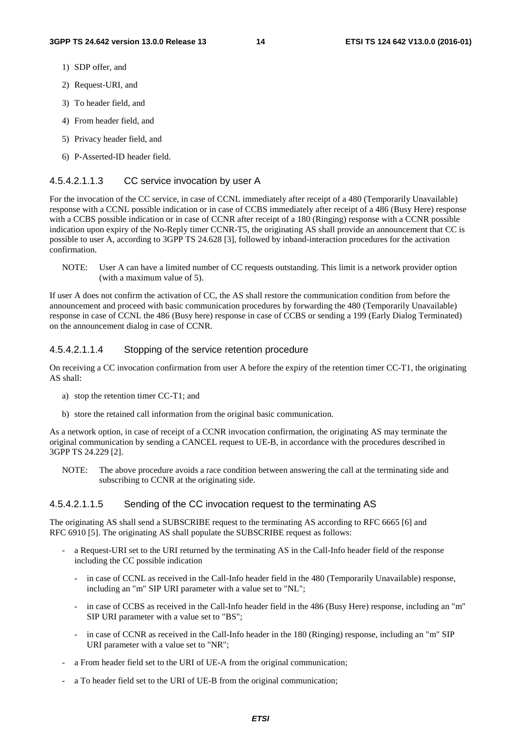1) SDP offer, and

2) Request-URI, and

3) To header field, and

4) From header field, and

5) Privacy header field, and

6) P-Asserted-ID header field.

#### 4.5.4.2.1.1.3 CC service invocation by user A

For the invocation of the CC service, in case of CCNL immediately after receipt of a 480 (Temporarily Unavailable) response with a CCNL possible indication or in case of CCBS immediately after receipt of a 486 (Busy Here) response with a CCBS possible indication or in case of CCNR after receipt of a 180 (Ringing) response with a CCNR possible indication upon expiry of the No-Reply timer CCNR-T5, the originating AS shall provide an announcement that CC is possible to user A, according to 3GPP TS 24.628 [3], followed by inband-interaction procedures for the activation confirmation.

NOTE: User A can have a limited number of CC requests outstanding. This limit is a network provider option (with a maximum value of 5).

If user A does not confirm the activation of CC, the AS shall restore the communication condition from before the announcement and proceed with basic communication procedures by forwarding the 480 (Temporarily Unavailable) response in case of CCNL the 486 (Busy here) response in case of CCBS or sending a 199 (Early Dialog Terminated) on the announcement dialog in case of CCNR.

#### 4.5.4.2.1.1.4 Stopping of the service retention procedure

On receiving a CC invocation confirmation from user A before the expiry of the retention timer CC-T1, the originating AS shall:

a) stop the retention timer CC-T1; and

b) store the retained call information from the original basic communication.

As a network option, in case of receipt of a CCNR invocation confirmation, the originating AS may terminate the original communication by sending a CANCEL request to UE-B, in accordance with the procedures described in 3GPP TS 24.229 [2].

NOTE: The above procedure avoids a race condition between answering the call at the terminating side and subscribing to CCNR at the originating side.

#### 4.5.4.2.1.1.5 Sending of the CC invocation request to the terminating AS

The originating AS shall send a SUBSCRIBE request to the terminating AS according to RFC 6665 [6] and RFC 6910 [5]. The originating AS shall populate the SUBSCRIBE request as follows:

- a Request-URI set to the URI returned by the terminating AS in the Call-Info header field of the response including the CC possible indication
  - in case of CCNL as received in the Call-Info header field in the 480 (Temporarily Unavailable) response, including an "m" SIP URI parameter with a value set to "NL";
  - in case of CCBS as received in the Call-Info header field in the 486 (Busy Here) response, including an "m" SIP URI parameter with a value set to "BS";
  - in case of CCNR as received in the Call-Info header in the 180 (Ringing) response, including an "m" SIP URI parameter with a value set to "NR";
- a From header field set to the URI of UE-A from the original communication;
- a To header field set to the URI of UE-B from the original communication;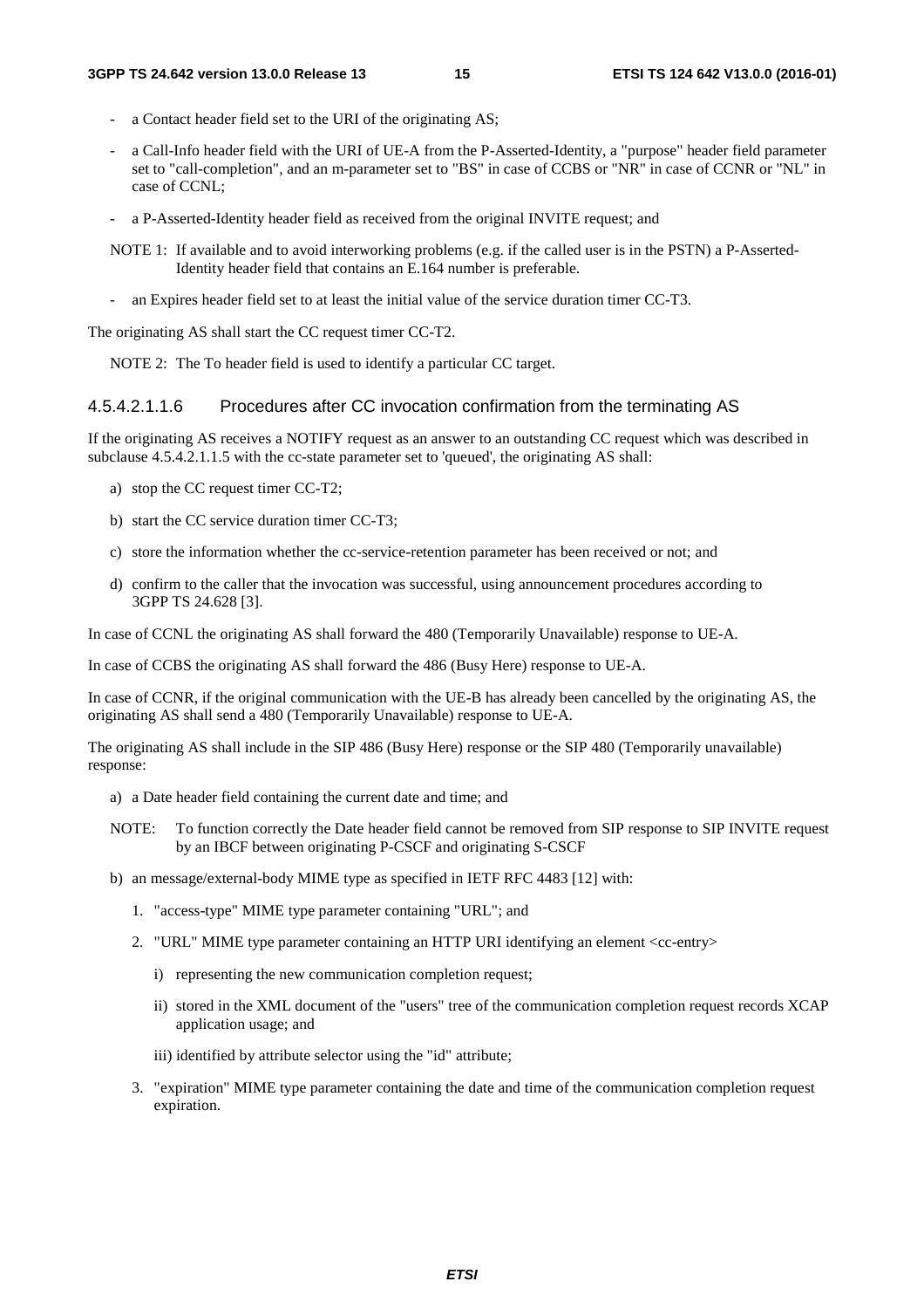- a Contact header field set to the URI of the originating AS;
- a Call-Info header field with the URI of UE-A from the P-Asserted-Identity, a "purpose" header field parameter set to "call-completion", and an m-parameter set to "BS" in case of CCBS or "NR" in case of CCNR or "NL" in case of CCNL;
- a P-Asserted-Identity header field as received from the original INVITE request; and

NOTE 1: If available and to avoid interworking problems (e.g. if the called user is in the PSTN) a P-Asserted-Identity header field that contains an E.164 number is preferable.

- an Expires header field set to at least the initial value of the service duration timer CC-T3.

The originating AS shall start the CC request timer CC-T2.

NOTE 2: The To header field is used to identify a particular CC target.

#### 4.5.4.2.1.1.6 Procedures after CC invocation confirmation from the terminating AS

If the originating AS receives a NOTIFY request as an answer to an outstanding CC request which was described in subclause 4.5.4.2.1.1.5 with the cc-state parameter set to 'queued', the originating AS shall:

a) stop the CC request timer CC-T2;
b) start the CC service duration timer CC-T3;
c) store the information whether the cc-service-retention parameter has been received or not; and
d) confirm to the caller that the invocation was successful, using announcement procedures according to 3GPP TS 24.628 [3].

In case of CCNL the originating AS shall forward the 480 (Temporarily Unavailable) response to UE-A.

In case of CCBS the originating AS shall forward the 486 (Busy Here) response to UE-A.

In case of CCNR, if the original communication with the UE-B has already been cancelled by the originating AS, the originating AS shall send a 480 (Temporarily Unavailable) response to UE-A.

The originating AS shall include in the SIP 486 (Busy Here) response or the SIP 480 (Temporarily unavailable) response:

a) a Date header field containing the current date and time; and

NOTE: To function correctly the Date header field cannot be removed from SIP response to SIP INVITE request by an IBCF between originating P-CSCF and originating S-CSCF

b) an message/external-body MIME type as specified in IETF RFC 4483 [12] with:
   1. "access-type" MIME type parameter containing "URL"; and
   2. "URL" MIME type parameter containing an HTTP URI identifying an element <cc-entry>
      i) representing the new communication completion request;
      ii) stored in the XML document of the "users" tree of the communication completion request records XCAP application usage; and
      iii) identified by attribute selector using the "id" attribute;
   3. "expiration" MIME type parameter containing the date and time of the communication completion request expiration.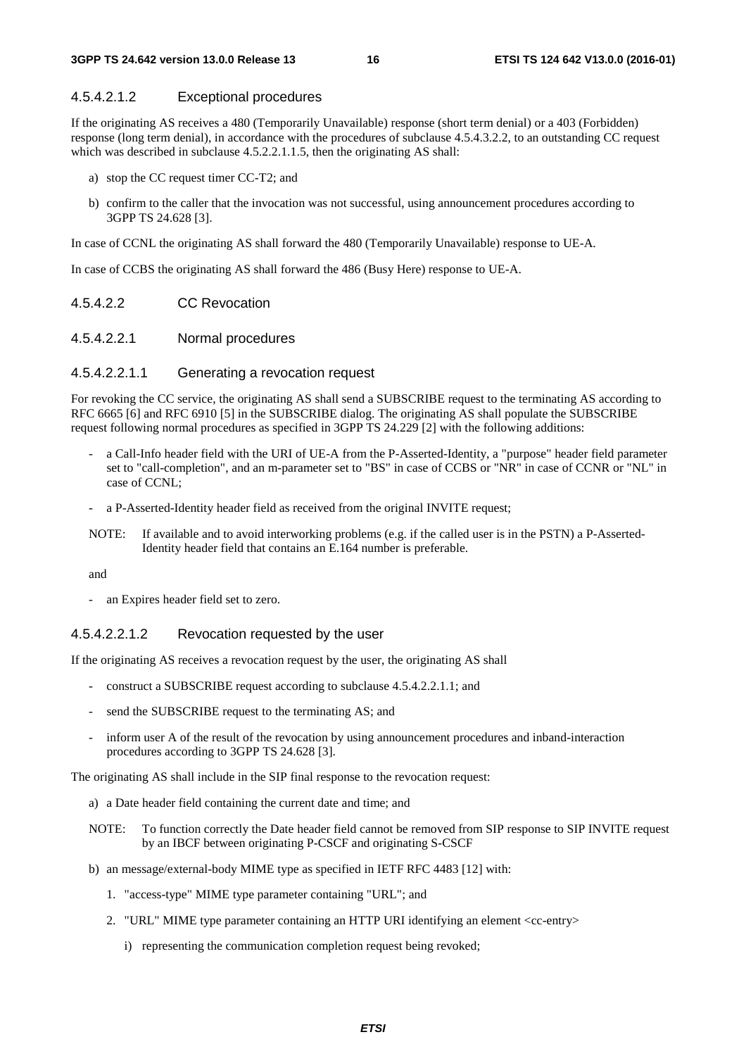#### 4.5.4.2.1.2 Exceptional procedures

If the originating AS receives a 480 (Temporarily Unavailable) response (short term denial) or a 403 (Forbidden) response (long term denial), in accordance with the procedures of subclause 4.5.4.3.2.2, to an outstanding CC request which was described in subclause 4.5.2.2.1.1.5, then the originating AS shall:

a) stop the CC request timer CC-T2; and

b) confirm to the caller that the invocation was not successful, using announcement procedures according to 3GPP TS 24.628 [3].

In case of CCNL the originating AS shall forward the 480 (Temporarily Unavailable) response to UE-A.

In case of CCBS the originating AS shall forward the 486 (Busy Here) response to UE-A.

### 4.5.4.2.2 CC Revocation

#### 4.5.4.2.2.1 Normal procedures

##### 4.5.4.2.2.1.1 Generating a revocation request

For revoking the CC service, the originating AS shall send a SUBSCRIBE request to the terminating AS according to RFC 6665 [6] and RFC 6910 [5] in the SUBSCRIBE dialog. The originating AS shall populate the SUBSCRIBE request following normal procedures as specified in 3GPP TS 24.229 [2] with the following additions:

- a Call-Info header field with the URI of UE-A from the P-Asserted-Identity, a "purpose" header field parameter set to "call-completion", and an m-parameter set to "BS" in case of CCBS or "NR" in case of CCNR or "NL" in case of CCNL;
- a P-Asserted-Identity header field as received from the original INVITE request;

NOTE: If available and to avoid interworking problems (e.g. if the called user is in the PSTN) a P-Asserted-Identity header field that contains an E.164 number is preferable.

and

- an Expires header field set to zero.

##### 4.5.4.2.2.1.2 Revocation requested by the user

If the originating AS receives a revocation request by the user, the originating AS shall

- construct a SUBSCRIBE request according to subclause 4.5.4.2.2.1.1; and
- send the SUBSCRIBE request to the terminating AS; and
- inform user A of the result of the revocation by using announcement procedures and inband-interaction procedures according to 3GPP TS 24.628 [3].

The originating AS shall include in the SIP final response to the revocation request:

a) a Date header field containing the current date and time; and

NOTE: To function correctly the Date header field cannot be removed from SIP response to SIP INVITE request by an IBCF between originating P-CSCF and originating S-CSCF

b) an message/external-body MIME type as specified in IETF RFC 4483 [12] with:

1. "access-type" MIME type parameter containing "URL"; and
2. "URL" MIME type parameter containing an HTTP URI identifying an element <cc-entry>
   i) representing the communication completion request being revoked;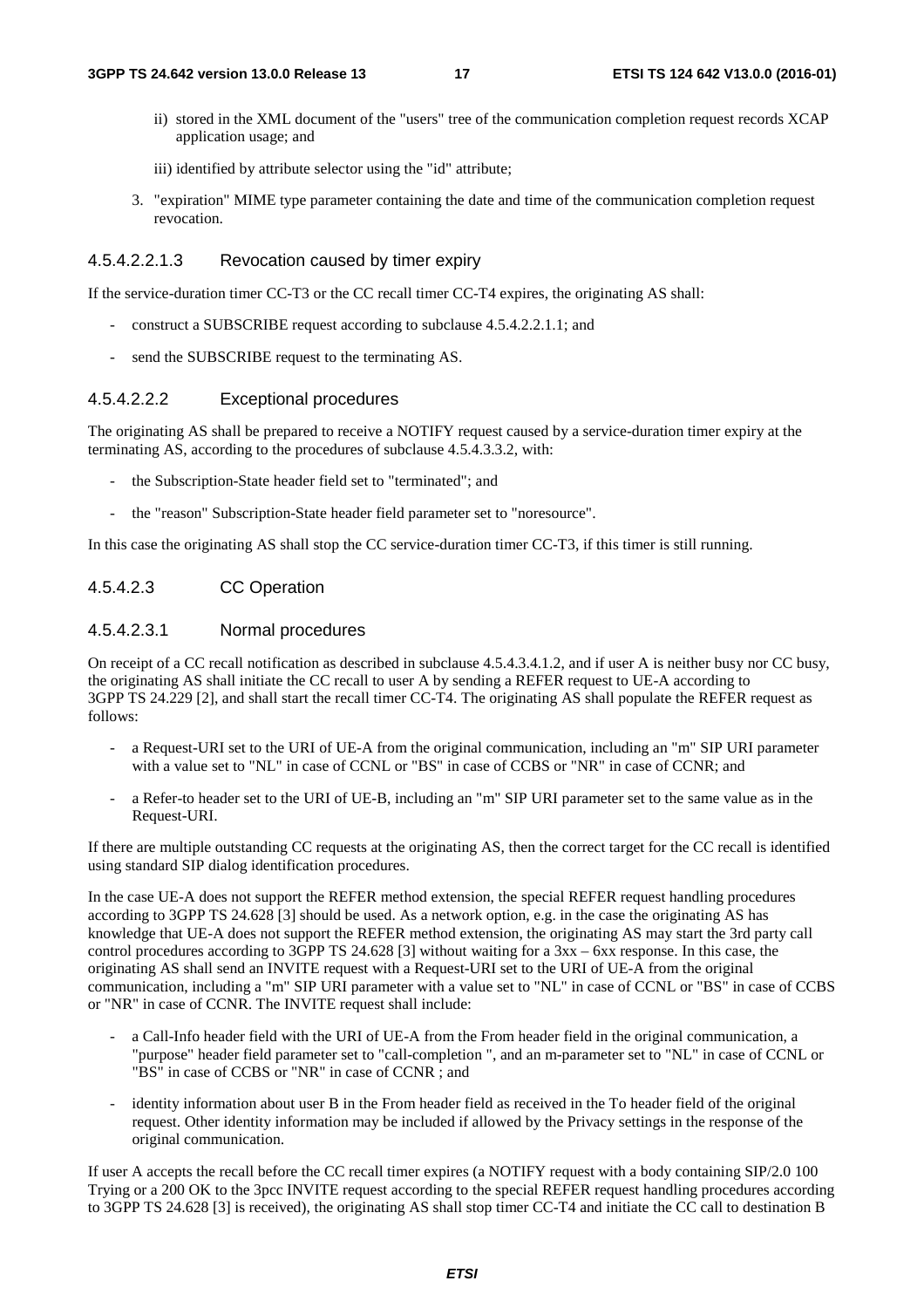ii) stored in the XML document of the "users" tree of the communication completion request records XCAP application usage; and

iii) identified by attribute selector using the "id" attribute;

3. "expiration" MIME type parameter containing the date and time of the communication completion request revocation.

#### 4.5.4.2.2.1.3 Revocation caused by timer expiry

If the service-duration timer CC-T3 or the CC recall timer CC-T4 expires, the originating AS shall:

- construct a SUBSCRIBE request according to subclause 4.5.4.2.2.1.1; and
- send the SUBSCRIBE request to the terminating AS.

#### 4.5.4.2.2.2 Exceptional procedures

The originating AS shall be prepared to receive a NOTIFY request caused by a service-duration timer expiry at the terminating AS, according to the procedures of subclause 4.5.4.3.3.2, with:

- the Subscription-State header field set to "terminated"; and
- the "reason" Subscription-State header field parameter set to "noresource".

In this case the originating AS shall stop the CC service-duration timer CC-T3, if this timer is still running.

### 4.5.4.2.3 CC Operation

#### 4.5.4.2.3.1 Normal procedures

On receipt of a CC recall notification as described in subclause 4.5.4.3.4.1.2, and if user A is neither busy nor CC busy, the originating AS shall initiate the CC recall to user A by sending a REFER request to UE-A according to 3GPP TS 24.229 [2], and shall start the recall timer CC-T4. The originating AS shall populate the REFER request as follows:

- a Request-URI set to the URI of UE-A from the original communication, including an "m" SIP URI parameter with a value set to "NL" in case of CCNL or "BS" in case of CCBS or "NR" in case of CCNR; and
- a Refer-to header set to the URI of UE-B, including an "m" SIP URI parameter set to the same value as in the Request-URI.

If there are multiple outstanding CC requests at the originating AS, then the correct target for the CC recall is identified using standard SIP dialog identification procedures.

In the case UE-A does not support the REFER method extension, the special REFER request handling procedures according to 3GPP TS 24.628 [3] should be used. As a network option, e.g. in the case the originating AS has knowledge that UE-A does not support the REFER method extension, the originating AS may start the 3rd party call control procedures according to 3GPP TS 24.628 [3] without waiting for a 3xx – 6xx response. In this case, the originating AS shall send an INVITE request with a Request-URI set to the URI of UE-A from the original communication, including a "m" SIP URI parameter with a value set to "NL" in case of CCNL or "BS" in case of CCBS or "NR" in case of CCNR. The INVITE request shall include:

- a Call-Info header field with the URI of UE-A from the From header field in the original communication, a "purpose" header field parameter set to "call-completion ", and an m-parameter set to "NL" in case of CCNL or "BS" in case of CCBS or "NR" in case of CCNR ; and
- identity information about user B in the From header field as received in the To header field of the original request. Other identity information may be included if allowed by the Privacy settings in the response of the original communication.

If user A accepts the recall before the CC recall timer expires (a NOTIFY request with a body containing SIP/2.0 100 Trying or a 200 OK to the 3pcc INVITE request according to the special REFER request handling procedures according to 3GPP TS 24.628 [3] is received), the originating AS shall stop timer CC-T4 and initiate the CC call to destination B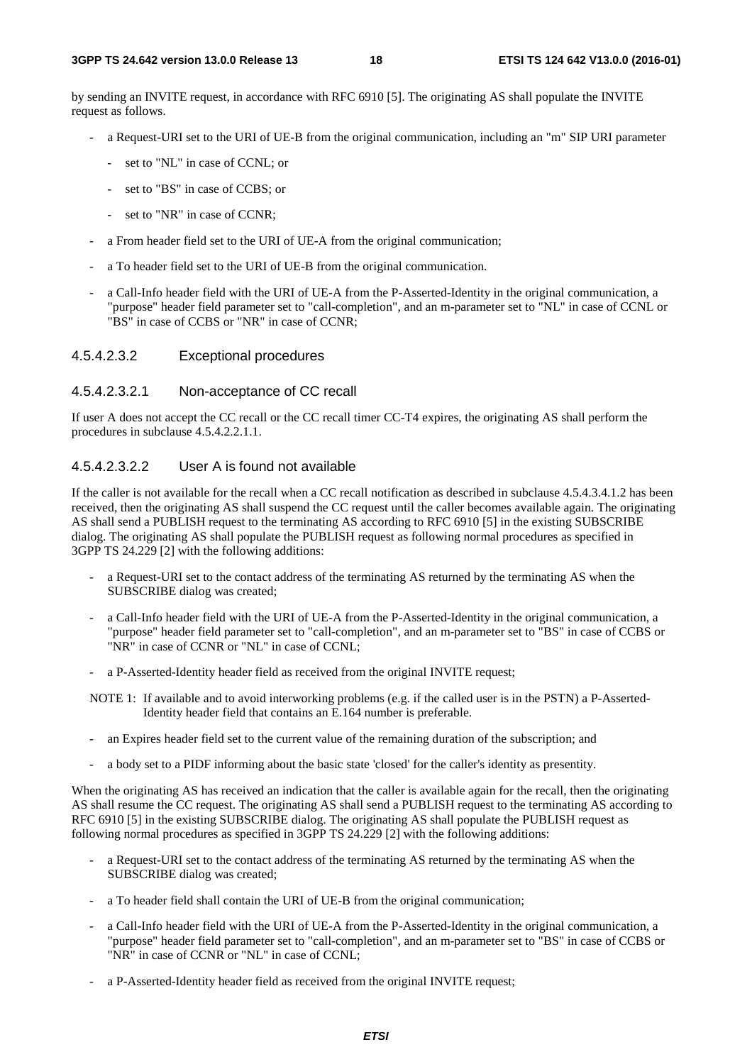by sending an INVITE request, in accordance with RFC 6910 [5]. The originating AS shall populate the INVITE request as follows.

- a Request-URI set to the URI of UE-B from the original communication, including an "m" SIP URI parameter
  - set to "NL" in case of CCNL; or
  - set to "BS" in case of CCBS; or
  - set to "NR" in case of CCNR;
- a From header field set to the URI of UE-A from the original communication;
- a To header field set to the URI of UE-B from the original communication.
- a Call-Info header field with the URI of UE-A from the P-Asserted-Identity in the original communication, a "purpose" header field parameter set to "call-completion", and an m-parameter set to "NL" in case of CCNL or "BS" in case of CCBS or "NR" in case of CCNR;

##### 4.5.4.2.3.2 Exceptional procedures

###### 4.5.4.2.3.2.1 Non-acceptance of CC recall

If user A does not accept the CC recall or the CC recall timer CC-T4 expires, the originating AS shall perform the procedures in subclause 4.5.4.2.2.1.1.

###### 4.5.4.2.3.2.2 User A is found not available

If the caller is not available for the recall when a CC recall notification as described in subclause 4.5.4.3.4.1.2 has been received, then the originating AS shall suspend the CC request until the caller becomes available again. The originating AS shall send a PUBLISH request to the terminating AS according to RFC 6910 [5] in the existing SUBSCRIBE dialog. The originating AS shall populate the PUBLISH request as following normal procedures as specified in 3GPP TS 24.229 [2] with the following additions:

- a Request-URI set to the contact address of the terminating AS returned by the terminating AS when the SUBSCRIBE dialog was created;
- a Call-Info header field with the URI of UE-A from the P-Asserted-Identity in the original communication, a "purpose" header field parameter set to "call-completion", and an m-parameter set to "BS" in case of CCBS or "NR" in case of CCNR or "NL" in case of CCNL;
- a P-Asserted-Identity header field as received from the original INVITE request;

NOTE 1: If available and to avoid interworking problems (e.g. if the called user is in the PSTN) a P-Asserted-Identity header field that contains an E.164 number is preferable.

- an Expires header field set to the current value of the remaining duration of the subscription; and
- a body set to a PIDF informing about the basic state 'closed' for the caller's identity as presentity.

When the originating AS has received an indication that the caller is available again for the recall, then the originating AS shall resume the CC request. The originating AS shall send a PUBLISH request to the terminating AS according to RFC 6910 [5] in the existing SUBSCRIBE dialog. The originating AS shall populate the PUBLISH request as following normal procedures as specified in 3GPP TS 24.229 [2] with the following additions:

- a Request-URI set to the contact address of the terminating AS returned by the terminating AS when the SUBSCRIBE dialog was created;
- a To header field shall contain the URI of UE-B from the original communication;
- a Call-Info header field with the URI of UE-A from the P-Asserted-Identity in the original communication, a "purpose" header field parameter set to "call-completion", and an m-parameter set to "BS" in case of CCBS or "NR" in case of CCNR or "NL" in case of CCNL;
- a P-Asserted-Identity header field as received from the original INVITE request;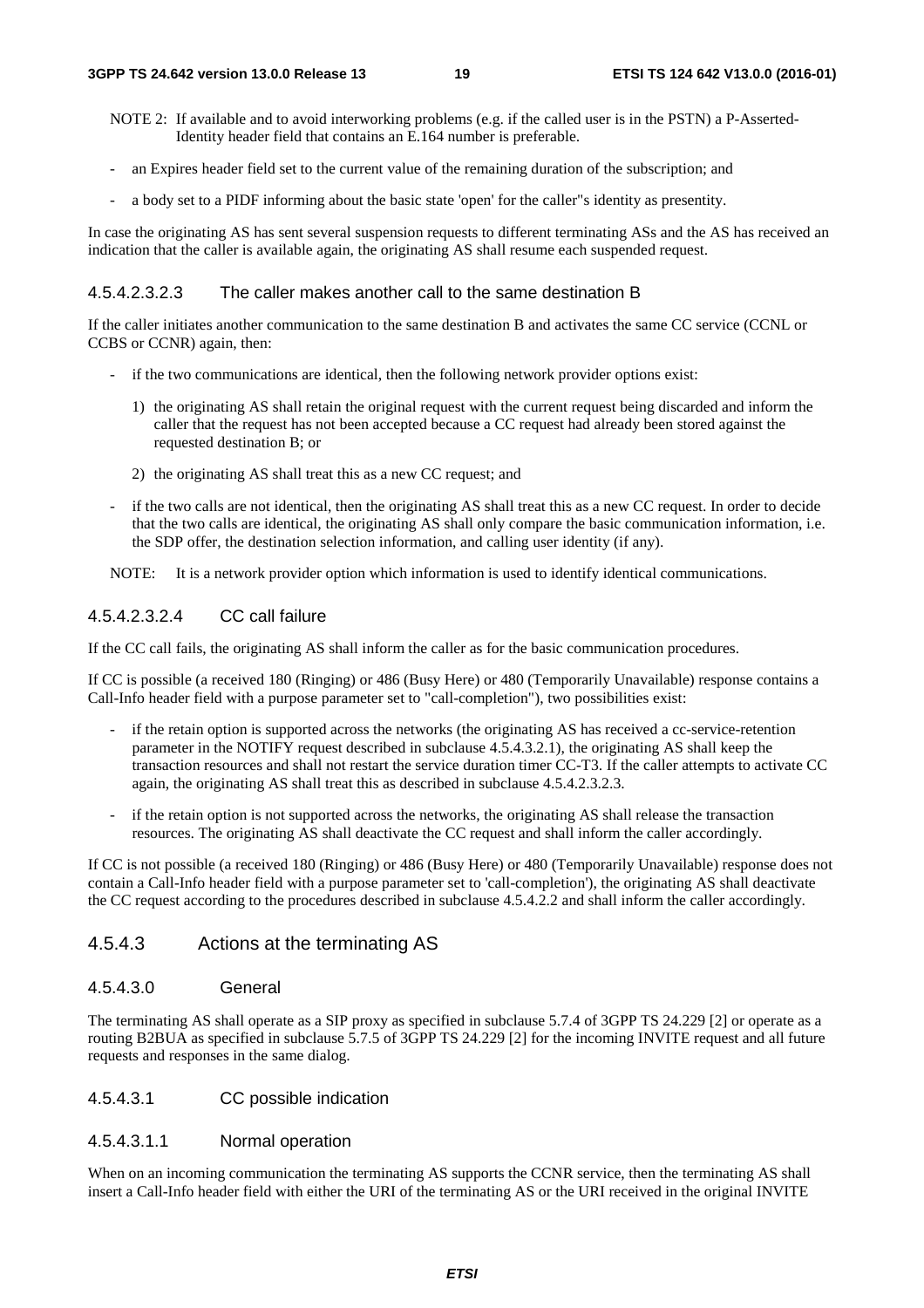NOTE 2: If available and to avoid interworking problems (e.g. if the called user is in the PSTN) a P-Asserted-Identity header field that contains an E.164 number is preferable.

- an Expires header field set to the current value of the remaining duration of the subscription; and
- a body set to a PIDF informing about the basic state 'open' for the caller"s identity as presentity.

In case the originating AS has sent several suspension requests to different terminating ASs and the AS has received an indication that the caller is available again, the originating AS shall resume each suspended request.

##### 4.5.4.2.3.2.3 The caller makes another call to the same destination B

If the caller initiates another communication to the same destination B and activates the same CC service (CCNL or CCBS or CCNR) again, then:

- if the two communications are identical, then the following network provider options exist:
  1) the originating AS shall retain the original request with the current request being discarded and inform the caller that the request has not been accepted because a CC request had already been stored against the requested destination B; or
  2) the originating AS shall treat this as a new CC request; and
- if the two calls are not identical, then the originating AS shall treat this as a new CC request. In order to decide that the two calls are identical, the originating AS shall only compare the basic communication information, i.e. the SDP offer, the destination selection information, and calling user identity (if any).

NOTE: It is a network provider option which information is used to identify identical communications.

##### 4.5.4.2.3.2.4 CC call failure

If the CC call fails, the originating AS shall inform the caller as for the basic communication procedures.

If CC is possible (a received 180 (Ringing) or 486 (Busy Here) or 480 (Temporarily Unavailable) response contains a Call-Info header field with a purpose parameter set to "call-completion"), two possibilities exist:

- if the retain option is supported across the networks (the originating AS has received a cc-service-retention parameter in the NOTIFY request described in subclause 4.5.4.3.2.1), the originating AS shall keep the transaction resources and shall not restart the service duration timer CC-T3. If the caller attempts to activate CC again, the originating AS shall treat this as described in subclause 4.5.4.2.3.2.3.
- if the retain option is not supported across the networks, the originating AS shall release the transaction resources. The originating AS shall deactivate the CC request and shall inform the caller accordingly.

If CC is not possible (a received 180 (Ringing) or 486 (Busy Here) or 480 (Temporarily Unavailable) response does not contain a Call-Info header field with a purpose parameter set to 'call-completion'), the originating AS shall deactivate the CC request according to the procedures described in subclause 4.5.4.2.2 and shall inform the caller accordingly.

### 4.5.4.3 Actions at the terminating AS

#### 4.5.4.3.0 General

The terminating AS shall operate as a SIP proxy as specified in subclause 5.7.4 of 3GPP TS 24.229 [2] or operate as a routing B2BUA as specified in subclause 5.7.5 of 3GPP TS 24.229 [2] for the incoming INVITE request and all future requests and responses in the same dialog.

#### 4.5.4.3.1 CC possible indication

##### 4.5.4.3.1.1 Normal operation

When on an incoming communication the terminating AS supports the CCNR service, then the terminating AS shall insert a Call-Info header field with either the URI of the terminating AS or the URI received in the original INVITE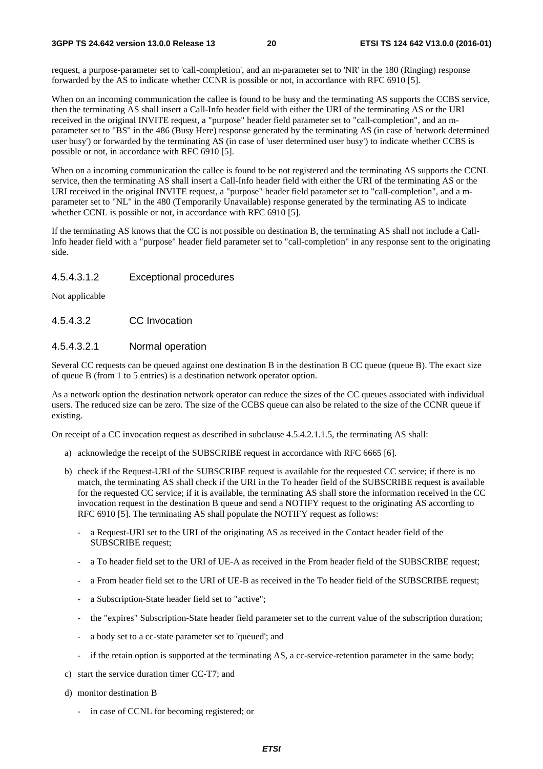request, a purpose-parameter set to 'call-completion', and an m-parameter set to 'NR' in the 180 (Ringing) response forwarded by the AS to indicate whether CCNR is possible or not, in accordance with RFC 6910 [5].

When on an incoming communication the callee is found to be busy and the terminating AS supports the CCBS service, then the terminating AS shall insert a Call-Info header field with either the URI of the terminating AS or the URI received in the original INVITE request, a "purpose" header field parameter set to "call-completion", and an m-parameter set to "BS" in the 486 (Busy Here) response generated by the terminating AS (in case of 'network determined user busy') or forwarded by the terminating AS (in case of 'user determined user busy') to indicate whether CCBS is possible or not, in accordance with RFC 6910 [5].

When on a incoming communication the callee is found to be not registered and the terminating AS supports the CCNL service, then the terminating AS shall insert a Call-Info header field with either the URI of the terminating AS or the URI received in the original INVITE request, a "purpose" header field parameter set to "call-completion", and a m-parameter set to "NL" in the 480 (Temporarily Unavailable) response generated by the terminating AS to indicate whether CCNL is possible or not, in accordance with RFC 6910 [5].

If the terminating AS knows that the CC is not possible on destination B, the terminating AS shall not include a Call-Info header field with a "purpose" header field parameter set to "call-completion" in any response sent to the originating side.

##### 4.5.4.3.1.2 Exceptional procedures

Not applicable

#### 4.5.4.3.2 CC Invocation

##### 4.5.4.3.2.1 Normal operation

Several CC requests can be queued against one destination B in the destination B CC queue (queue B). The exact size of queue B (from 1 to 5 entries) is a destination network operator option.

As a network option the destination network operator can reduce the sizes of the CC queues associated with individual users. The reduced size can be zero. The size of the CCBS queue can also be related to the size of the CCNR queue if existing.

On receipt of a CC invocation request as described in subclause 4.5.4.2.1.1.5, the terminating AS shall:

a) acknowledge the receipt of the SUBSCRIBE request in accordance with RFC 6665 [6].

b) check if the Request-URI of the SUBSCRIBE request is available for the requested CC service; if there is no match, the terminating AS shall check if the URI in the To header field of the SUBSCRIBE request is available for the requested CC service; if it is available, the terminating AS shall store the information received in the CC invocation request in the destination B queue and send a NOTIFY request to the originating AS according to RFC 6910 [5]. The terminating AS shall populate the NOTIFY request as follows:

   - a Request-URI set to the URI of the originating AS as received in the Contact header field of the SUBSCRIBE request;
   - a To header field set to the URI of UE-A as received in the From header field of the SUBSCRIBE request;
   - a From header field set to the URI of UE-B as received in the To header field of the SUBSCRIBE request;
   - a Subscription-State header field set to "active";
   - the "expires" Subscription-State header field parameter set to the current value of the subscription duration;
   - a body set to a cc-state parameter set to 'queued'; and
   - if the retain option is supported at the terminating AS, a cc-service-retention parameter in the same body;

c) start the service duration timer CC-T7; and

d) monitor destination B

   - in case of CCNL for becoming registered; or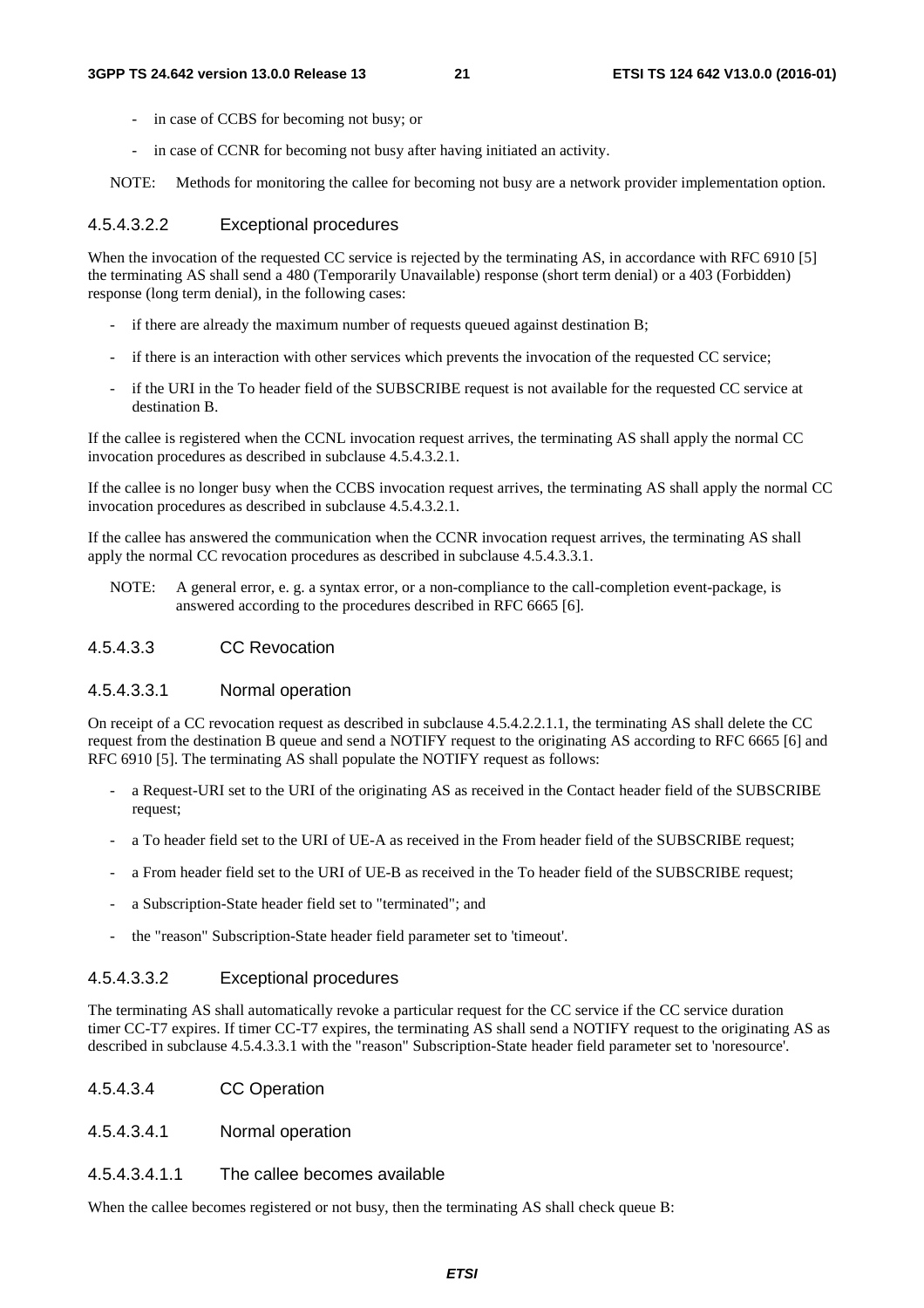- in case of CCBS for becoming not busy; or
- in case of CCNR for becoming not busy after having initiated an activity.

NOTE: Methods for monitoring the callee for becoming not busy are a network provider implementation option.

#### 4.5.4.3.2.2 Exceptional procedures

When the invocation of the requested CC service is rejected by the terminating AS, in accordance with RFC 6910 [5] the terminating AS shall send a 480 (Temporarily Unavailable) response (short term denial) or a 403 (Forbidden) response (long term denial), in the following cases:

- if there are already the maximum number of requests queued against destination B;
- if there is an interaction with other services which prevents the invocation of the requested CC service;
- if the URI in the To header field of the SUBSCRIBE request is not available for the requested CC service at destination B.

If the callee is registered when the CCNL invocation request arrives, the terminating AS shall apply the normal CC invocation procedures as described in subclause 4.5.4.3.2.1.

If the callee is no longer busy when the CCBS invocation request arrives, the terminating AS shall apply the normal CC invocation procedures as described in subclause 4.5.4.3.2.1.

If the callee has answered the communication when the CCNR invocation request arrives, the terminating AS shall apply the normal CC revocation procedures as described in subclause 4.5.4.3.3.1.

NOTE: A general error, e. g. a syntax error, or a non-compliance to the call-completion event-package, is answered according to the procedures described in RFC 6665 [6].

#### 4.5.4.3.3 CC Revocation

#### 4.5.4.3.3.1 Normal operation

On receipt of a CC revocation request as described in subclause 4.5.4.2.2.1.1, the terminating AS shall delete the CC request from the destination B queue and send a NOTIFY request to the originating AS according to RFC 6665 [6] and RFC 6910 [5]. The terminating AS shall populate the NOTIFY request as follows:

- a Request-URI set to the URI of the originating AS as received in the Contact header field of the SUBSCRIBE request;
- a To header field set to the URI of UE-A as received in the From header field of the SUBSCRIBE request;
- a From header field set to the URI of UE-B as received in the To header field of the SUBSCRIBE request;
- a Subscription-State header field set to "terminated"; and
- the "reason" Subscription-State header field parameter set to 'timeout'.

#### 4.5.4.3.3.2 Exceptional procedures

The terminating AS shall automatically revoke a particular request for the CC service if the CC service duration timer CC-T7 expires. If timer CC-T7 expires, the terminating AS shall send a NOTIFY request to the originating AS as described in subclause 4.5.4.3.3.1 with the "reason" Subscription-State header field parameter set to 'noresource'.

#### 4.5.4.3.4 CC Operation

#### 4.5.4.3.4.1 Normal operation

#### 4.5.4.3.4.1.1 The callee becomes available

When the callee becomes registered or not busy, then the terminating AS shall check queue B: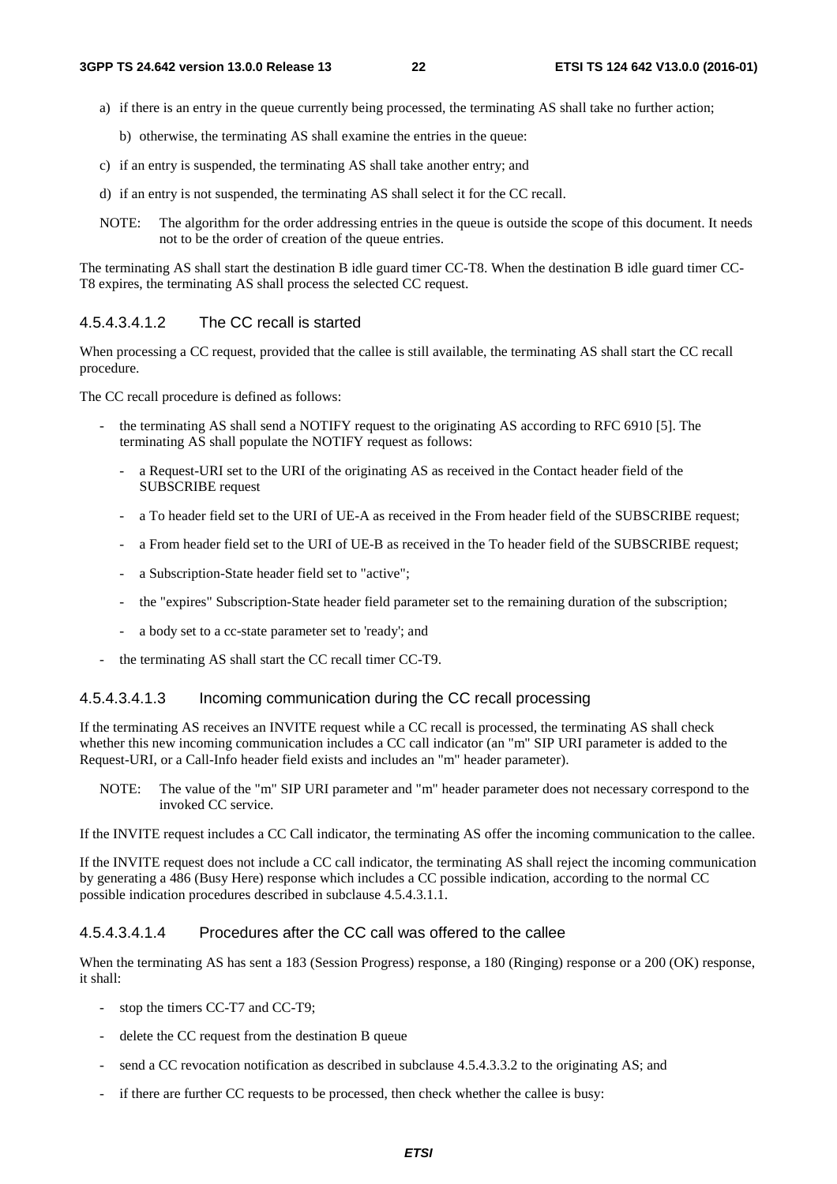a) if there is an entry in the queue currently being processed, the terminating AS shall take no further action;

b) otherwise, the terminating AS shall examine the entries in the queue:

c) if an entry is suspended, the terminating AS shall take another entry; and

d) if an entry is not suspended, the terminating AS shall select it for the CC recall.

NOTE: The algorithm for the order addressing entries in the queue is outside the scope of this document. It needs not to be the order of creation of the queue entries.

The terminating AS shall start the destination B idle guard timer CC-T8. When the destination B idle guard timer CC-T8 expires, the terminating AS shall process the selected CC request.

#### 4.5.4.3.4.1.2 The CC recall is started

When processing a CC request, provided that the callee is still available, the terminating AS shall start the CC recall procedure.

The CC recall procedure is defined as follows:

- the terminating AS shall send a NOTIFY request to the originating AS according to RFC 6910 [5]. The terminating AS shall populate the NOTIFY request as follows:
  - a Request-URI set to the URI of the originating AS as received in the Contact header field of the SUBSCRIBE request
  - a To header field set to the URI of UE-A as received in the From header field of the SUBSCRIBE request;
  - a From header field set to the URI of UE-B as received in the To header field of the SUBSCRIBE request;
  - a Subscription-State header field set to "active";
  - the "expires" Subscription-State header field parameter set to the remaining duration of the subscription;
  - a body set to a cc-state parameter set to 'ready'; and
- the terminating AS shall start the CC recall timer CC-T9.

#### 4.5.4.3.4.1.3 Incoming communication during the CC recall processing

If the terminating AS receives an INVITE request while a CC recall is processed, the terminating AS shall check whether this new incoming communication includes a CC call indicator (an "m" SIP URI parameter is added to the Request-URI, or a Call-Info header field exists and includes an "m" header parameter).

NOTE: The value of the "m" SIP URI parameter and "m" header parameter does not necessary correspond to the invoked CC service.

If the INVITE request includes a CC Call indicator, the terminating AS offer the incoming communication to the callee.

If the INVITE request does not include a CC call indicator, the terminating AS shall reject the incoming communication by generating a 486 (Busy Here) response which includes a CC possible indication, according to the normal CC possible indication procedures described in subclause 4.5.4.3.1.1.

#### 4.5.4.3.4.1.4 Procedures after the CC call was offered to the callee

When the terminating AS has sent a 183 (Session Progress) response, a 180 (Ringing) response or a 200 (OK) response, it shall:

- stop the timers CC-T7 and CC-T9;
- delete the CC request from the destination B queue
- send a CC revocation notification as described in subclause 4.5.4.3.3.2 to the originating AS; and
- if there are further CC requests to be processed, then check whether the callee is busy: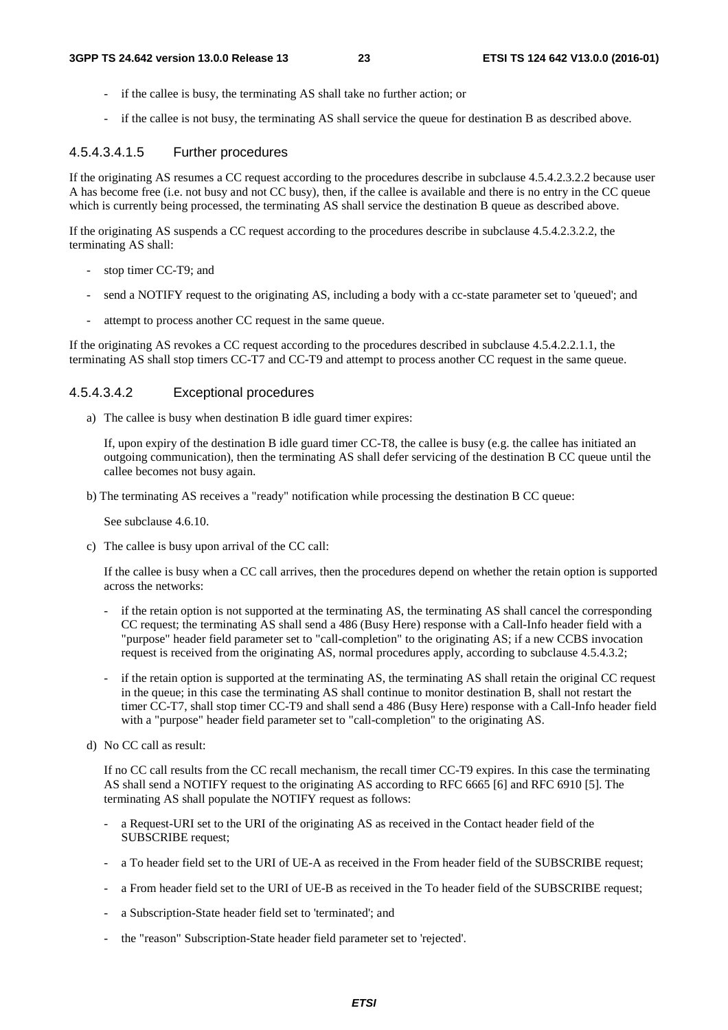- if the callee is busy, the terminating AS shall take no further action; or
- if the callee is not busy, the terminating AS shall service the queue for destination B as described above.

#### 4.5.4.3.4.1.5 Further procedures

If the originating AS resumes a CC request according to the procedures describe in subclause 4.5.4.2.3.2.2 because user A has become free (i.e. not busy and not CC busy), then, if the callee is available and there is no entry in the CC queue which is currently being processed, the terminating AS shall service the destination B queue as described above.

If the originating AS suspends a CC request according to the procedures describe in subclause 4.5.4.2.3.2.2, the terminating AS shall:

- stop timer CC-T9; and
- send a NOTIFY request to the originating AS, including a body with a cc-state parameter set to 'queued'; and
- attempt to process another CC request in the same queue.

If the originating AS revokes a CC request according to the procedures described in subclause 4.5.4.2.2.1.1, the terminating AS shall stop timers CC-T7 and CC-T9 and attempt to process another CC request in the same queue.

#### 4.5.4.3.4.2 Exceptional procedures

a) The callee is busy when destination B idle guard timer expires:

   If, upon expiry of the destination B idle guard timer CC-T8, the callee is busy (e.g. the callee has initiated an outgoing communication), then the terminating AS shall defer servicing of the destination B CC queue until the callee becomes not busy again.

b) The terminating AS receives a "ready" notification while processing the destination B CC queue:

   See subclause 4.6.10.

c) The callee is busy upon arrival of the CC call:

   If the callee is busy when a CC call arrives, then the procedures depend on whether the retain option is supported across the networks:

   - if the retain option is not supported at the terminating AS, the terminating AS shall cancel the corresponding CC request; the terminating AS shall send a 486 (Busy Here) response with a Call-Info header field with a "purpose" header field parameter set to "call-completion" to the originating AS; if a new CCBS invocation request is received from the originating AS, normal procedures apply, according to subclause 4.5.4.3.2;
   - if the retain option is supported at the terminating AS, the terminating AS shall retain the original CC request in the queue; in this case the terminating AS shall continue to monitor destination B, shall not restart the timer CC-T7, shall stop timer CC-T9 and shall send a 486 (Busy Here) response with a Call-Info header field with a "purpose" header field parameter set to "call-completion" to the originating AS.

d) No CC call as result:

   If no CC call results from the CC recall mechanism, the recall timer CC-T9 expires. In this case the terminating AS shall send a NOTIFY request to the originating AS according to RFC 6665 [6] and RFC 6910 [5]. The terminating AS shall populate the NOTIFY request as follows:

   - a Request-URI set to the URI of the originating AS as received in the Contact header field of the SUBSCRIBE request;
   - a To header field set to the URI of UE-A as received in the From header field of the SUBSCRIBE request;
   - a From header field set to the URI of UE-B as received in the To header field of the SUBSCRIBE request;
   - a Subscription-State header field set to 'terminated'; and
   - the "reason" Subscription-State header field parameter set to 'rejected'.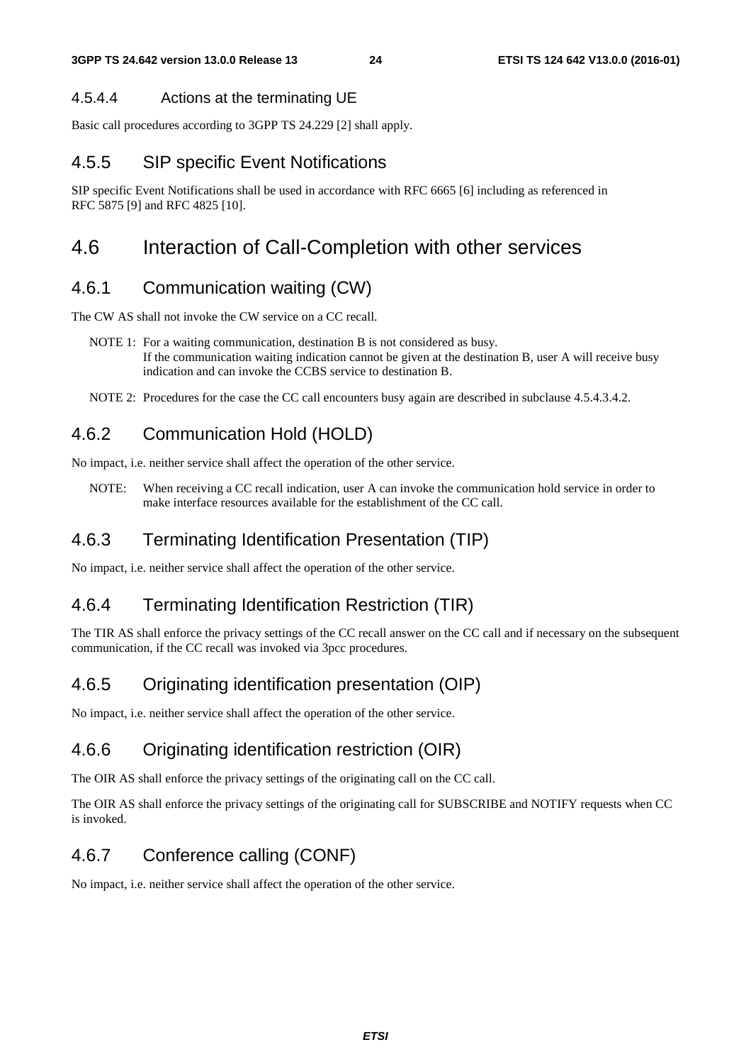#### 4.5.4.4 Actions at the terminating UE

Basic call procedures according to 3GPP TS 24.229 [2] shall apply.

### 4.5.5 SIP specific Event Notifications

SIP specific Event Notifications shall be used in accordance with RFC 6665 [6] including as referenced in RFC 5875 [9] and RFC 4825 [10].

## 4.6 Interaction of Call-Completion with other services

### 4.6.1 Communication waiting (CW)

The CW AS shall not invoke the CW service on a CC recall.

NOTE 1: For a waiting communication, destination B is not considered as busy. If the communication waiting indication cannot be given at the destination B, user A will receive busy indication and can invoke the CCBS service to destination B.

NOTE 2: Procedures for the case the CC call encounters busy again are described in subclause 4.5.4.3.4.2.

### 4.6.2 Communication Hold (HOLD)

No impact, i.e. neither service shall affect the operation of the other service.

NOTE: When receiving a CC recall indication, user A can invoke the communication hold service in order to make interface resources available for the establishment of the CC call.

### 4.6.3 Terminating Identification Presentation (TIP)

No impact, i.e. neither service shall affect the operation of the other service.

### 4.6.4 Terminating Identification Restriction (TIR)

The TIR AS shall enforce the privacy settings of the CC recall answer on the CC call and if necessary on the subsequent communication, if the CC recall was invoked via 3pcc procedures.

### 4.6.5 Originating identification presentation (OIP)

No impact, i.e. neither service shall affect the operation of the other service.

### 4.6.6 Originating identification restriction (OIR)

The OIR AS shall enforce the privacy settings of the originating call on the CC call.

The OIR AS shall enforce the privacy settings of the originating call for SUBSCRIBE and NOTIFY requests when CC is invoked.

### 4.6.7 Conference calling (CONF)

No impact, i.e. neither service shall affect the operation of the other service.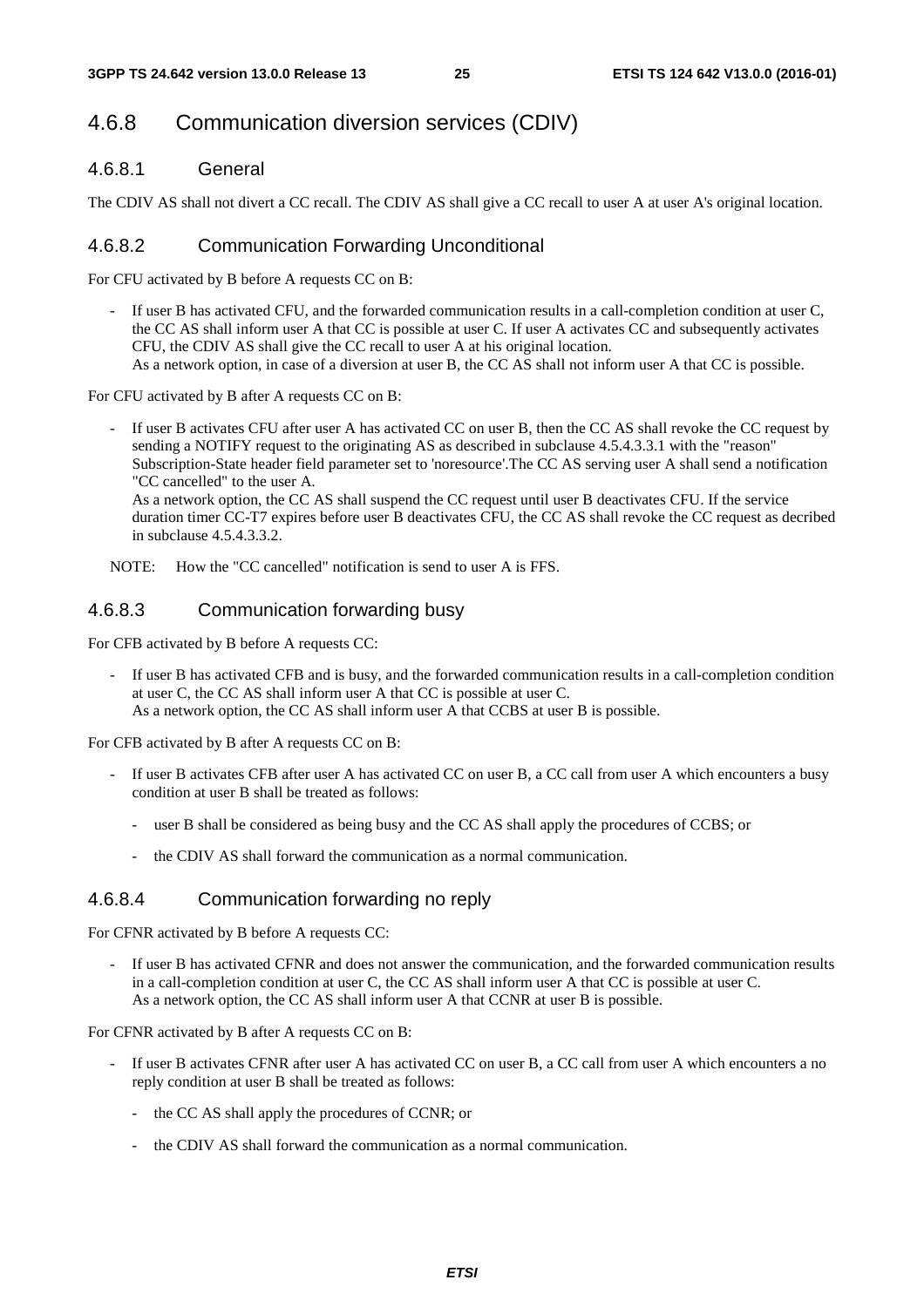## 4.6.8 Communication diversion services (CDIV)

### 4.6.8.1 General

The CDIV AS shall not divert a CC recall. The CDIV AS shall give a CC recall to user A at user A's original location.

### 4.6.8.2 Communication Forwarding Unconditional

For CFU activated by B before A requests CC on B:

- If user B has activated CFU, and the forwarded communication results in a call-completion condition at user C, the CC AS shall inform user A that CC is possible at user C. If user A activates CC and subsequently activates CFU, the CDIV AS shall give the CC recall to user A at his original location.
  As a network option, in case of a diversion at user B, the CC AS shall not inform user A that CC is possible.

For CFU activated by B after A requests CC on B:

- If user B activates CFU after user A has activated CC on user B, then the CC AS shall revoke the CC request by sending a NOTIFY request to the originating AS as described in subclause 4.5.4.3.3.1 with the "reason" Subscription-State header field parameter set to 'noresource'.The CC AS serving user A shall send a notification "CC cancelled" to the user A.
  As a network option, the CC AS shall suspend the CC request until user B deactivates CFU. If the service duration timer CC-T7 expires before user B deactivates CFU, the CC AS shall revoke the CC request as decribed in subclause 4.5.4.3.3.2.

NOTE: How the "CC cancelled" notification is send to user A is FFS.

### 4.6.8.3 Communication forwarding busy

For CFB activated by B before A requests CC:

- If user B has activated CFB and is busy, and the forwarded communication results in a call-completion condition at user C, the CC AS shall inform user A that CC is possible at user C.
  As a network option, the CC AS shall inform user A that CCBS at user B is possible.

For CFB activated by B after A requests CC on B:

- If user B activates CFB after user A has activated CC on user B, a CC call from user A which encounters a busy condition at user B shall be treated as follows:
  - user B shall be considered as being busy and the CC AS shall apply the procedures of CCBS; or
  - the CDIV AS shall forward the communication as a normal communication.

### 4.6.8.4 Communication forwarding no reply

For CFNR activated by B before A requests CC:

- If user B has activated CFNR and does not answer the communication, and the forwarded communication results in a call-completion condition at user C, the CC AS shall inform user A that CC is possible at user C.
  As a network option, the CC AS shall inform user A that CCNR at user B is possible.

For CFNR activated by B after A requests CC on B:

- If user B activates CFNR after user A has activated CC on user B, a CC call from user A which encounters a no reply condition at user B shall be treated as follows:
  - the CC AS shall apply the procedures of CCNR; or
  - the CDIV AS shall forward the communication as a normal communication.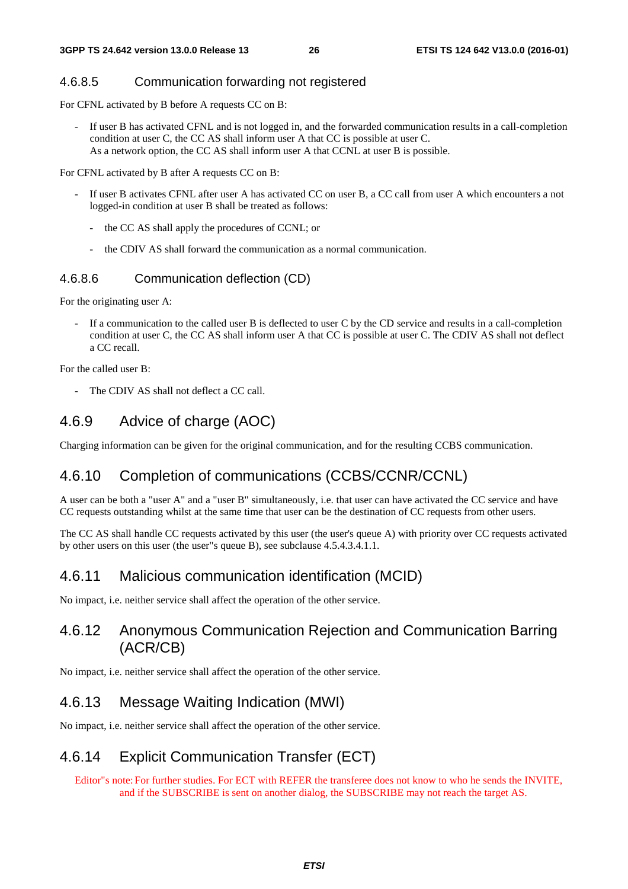#### 4.6.8.5 Communication forwarding not registered

For CFNL activated by B before A requests CC on B:

- If user B has activated CFNL and is not logged in, and the forwarded communication results in a call-completion condition at user C, the CC AS shall inform user A that CC is possible at user C.
  As a network option, the CC AS shall inform user A that CCNL at user B is possible.

For CFNL activated by B after A requests CC on B:

- If user B activates CFNL after user A has activated CC on user B, a CC call from user A which encounters a not logged-in condition at user B shall be treated as follows:
  - the CC AS shall apply the procedures of CCNL; or
  - the CDIV AS shall forward the communication as a normal communication.

#### 4.6.8.6 Communication deflection (CD)

For the originating user A:

- If a communication to the called user B is deflected to user C by the CD service and results in a call-completion condition at user C, the CC AS shall inform user A that CC is possible at user C. The CDIV AS shall not deflect a CC recall.

For the called user B:

- The CDIV AS shall not deflect a CC call.

### 4.6.9 Advice of charge (AOC)

Charging information can be given for the original communication, and for the resulting CCBS communication.

### 4.6.10 Completion of communications (CCBS/CCNR/CCNL)

A user can be both a "user A" and a "user B" simultaneously, i.e. that user can have activated the CC service and have CC requests outstanding whilst at the same time that user can be the destination of CC requests from other users.

The CC AS shall handle CC requests activated by this user (the user's queue A) with priority over CC requests activated by other users on this user (the user''s queue B), see subclause 4.5.4.3.4.1.1.

### 4.6.11 Malicious communication identification (MCID)

No impact, i.e. neither service shall affect the operation of the other service.

### 4.6.12 Anonymous Communication Rejection and Communication Barring (ACR/CB)

No impact, i.e. neither service shall affect the operation of the other service.

### 4.6.13 Message Waiting Indication (MWI)

No impact, i.e. neither service shall affect the operation of the other service.

### 4.6.14 Explicit Communication Transfer (ECT)

Editor''s note: For further studies. For ECT with REFER the transferee does not know to who he sends the INVITE, and if the SUBSCRIBE is sent on another dialog, the SUBSCRIBE may not reach the target AS.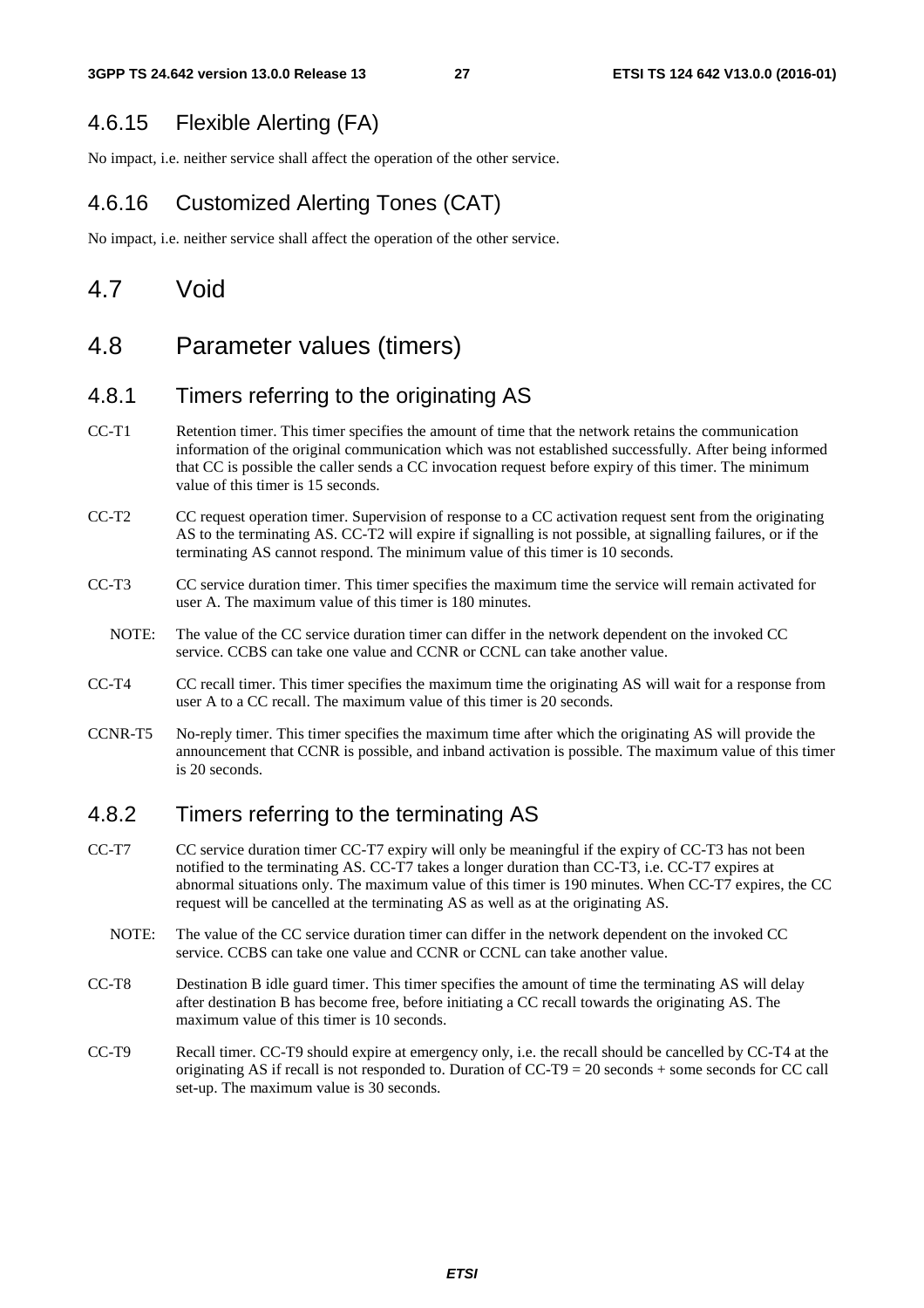### 4.6.15 Flexible Alerting (FA)

No impact, i.e. neither service shall affect the operation of the other service.

### 4.6.16 Customized Alerting Tones (CAT)

No impact, i.e. neither service shall affect the operation of the other service.

## 4.7 Void

## 4.8 Parameter values (timers)

### 4.8.1 Timers referring to the originating AS

CC-T1 Retention timer. This timer specifies the amount of time that the network retains the communication information of the original communication which was not established successfully. After being informed that CC is possible the caller sends a CC invocation request before expiry of this timer. The minimum value of this timer is 15 seconds.

CC-T2 CC request operation timer. Supervision of response to a CC activation request sent from the originating AS to the terminating AS. CC-T2 will expire if signalling is not possible, at signalling failures, or if the terminating AS cannot respond. The minimum value of this timer is 10 seconds.

CC-T3 CC service duration timer. This timer specifies the maximum time the service will remain activated for user A. The maximum value of this timer is 180 minutes.

NOTE: The value of the CC service duration timer can differ in the network dependent on the invoked CC service. CCBS can take one value and CCNR or CCNL can take another value.

CC-T4 CC recall timer. This timer specifies the maximum time the originating AS will wait for a response from user A to a CC recall. The maximum value of this timer is 20 seconds.

CCNR-T5 No-reply timer. This timer specifies the maximum time after which the originating AS will provide the announcement that CCNR is possible, and inband activation is possible. The maximum value of this timer is 20 seconds.

### 4.8.2 Timers referring to the terminating AS

CC-T7 CC service duration timer CC-T7 expiry will only be meaningful if the expiry of CC-T3 has not been notified to the terminating AS. CC-T7 takes a longer duration than CC-T3, i.e. CC-T7 expires at abnormal situations only. The maximum value of this timer is 190 minutes. When CC-T7 expires, the CC request will be cancelled at the terminating AS as well as at the originating AS.

NOTE: The value of the CC service duration timer can differ in the network dependent on the invoked CC service. CCBS can take one value and CCNR or CCNL can take another value.

CC-T8 Destination B idle guard timer. This timer specifies the amount of time the terminating AS will delay after destination B has become free, before initiating a CC recall towards the originating AS. The maximum value of this timer is 10 seconds.

CC-T9 Recall timer. CC-T9 should expire at emergency only, i.e. the recall should be cancelled by CC-T4 at the originating AS if recall is not responded to. Duration of CC-T9 = 20 seconds + some seconds for CC call set-up. The maximum value is 30 seconds.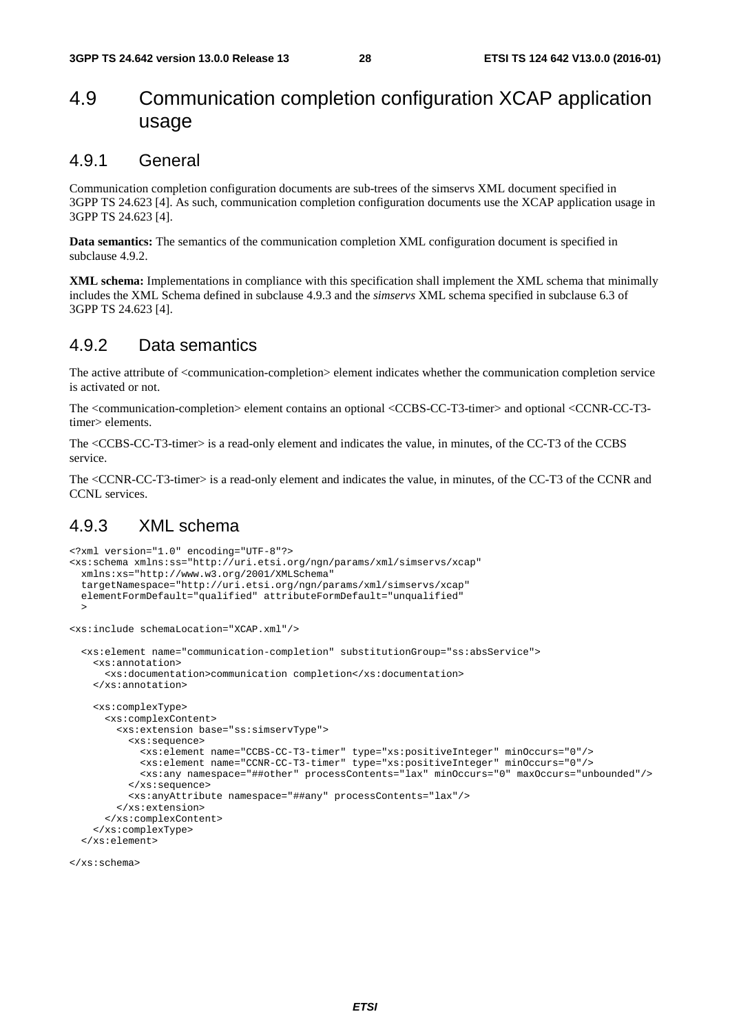## 4.9 Communication completion configuration XCAP application usage

### 4.9.1 General

Communication completion configuration documents are sub-trees of the simservs XML document specified in 3GPP TS 24.623 [4]. As such, communication completion configuration documents use the XCAP application usage in 3GPP TS 24.623 [4].

**Data semantics:** The semantics of the communication completion XML configuration document is specified in subclause 4.9.2.

**XML schema:** Implementations in compliance with this specification shall implement the XML schema that minimally includes the XML Schema defined in subclause 4.9.3 and the *simservs* XML schema specified in subclause 6.3 of 3GPP TS 24.623 [4].

### 4.9.2 Data semantics

The active attribute of <communication-completion> element indicates whether the communication completion service is activated or not.

The <communication-completion> element contains an optional <CCBS-CC-T3-timer> and optional <CCNR-CC-T3-timer> elements.

The <CCBS-CC-T3-timer> is a read-only element and indicates the value, in minutes, of the CC-T3 of the CCBS service.

The <CCNR-CC-T3-timer> is a read-only element and indicates the value, in minutes, of the CC-T3 of the CCNR and CCNL services.

### 4.9.3 XML schema

```
<?xml version="1.0" encoding="UTF-8"?>
<xs:schema xmlns:ss="http://uri.etsi.org/ngn/params/xml/simservs/xcap"
  xmlns:xs="http://www.w3.org/2001/XMLSchema"
  targetNamespace="http://uri.etsi.org/ngn/params/xml/simservs/xcap"
  elementFormDefault="qualified" attributeFormDefault="unqualified"
  >

<xs:include schemaLocation="XCAP.xml"/>

  <xs:element name="communication-completion" substitutionGroup="ss:absService">
    <xs:annotation>
      <xs:documentation>communication completion</xs:documentation>
    </xs:annotation>

    <xs:complexType>
      <xs:complexContent>
        <xs:extension base="ss:simservType">
          <xs:sequence>
            <xs:element name="CCBS-CC-T3-timer" type="xs:positiveInteger" minOccurs="0"/>
            <xs:element name="CCNR-CC-T3-timer" type="xs:positiveInteger" minOccurs="0"/>
            <xs:any namespace="##other" processContents="lax" minOccurs="0" maxOccurs="unbounded"/>
          </xs:sequence>
          <xs:anyAttribute namespace="##any" processContents="lax"/>
        </xs:extension>
      </xs:complexContent>
    </xs:complexType>
  </xs:element>

</xs:schema>
```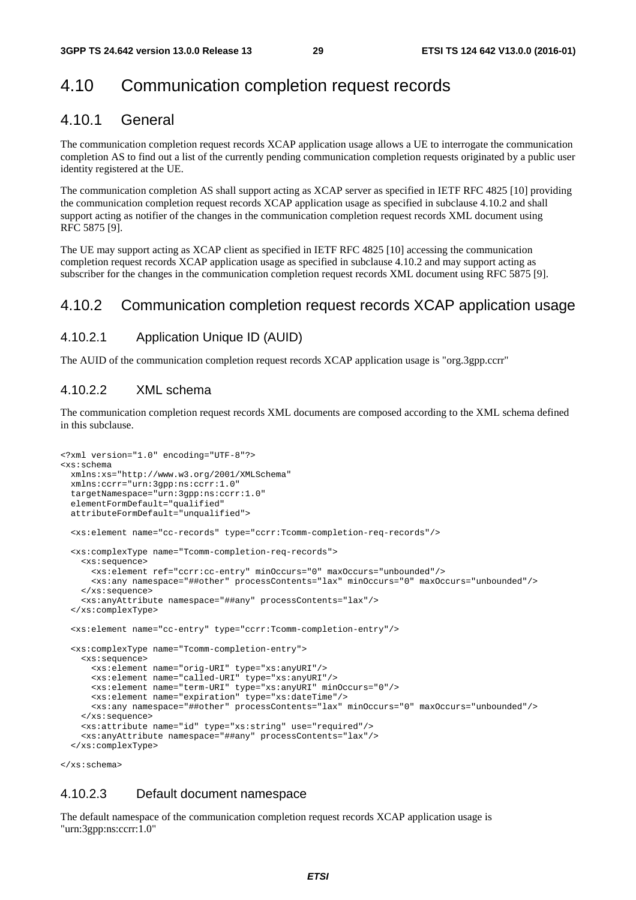# 4.10 Communication completion request records

## 4.10.1 General

The communication completion request records XCAP application usage allows a UE to interrogate the communication completion AS to find out a list of the currently pending communication completion requests originated by a public user identity registered at the UE.

The communication completion AS shall support acting as XCAP server as specified in IETF RFC 4825 [10] providing the communication completion request records XCAP application usage as specified in subclause 4.10.2 and shall support acting as notifier of the changes in the communication completion request records XML document using RFC 5875 [9].

The UE may support acting as XCAP client as specified in IETF RFC 4825 [10] accessing the communication completion request records XCAP application usage as specified in subclause 4.10.2 and may support acting as subscriber for the changes in the communication completion request records XML document using RFC 5875 [9].

## 4.10.2 Communication completion request records XCAP application usage

### 4.10.2.1 Application Unique ID (AUID)

The AUID of the communication completion request records XCAP application usage is "org.3gpp.ccrr"

### 4.10.2.2 XML schema

The communication completion request records XML documents are composed according to the XML schema defined in this subclause.

```
<?xml version="1.0" encoding="UTF-8"?>
<xs:schema
  xmlns:xs="http://www.w3.org/2001/XMLSchema"
  xmlns:ccrr="urn:3gpp:ns:ccrr:1.0"
  targetNamespace="urn:3gpp:ns:ccrr:1.0"
  elementFormDefault="qualified"
  attributeFormDefault="unqualified">

  <xs:element name="cc-records" type="ccrr:Tcomm-completion-req-records"/>

  <xs:complexType name="Tcomm-completion-req-records">
    <xs:sequence>
      <xs:element ref="ccrr:cc-entry" minOccurs="0" maxOccurs="unbounded"/>
      <xs:any namespace="##other" processContents="lax" minOccurs="0" maxOccurs="unbounded"/>
    </xs:sequence>
    <xs:anyAttribute namespace="##any" processContents="lax"/>
  </xs:complexType>

  <xs:element name="cc-entry" type="ccrr:Tcomm-completion-entry"/>

  <xs:complexType name="Tcomm-completion-entry">
    <xs:sequence>
      <xs:element name="orig-URI" type="xs:anyURI"/>
      <xs:element name="called-URI" type="xs:anyURI"/>
      <xs:element name="term-URI" type="xs:anyURI" minOccurs="0"/>
      <xs:element name="expiration" type="xs:dateTime"/>
      <xs:any namespace="##other" processContents="lax" minOccurs="0" maxOccurs="unbounded"/>
    </xs:sequence>
    <xs:attribute name="id" type="xs:string" use="required"/>
    <xs:anyAttribute namespace="##any" processContents="lax"/>
  </xs:complexType>

</xs:schema>
```

### 4.10.2.3 Default document namespace

The default namespace of the communication completion request records XCAP application usage is "urn:3gpp:ns:ccrr:1.0"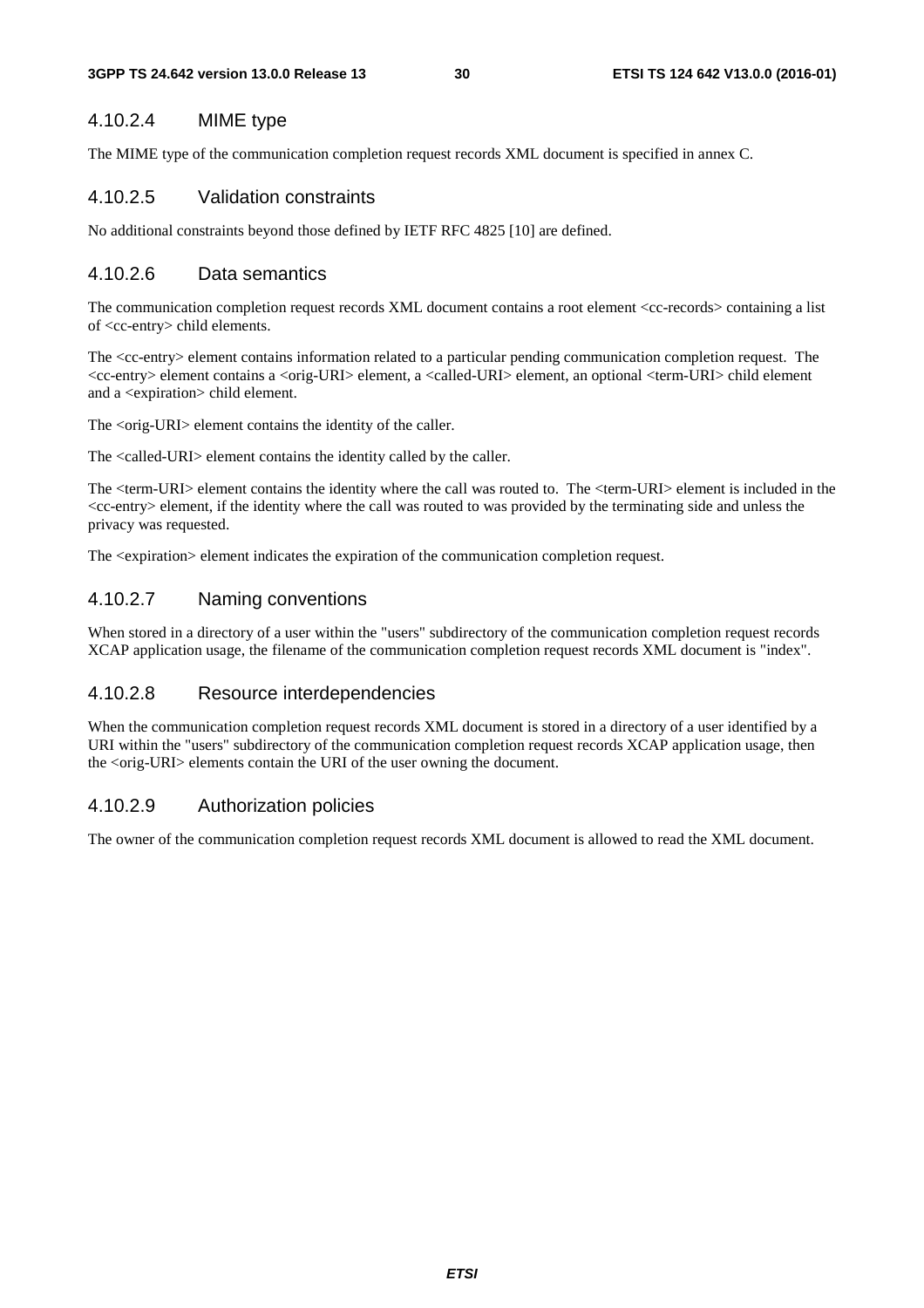#### 4.10.2.4 MIME type

The MIME type of the communication completion request records XML document is specified in annex C.

#### 4.10.2.5 Validation constraints

No additional constraints beyond those defined by IETF RFC 4825 [10] are defined.

#### 4.10.2.6 Data semantics

The communication completion request records XML document contains a root element <cc-records> containing a list of <cc-entry> child elements.

The <cc-entry> element contains information related to a particular pending communication completion request. The <cc-entry> element contains a <orig-URI> element, a <called-URI> element, an optional <term-URI> child element and a <expiration> child element.

The <orig-URI> element contains the identity of the caller.

The <called-URI> element contains the identity called by the caller.

The <term-URI> element contains the identity where the call was routed to. The <term-URI> element is included in the <cc-entry> element, if the identity where the call was routed to was provided by the terminating side and unless the privacy was requested.

The <expiration> element indicates the expiration of the communication completion request.

#### 4.10.2.7 Naming conventions

When stored in a directory of a user within the "users" subdirectory of the communication completion request records XCAP application usage, the filename of the communication completion request records XML document is "index".

#### 4.10.2.8 Resource interdependencies

When the communication completion request records XML document is stored in a directory of a user identified by a URI within the "users" subdirectory of the communication completion request records XCAP application usage, then the <orig-URI> elements contain the URI of the user owning the document.

#### 4.10.2.9 Authorization policies

The owner of the communication completion request records XML document is allowed to read the XML document.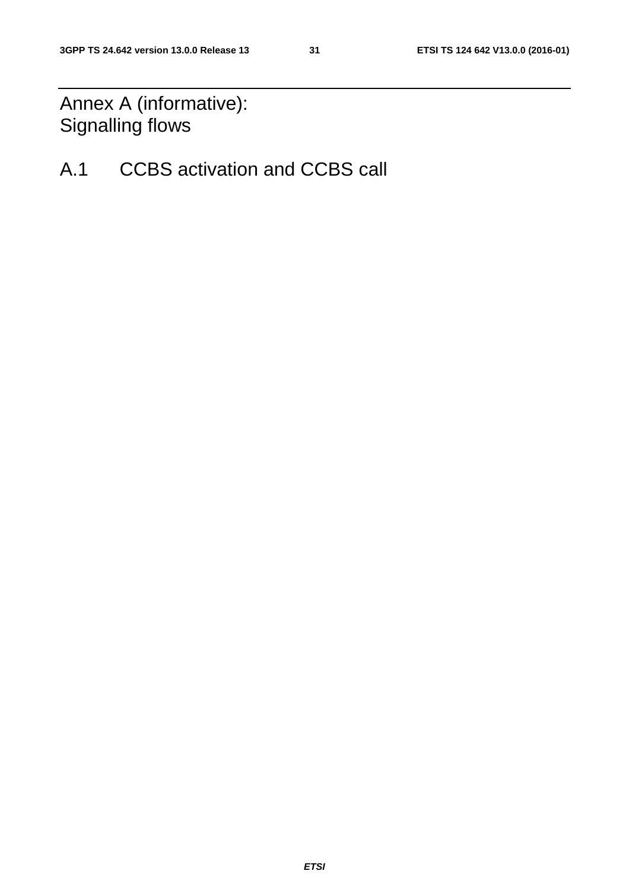# Annex A (informative): Signalling flows

## A.1 CCBS activation and CCBS call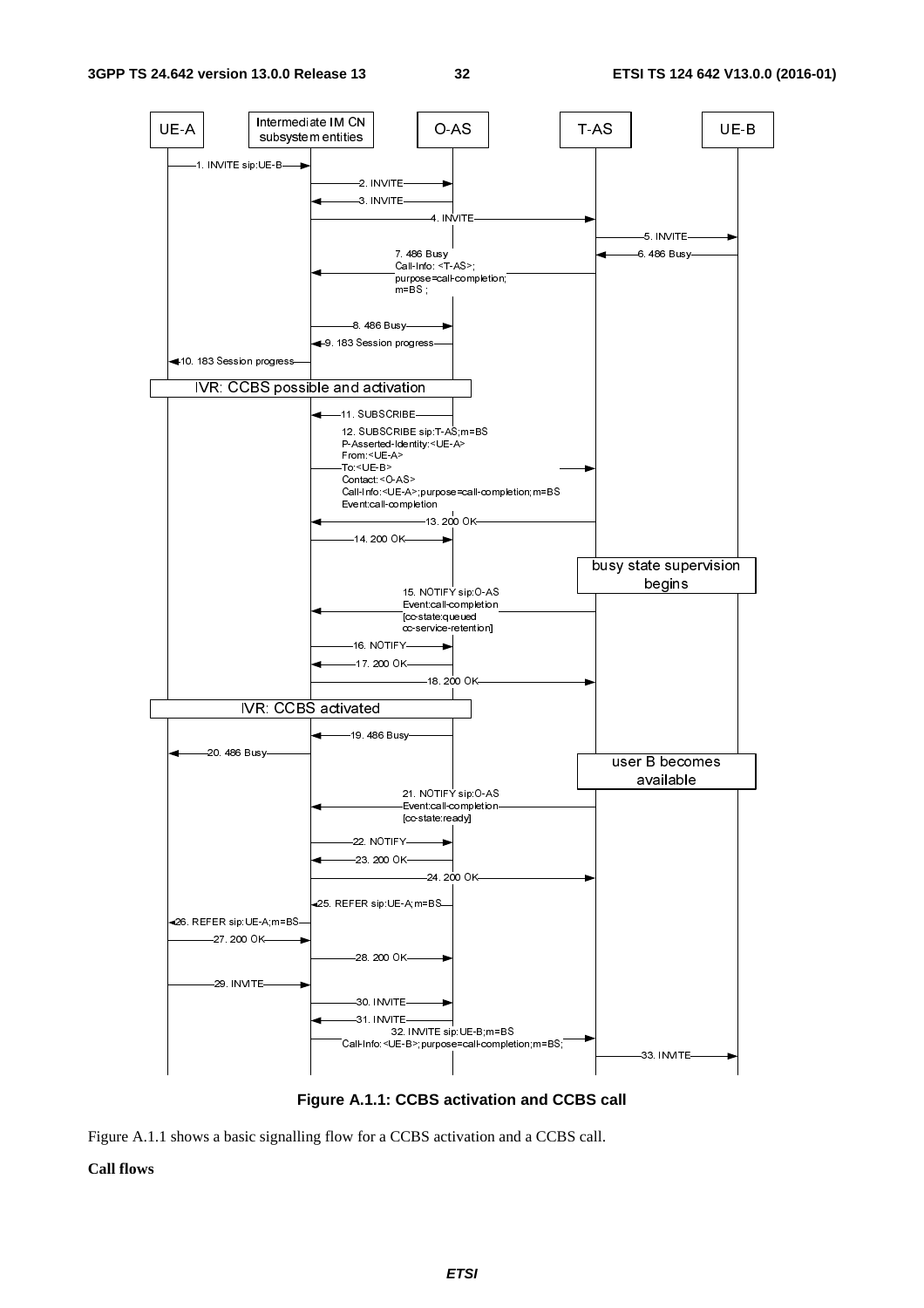```
UE-A | Intermediate IM CN subsystem entities | O-AS | T-AS | UE-B

1. INVITE sip:UE-B
2. INVITE
3. INVITE
4. INVITE
5. INVITE
6. 486 Busy
7. 486 Busy
   Call-Info: <T-AS>;
   purpose=call-completion;
   m=BS ;
8. 486 Busy
9. 183 Session progress
10. 183 Session progress

IVR: CCBS possible and activation

11. SUBSCRIBE
12. SUBSCRIBE sip:T-AS;m=BS
    P-Asserted-Identity:<UE-A>
    From:<UE-A>
    To:<UE-B>
    Contact:<O-AS>
    Call-Info:<UE-A>;purpose=call-completion;m=BS
    Event:call-completion
13. 200 OK
14. 200 OK

busy state supervision begins

15. NOTIFY sip:O-AS
    Event:call-completion
    [cc-state:queued
    cc-service-retention]
16. NOTIFY
17. 200 OK
18. 200 OK

IVR: CCBS activated

19. 486 Busy
20. 486 Busy

user B becomes available

21. NOTIFY sip:O-AS
    Event:call-completion
    [cc-state:ready]
22. NOTIFY
23. 200 OK
24. 200 OK
25. REFER sip:UE-A;m=BS
26. REFER sip:UE-A;m=BS
27. 200 OK
28. 200 OK
29. INVITE
30. INVITE
31. INVITE
32. INVITE sip:UE-B;m=BS
    Call-Info:<UE-B>;purpose=call-completion;m=BS;
33. INVITE
```

**Figure A.1.1: CCBS activation and CCBS call**

Figure A.1.1 shows a basic signalling flow for a CCBS activation and a CCBS call.

**Call flows**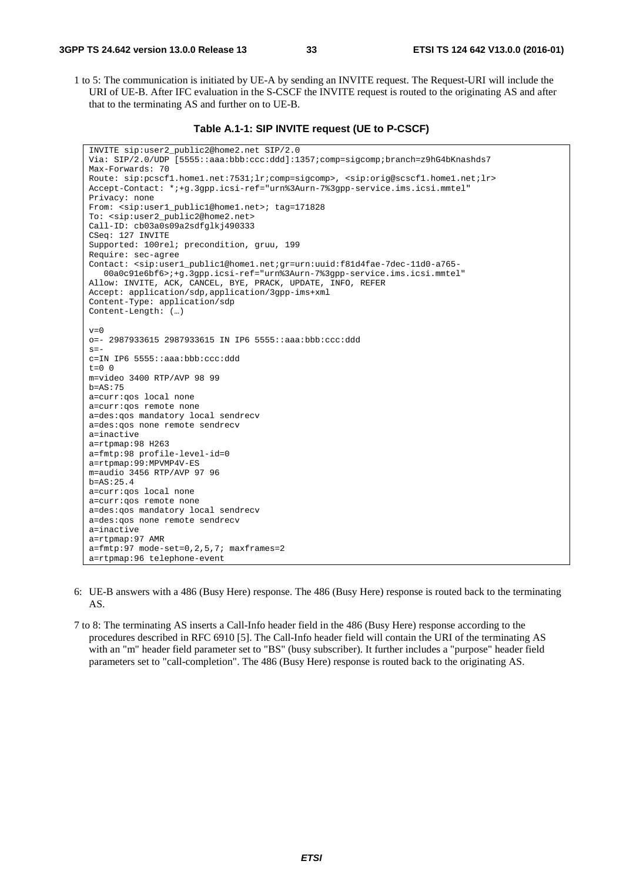1 to 5: The communication is initiated by UE-A by sending an INVITE request. The Request-URI will include the URI of UE-B. After IFC evaluation in the S-CSCF the INVITE request is routed to the originating AS and after that to the terminating AS and further on to UE-B.

**Table A.1-1: SIP INVITE request (UE to P-CSCF)**

```
INVITE sip:user2_public2@home2.net SIP/2.0
Via: SIP/2.0/UDP [5555::aaa:bbb:ccc:ddd]:1357;comp=sigcomp;branch=z9hG4bKnashds7
Max-Forwards: 70
Route: sip:pcscf1.home1.net:7531;lr;comp=sigcomp>, <sip:orig@scscf1.home1.net;lr>
Accept-Contact: *;+g.3gpp.icsi-ref="urn%3Aurn-7%3gpp-service.ims.icsi.mmtel"
Privacy: none
From: <sip:user1_public1@home1.net>; tag=171828
To: <sip:user2_public2@home2.net>
Call-ID: cb03a0s09a2sdfglkj490333
CSeq: 127 INVITE
Supported: 100rel; precondition, gruu, 199
Require: sec-agree
Contact: <sip:user1_public1@home1.net;gr=urn:uuid:f81d4fae-7dec-11d0-a765-
   00a0c91e6bf6>;+g.3gpp.icsi-ref="urn%3Aurn-7%3gpp-service.ims.icsi.mmtel"
Allow: INVITE, ACK, CANCEL, BYE, PRACK, UPDATE, INFO, REFER
Accept: application/sdp,application/3gpp-ims+xml
Content-Type: application/sdp
Content-Length: (…)

v=0
o=- 2987933615 2987933615 IN IP6 5555::aaa:bbb:ccc:ddd
s=-
c=IN IP6 5555::aaa:bbb:ccc:ddd
t=0 0
m=video 3400 RTP/AVP 98 99
b=AS:75
a=curr:qos local none
a=curr:qos remote none
a=des:qos mandatory local sendrecv
a=des:qos none remote sendrecv
a=inactive
a=rtpmap:98 H263
a=fmtp:98 profile-level-id=0
a=rtpmap:99:MPVMP4V-ES
m=audio 3456 RTP/AVP 97 96
b=AS:25.4
a=curr:qos local none
a=curr:qos remote none
a=des:qos mandatory local sendrecv
a=des:qos none remote sendrecv
a=inactive
a=rtpmap:97 AMR
a=fmtp:97 mode-set=0,2,5,7; maxframes=2
a=rtpmap:96 telephone-event
```

6: UE-B answers with a 486 (Busy Here) response. The 486 (Busy Here) response is routed back to the terminating AS.

7 to 8: The terminating AS inserts a Call-Info header field in the 486 (Busy Here) response according to the procedures described in RFC 6910 [5]. The Call-Info header field will contain the URI of the terminating AS with an "m" header field parameter set to "BS" (busy subscriber). It further includes a "purpose" header field parameters set to "call-completion". The 486 (Busy Here) response is routed back to the originating AS.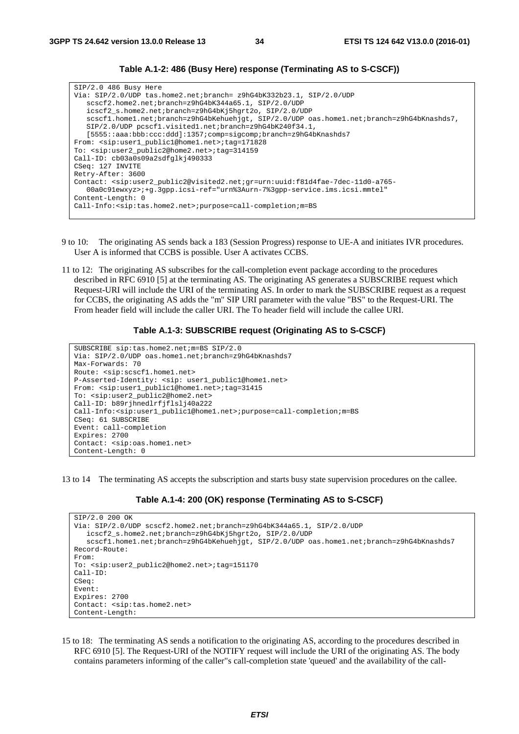**Table A.1-2: 486 (Busy Here) response (Terminating AS to S-CSCF))**

```
SIP/2.0 486 Busy Here
Via: SIP/2.0/UDP tas.home2.net;branch= z9hG4bK332b23.1, SIP/2.0/UDP
   scscf2.home2.net;branch=z9hG4bK344a65.1, SIP/2.0/UDP
   icscf2_s.home2.net;branch=z9hG4bKj5hgrt2o, SIP/2.0/UDP
   scscf1.home1.net;branch=z9hG4bKehuehjgt, SIP/2.0/UDP oas.home1.net;branch=z9hG4bKnashds7,
   SIP/2.0/UDP pcscf1.visited1.net;branch=z9hG4bK240f34.1,
   [5555::aaa:bbb:ccc:ddd]:1357;comp=sigcomp;branch=z9hG4bKnashds7
From: <sip:user1_public1@home1.net>;tag=171828
To: <sip:user2_public2@home2.net>;tag=314159
Call-ID: cb03a0s09a2sdfglkj490333
CSeq: 127 INVITE
Retry-After: 3600
Contact: <sip:user2_public2@visited2.net;gr=urn:uuid:f81d4fae-7dec-11d0-a765-
   00a0c91ewxyz>;+g.3gpp.icsi-ref="urn%3Aurn-7%3gpp-service.ims.icsi.mmtel"
Content-Length: 0
Call-Info:<sip:tas.home2.net>;purpose=call-completion;m=BS
```

9 to 10: The originating AS sends back a 183 (Session Progress) response to UE-A and initiates IVR procedures. User A is informed that CCBS is possible. User A activates CCBS.

11 to 12: The originating AS subscribes for the call-completion event package according to the procedures described in RFC 6910 [5] at the terminating AS. The originating AS generates a SUBSCRIBE request which Request-URI will include the URI of the terminating AS. In order to mark the SUBSCRIBE request as a request for CCBS, the originating AS adds the "m" SIP URI parameter with the value "BS" to the Request-URI. The From header field will include the caller URI. The To header field will include the callee URI.

**Table A.1-3: SUBSCRIBE request (Originating AS to S-CSCF)**

```
SUBSCRIBE sip:tas.home2.net;m=BS SIP/2.0
Via: SIP/2.0/UDP oas.home1.net;branch=z9hG4bKnashds7
Max-Forwards: 70
Route: <sip:scscf1.home1.net>
P-Asserted-Identity: <sip: user1_public1@home1.net>
From: <sip:user1_public1@home1.net>;tag=31415
To: <sip:user2_public2@home2.net>
Call-ID: b89rjhnedlrfjflslj40a222
Call-Info:<sip:user1_public1@home1.net>;purpose=call-completion;m=BS
CSeq: 61 SUBSCRIBE
Event: call-completion
Expires: 2700
Contact: <sip:oas.home1.net>
Content-Length: 0
```

13 to 14 The terminating AS accepts the subscription and starts busy state supervision procedures on the callee.

**Table A.1-4: 200 (OK) response (Terminating AS to S-CSCF)**

```
SIP/2.0 200 OK
Via: SIP/2.0/UDP scscf2.home2.net;branch=z9hG4bK344a65.1, SIP/2.0/UDP
   icscf2_s.home2.net;branch=z9hG4bKj5hgrt2o, SIP/2.0/UDP
   scscf1.home1.net;branch=z9hG4bKehuehjgt, SIP/2.0/UDP oas.home1.net;branch=z9hG4bKnashds7
Record-Route:
From:
To: <sip:user2_public2@home2.net>;tag=151170
Call-ID:
CSeq:
Event:
Expires: 2700
Contact: <sip:tas.home2.net>
Content-Length:
```

15 to 18: The terminating AS sends a notification to the originating AS, according to the procedures described in RFC 6910 [5]. The Request-URI of the NOTIFY request will include the URI of the originating AS. The body contains parameters informing of the caller"s call-completion state 'queued' and the availability of the call-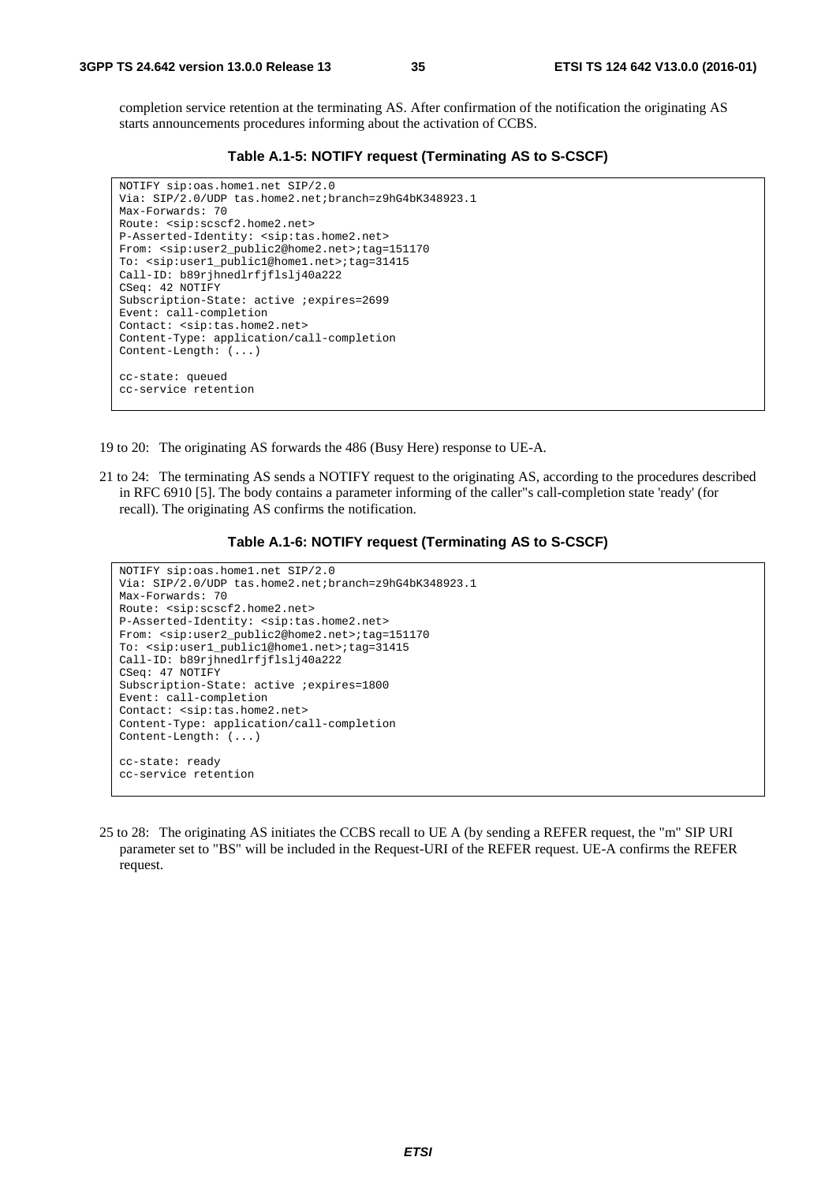completion service retention at the terminating AS. After confirmation of the notification the originating AS starts announcements procedures informing about the activation of CCBS.

**Table A.1-5: NOTIFY request (Terminating AS to S-CSCF)**

```
NOTIFY sip:oas.home1.net SIP/2.0
Via: SIP/2.0/UDP tas.home2.net;branch=z9hG4bK348923.1
Max-Forwards: 70
Route: <sip:scscf2.home2.net>
P-Asserted-Identity: <sip:tas.home2.net>
From: <sip:user2_public2@home2.net>;tag=151170
To: <sip:user1_public1@home1.net>;tag=31415
Call-ID: b89rjhnedlrfjflslj40a222
CSeq: 42 NOTIFY
Subscription-State: active ;expires=2699
Event: call-completion
Contact: <sip:tas.home2.net>
Content-Type: application/call-completion
Content-Length: (...)

cc-state: queued
cc-service retention
```

19 to 20: The originating AS forwards the 486 (Busy Here) response to UE-A.

21 to 24: The terminating AS sends a NOTIFY request to the originating AS, according to the procedures described in RFC 6910 [5]. The body contains a parameter informing of the caller"s call-completion state 'ready' (for recall). The originating AS confirms the notification.

**Table A.1-6: NOTIFY request (Terminating AS to S-CSCF)**

```
NOTIFY sip:oas.home1.net SIP/2.0
Via: SIP/2.0/UDP tas.home2.net;branch=z9hG4bK348923.1
Max-Forwards: 70
Route: <sip:scscf2.home2.net>
P-Asserted-Identity: <sip:tas.home2.net>
From: <sip:user2_public2@home2.net>;tag=151170
To: <sip:user1_public1@home1.net>;tag=31415
Call-ID: b89rjhnedlrfjflslj40a222
CSeq: 47 NOTIFY
Subscription-State: active ;expires=1800
Event: call-completion
Contact: <sip:tas.home2.net>
Content-Type: application/call-completion
Content-Length: (...)

cc-state: ready
cc-service retention
```

25 to 28: The originating AS initiates the CCBS recall to UE A (by sending a REFER request, the "m" SIP URI parameter set to "BS" will be included in the Request-URI of the REFER request. UE-A confirms the REFER request.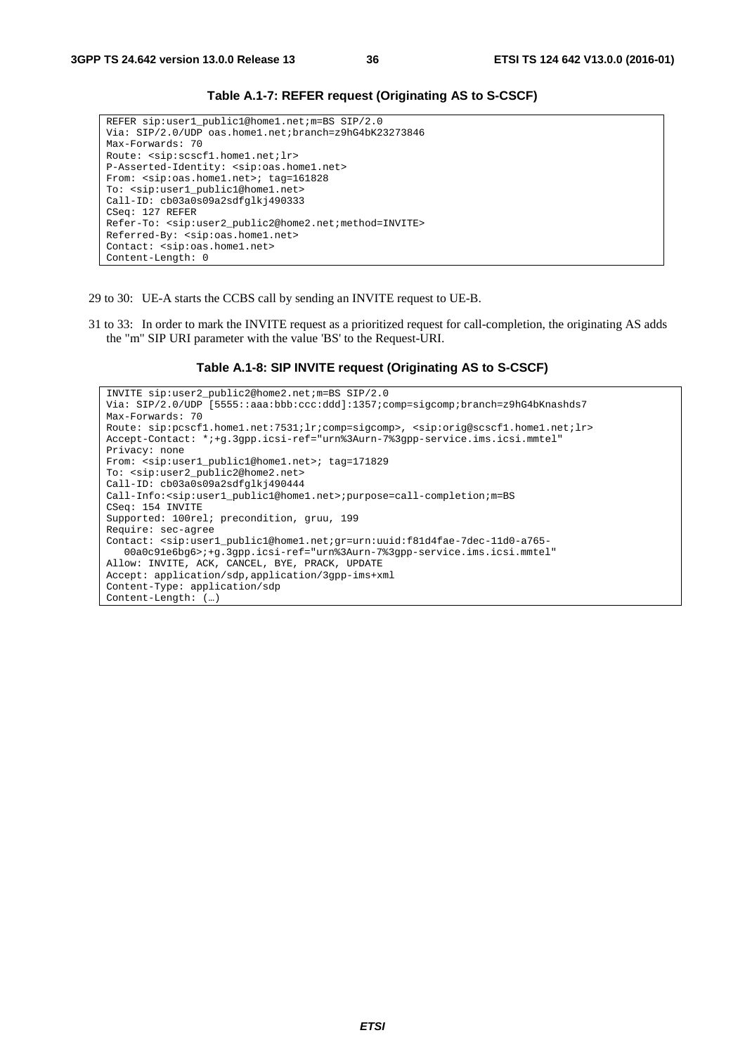**Table A.1-7: REFER request (Originating AS to S-CSCF)**

```
REFER sip:user1_public1@home1.net;m=BS SIP/2.0
Via: SIP/2.0/UDP oas.home1.net;branch=z9hG4bK23273846
Max-Forwards: 70
Route: <sip:scscf1.home1.net;lr>
P-Asserted-Identity: <sip:oas.home1.net>
From: <sip:oas.home1.net>; tag=161828
To: <sip:user1_public1@home1.net>
Call-ID: cb03a0s09a2sdfglkj490333
CSeq: 127 REFER
Refer-To: <sip:user2_public2@home2.net;method=INVITE>
Referred-By: <sip:oas.home1.net>
Contact: <sip:oas.home1.net>
Content-Length: 0
```

29 to 30: UE-A starts the CCBS call by sending an INVITE request to UE-B.

31 to 33: In order to mark the INVITE request as a prioritized request for call-completion, the originating AS adds the "m" SIP URI parameter with the value 'BS' to the Request-URI.

**Table A.1-8: SIP INVITE request (Originating AS to S-CSCF)**

```
INVITE sip:user2_public2@home2.net;m=BS SIP/2.0
Via: SIP/2.0/UDP [5555::aaa:bbb:ccc:ddd]:1357;comp=sigcomp;branch=z9hG4bKnashds7
Max-Forwards: 70
Route: sip:pcscf1.home1.net:7531;lr;comp=sigcomp>, <sip:orig@scscf1.home1.net;lr>
Accept-Contact: *;+g.3gpp.icsi-ref="urn%3Aurn-7%3gpp-service.ims.icsi.mmtel"
Privacy: none
From: <sip:user1_public1@home1.net>; tag=171829
To: <sip:user2_public2@home2.net>
Call-ID: cb03a0s09a2sdfglkj490444
Call-Info:<sip:user1_public1@home1.net>;purpose=call-completion;m=BS
CSeq: 154 INVITE
Supported: 100rel; precondition, gruu, 199
Require: sec-agree
Contact: <sip:user1_public1@home1.net;gr=urn:uuid:f81d4fae-7dec-11d0-a765-
   00a0c91e6bg6>;+g.3gpp.icsi-ref="urn%3Aurn-7%3gpp-service.ims.icsi.mmtel"
Allow: INVITE, ACK, CANCEL, BYE, PRACK, UPDATE
Accept: application/sdp,application/3gpp-ims+xml
Content-Type: application/sdp
Content-Length: (…)
```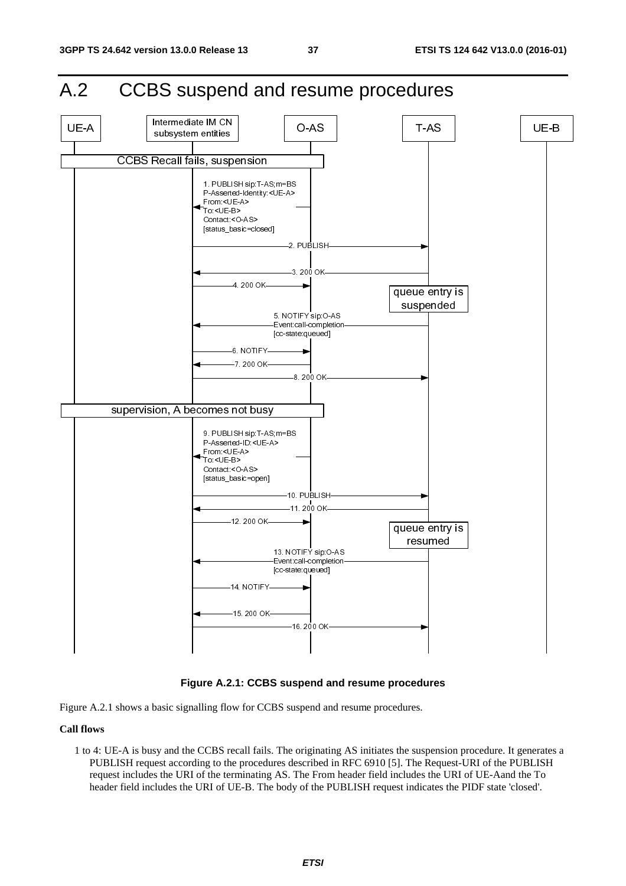# A.2 CCBS suspend and resume procedures

**Figure A.2.1: CCBS suspend and resume procedures**

Figure A.2.1 shows a basic signalling flow for CCBS suspend and resume procedures.

**Call flows**

1 to 4: UE-A is busy and the CCBS recall fails. The originating AS initiates the suspension procedure. It generates a PUBLISH request according to the procedures described in RFC 6910 [5]. The Request-URI of the PUBLISH request includes the URI of the terminating AS. The From header field includes the URI of UE-Aand the To header field includes the URI of UE-B. The body of the PUBLISH request indicates the PIDF state 'closed'.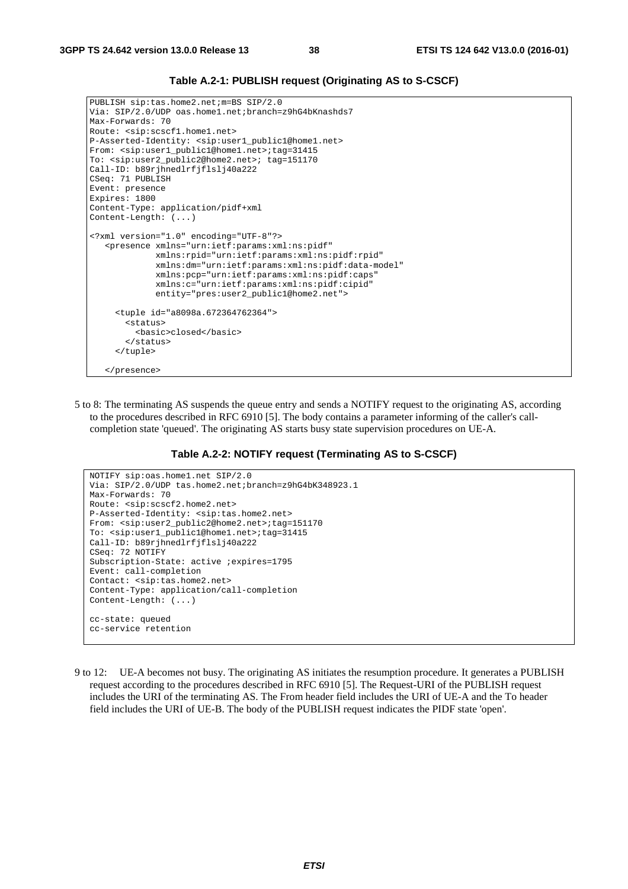**Table A.2-1: PUBLISH request (Originating AS to S-CSCF)**

```
PUBLISH sip:tas.home2.net;m=BS SIP/2.0
Via: SIP/2.0/UDP oas.home1.net;branch=z9hG4bKnashds7
Max-Forwards: 70
Route: <sip:scscf1.home1.net>
P-Asserted-Identity: <sip:user1_public1@home1.net>
From: <sip:user1_public1@home1.net>;tag=31415
To: <sip:user2_public2@home2.net>; tag=151170
Call-ID: b89rjhnedlrfjflslj40a222
CSeq: 71 PUBLISH
Event: presence
Expires: 1800
Content-Type: application/pidf+xml
Content-Length: (...)

<?xml version="1.0" encoding="UTF-8"?>
   <presence xmlns="urn:ietf:params:xml:ns:pidf"
             xmlns:rpid="urn:ietf:params:xml:ns:pidf:rpid"
             xmlns:dm="urn:ietf:params:xml:ns:pidf:data-model"
             xmlns:pcp="urn:ietf:params:xml:ns:pidf:caps"
             xmlns:c="urn:ietf:params:xml:ns:pidf:cipid"
             entity="pres:user2_public1@home2.net">

     <tuple id="a8098a.672364762364">
       <status>
         <basic>closed</basic>
       </status>
     </tuple>

   </presence>
```

5 to 8: The terminating AS suspends the queue entry and sends a NOTIFY request to the originating AS, according to the procedures described in RFC 6910 [5]. The body contains a parameter informing of the caller's call-completion state 'queued'. The originating AS starts busy state supervision procedures on UE-A.

**Table A.2-2: NOTIFY request (Terminating AS to S-CSCF)**

```
NOTIFY sip:oas.home1.net SIP/2.0
Via: SIP/2.0/UDP tas.home2.net;branch=z9hG4bK348923.1
Max-Forwards: 70
Route: <sip:scscf2.home2.net>
P-Asserted-Identity: <sip:tas.home2.net>
From: <sip:user2_public2@home2.net>;tag=151170
To: <sip:user1_public1@home1.net>;tag=31415
Call-ID: b89rjhnedlrfjflslj40a222
CSeq: 72 NOTIFY
Subscription-State: active ;expires=1795
Event: call-completion
Contact: <sip:tas.home2.net>
Content-Type: application/call-completion
Content-Length: (...)

cc-state: queued
cc-service retention
```

9 to 12: UE-A becomes not busy. The originating AS initiates the resumption procedure. It generates a PUBLISH request according to the procedures described in RFC 6910 [5]. The Request-URI of the PUBLISH request includes the URI of the terminating AS. The From header field includes the URI of UE-A and the To header field includes the URI of UE-B. The body of the PUBLISH request indicates the PIDF state 'open'.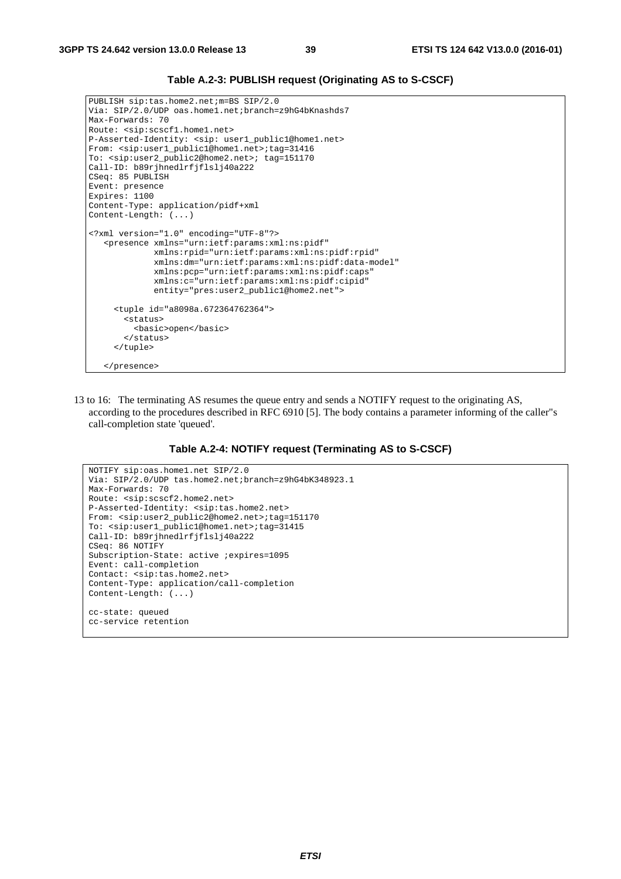**Table A.2-3: PUBLISH request (Originating AS to S-CSCF)**

```
PUBLISH sip:tas.home2.net;m=BS SIP/2.0
Via: SIP/2.0/UDP oas.home1.net;branch=z9hG4bKnashds7
Max-Forwards: 70
Route: <sip:scscf1.home1.net>
P-Asserted-Identity: <sip: user1_public1@home1.net>
From: <sip:user1_public1@home1.net>;tag=31416
To: <sip:user2_public2@home2.net>; tag=151170
Call-ID: b89rjhnedlrfjflslj40a222
CSeq: 85 PUBLISH
Event: presence
Expires: 1100
Content-Type: application/pidf+xml
Content-Length: (...)

<?xml version="1.0" encoding="UTF-8"?>
   <presence xmlns="urn:ietf:params:xml:ns:pidf"
             xmlns:rpid="urn:ietf:params:xml:ns:pidf:rpid"
             xmlns:dm="urn:ietf:params:xml:ns:pidf:data-model"
             xmlns:pcp="urn:ietf:params:xml:ns:pidf:caps"
             xmlns:c="urn:ietf:params:xml:ns:pidf:cipid"
             entity="pres:user2_public1@home2.net">

     <tuple id="a8098a.672364762364">
       <status>
         <basic>open</basic>
       </status>
     </tuple>

   </presence>
```

13 to 16: The terminating AS resumes the queue entry and sends a NOTIFY request to the originating AS, according to the procedures described in RFC 6910 [5]. The body contains a parameter informing of the caller"s call-completion state 'queued'.

**Table A.2-4: NOTIFY request (Terminating AS to S-CSCF)**

```
NOTIFY sip:oas.home1.net SIP/2.0
Via: SIP/2.0/UDP tas.home2.net;branch=z9hG4bK348923.1
Max-Forwards: 70
Route: <sip:scscf2.home2.net>
P-Asserted-Identity: <sip:tas.home2.net>
From: <sip:user2_public2@home2.net>;tag=151170
To: <sip:user1_public1@home1.net>;tag=31415
Call-ID: b89rjhnedlrfjflslj40a222
CSeq: 86 NOTIFY
Subscription-State: active ;expires=1095
Event: call-completion
Contact: <sip:tas.home2.net>
Content-Type: application/call-completion
Content-Length: (...)

cc-state: queued
cc-service retention
```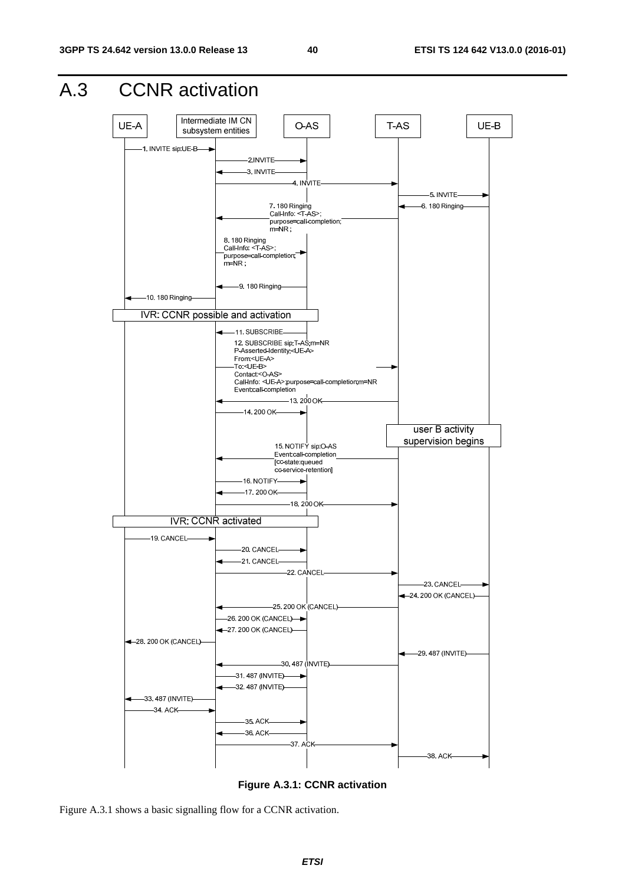# A.3 CCNR activation

Figure A.3.1: CCNR activation

Figure A.3.1 shows a basic signalling flow for a CCNR activation.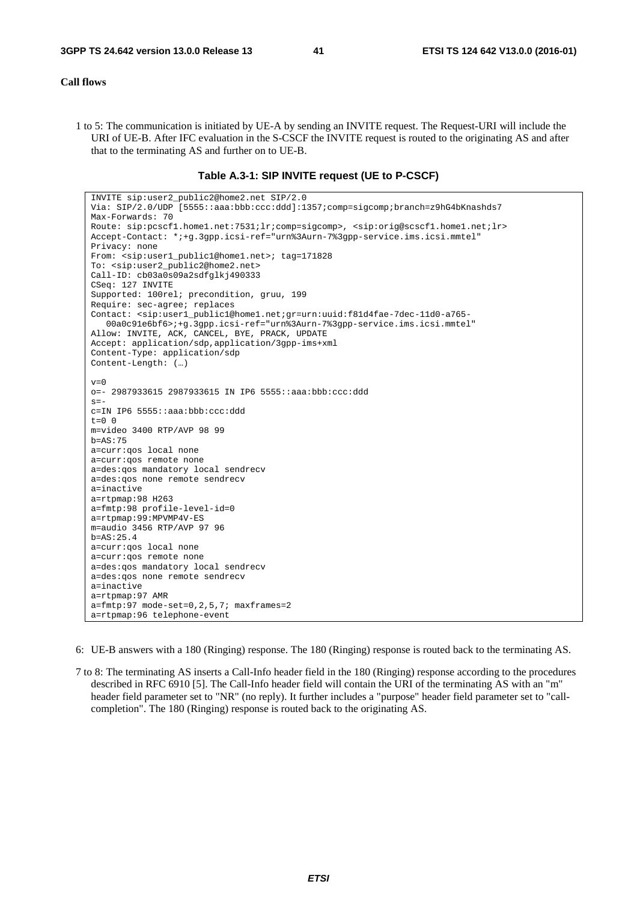**Call flows**

1 to 5: The communication is initiated by UE-A by sending an INVITE request. The Request-URI will include the URI of UE-B. After IFC evaluation in the S-CSCF the INVITE request is routed to the originating AS and after that to the terminating AS and further on to UE-B.

**Table A.3-1: SIP INVITE request (UE to P-CSCF)**

```
INVITE sip:user2_public2@home2.net SIP/2.0
Via: SIP/2.0/UDP [5555::aaa:bbb:ccc:ddd]:1357;comp=sigcomp;branch=z9hG4bKnashds7
Max-Forwards: 70
Route: sip:pcscf1.home1.net:7531;lr;comp=sigcomp>, <sip:orig@scscf1.home1.net;lr>
Accept-Contact: *;+g.3gpp.icsi-ref="urn%3Aurn-7%3gpp-service.ims.icsi.mmtel"
Privacy: none
From: <sip:user1_public1@home1.net>; tag=171828
To: <sip:user2_public2@home2.net>
Call-ID: cb03a0s09a2sdfglkj490333
CSeq: 127 INVITE
Supported: 100rel; precondition, gruu, 199
Require: sec-agree; replaces
Contact: <sip:user1_public1@home1.net;gr=urn:uuid:f81d4fae-7dec-11d0-a765-
   00a0c91e6bf6>;+g.3gpp.icsi-ref="urn%3Aurn-7%3gpp-service.ims.icsi.mmtel"
Allow: INVITE, ACK, CANCEL, BYE, PRACK, UPDATE
Accept: application/sdp,application/3gpp-ims+xml
Content-Type: application/sdp
Content-Length: (…)

v=0
o=- 2987933615 2987933615 IN IP6 5555::aaa:bbb:ccc:ddd
s=-
c=IN IP6 5555::aaa:bbb:ccc:ddd
t=0 0
m=video 3400 RTP/AVP 98 99
b=AS:75
a=curr:qos local none
a=curr:qos remote none
a=des:qos mandatory local sendrecv
a=des:qos none remote sendrecv
a=inactive
a=rtpmap:98 H263
a=fmtp:98 profile-level-id=0
a=rtpmap:99:MPVMP4V-ES
m=audio 3456 RTP/AVP 97 96
b=AS:25.4
a=curr:qos local none
a=curr:qos remote none
a=des:qos mandatory local sendrecv
a=des:qos none remote sendrecv
a=inactive
a=rtpmap:97 AMR
a=fmtp:97 mode-set=0,2,5,7; maxframes=2
a=rtpmap:96 telephone-event
```

6: UE-B answers with a 180 (Ringing) response. The 180 (Ringing) response is routed back to the terminating AS.

7 to 8: The terminating AS inserts a Call-Info header field in the 180 (Ringing) response according to the procedures described in RFC 6910 [5]. The Call-Info header field will contain the URI of the terminating AS with an "m" header field parameter set to "NR" (no reply). It further includes a "purpose" header field parameter set to "call-completion". The 180 (Ringing) response is routed back to the originating AS.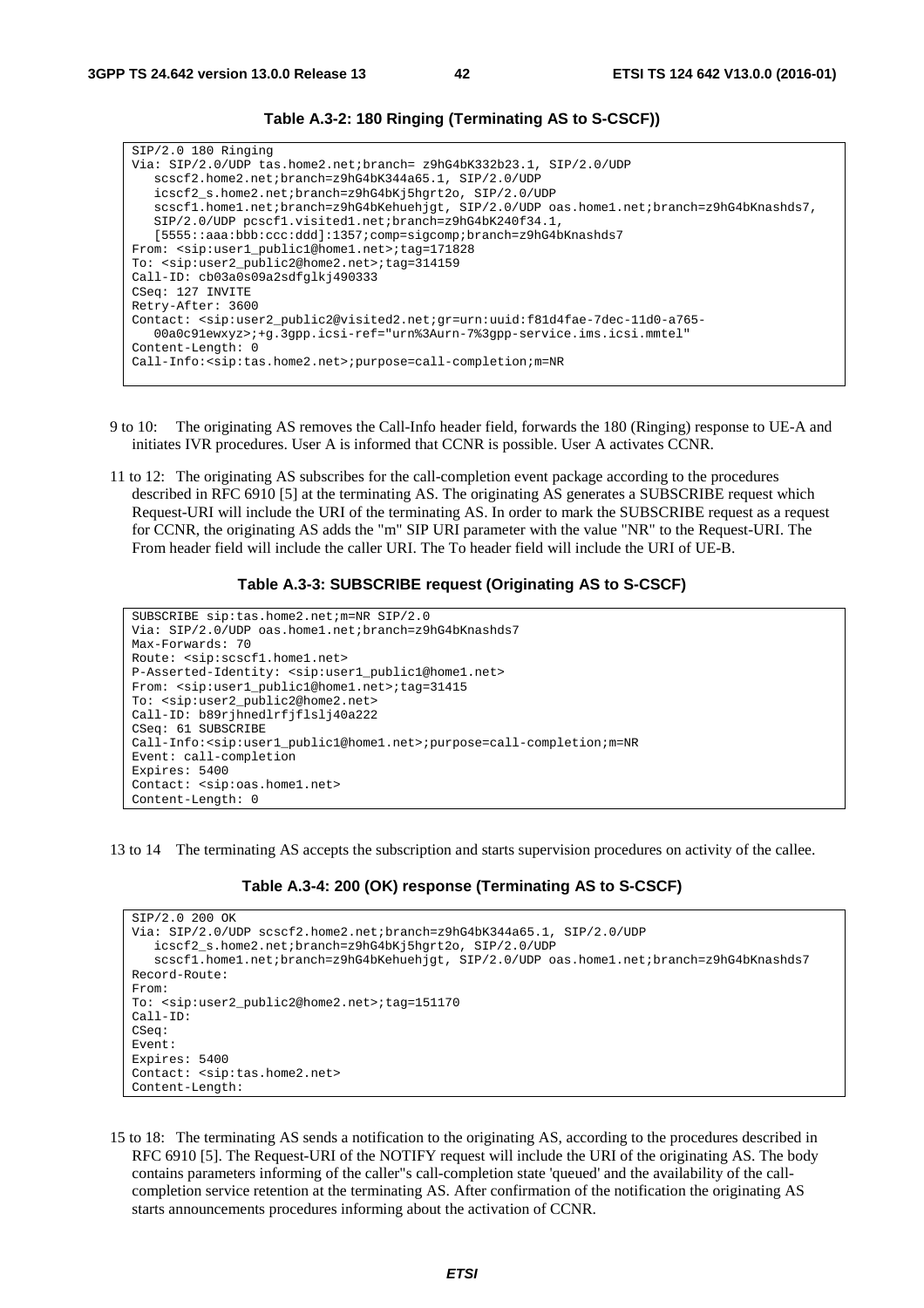**Table A.3-2: 180 Ringing (Terminating AS to S-CSCF))**

```
SIP/2.0 180 Ringing
Via: SIP/2.0/UDP tas.home2.net;branch= z9hG4bK332b23.1, SIP/2.0/UDP
   scscf2.home2.net;branch=z9hG4bK344a65.1, SIP/2.0/UDP
   icscf2_s.home2.net;branch=z9hG4bKj5hgrt2o, SIP/2.0/UDP
   scscf1.home1.net;branch=z9hG4bKehuehjgt, SIP/2.0/UDP oas.home1.net;branch=z9hG4bKnashds7,
   SIP/2.0/UDP pcscf1.visited1.net;branch=z9hG4bK240f34.1,
   [5555::aaa:bbb:ccc:ddd]:1357;comp=sigcomp;branch=z9hG4bKnashds7
From: <sip:user1_public1@home1.net>;tag=171828
To: <sip:user2_public2@home2.net>;tag=314159
Call-ID: cb03a0s09a2sdfglkj490333
CSeq: 127 INVITE
Retry-After: 3600
Contact: <sip:user2_public2@visited2.net;gr=urn:uuid:f81d4fae-7dec-11d0-a765-
   00a0c91ewxyz>;+g.3gpp.icsi-ref="urn%3Aurn-7%3gpp-service.ims.icsi.mmtel"
Content-Length: 0
Call-Info:<sip:tas.home2.net>;purpose=call-completion;m=NR
```

9 to 10: The originating AS removes the Call-Info header field, forwards the 180 (Ringing) response to UE-A and initiates IVR procedures. User A is informed that CCNR is possible. User A activates CCNR.

11 to 12: The originating AS subscribes for the call-completion event package according to the procedures described in RFC 6910 [5] at the terminating AS. The originating AS generates a SUBSCRIBE request which Request-URI will include the URI of the terminating AS. In order to mark the SUBSCRIBE request as a request for CCNR, the originating AS adds the "m" SIP URI parameter with the value "NR" to the Request-URI. The From header field will include the caller URI. The To header field will include the URI of UE-B.

**Table A.3-3: SUBSCRIBE request (Originating AS to S-CSCF)**

```
SUBSCRIBE sip:tas.home2.net;m=NR SIP/2.0
Via: SIP/2.0/UDP oas.home1.net;branch=z9hG4bKnashds7
Max-Forwards: 70
Route: <sip:scscf1.home1.net>
P-Asserted-Identity: <sip:user1_public1@home1.net>
From: <sip:user1_public1@home1.net>;tag=31415
To: <sip:user2_public2@home2.net>
Call-ID: b89rjhnedlrfjflslj40a222
CSeq: 61 SUBSCRIBE
Call-Info:<sip:user1_public1@home1.net>;purpose=call-completion;m=NR
Event: call-completion
Expires: 5400
Contact: <sip:oas.home1.net>
Content-Length: 0
```

13 to 14 The terminating AS accepts the subscription and starts supervision procedures on activity of the callee.

**Table A.3-4: 200 (OK) response (Terminating AS to S-CSCF)**

```
SIP/2.0 200 OK
Via: SIP/2.0/UDP scscf2.home2.net;branch=z9hG4bK344a65.1, SIP/2.0/UDP
   icscf2_s.home2.net;branch=z9hG4bKj5hgrt2o, SIP/2.0/UDP
   scscf1.home1.net;branch=z9hG4bKehuehjgt, SIP/2.0/UDP oas.home1.net;branch=z9hG4bKnashds7
Record-Route:
From:
To: <sip:user2_public2@home2.net>;tag=151170
Call-ID:
CSeq:
Event:
Expires: 5400
Contact: <sip:tas.home2.net>
Content-Length:
```

15 to 18: The terminating AS sends a notification to the originating AS, according to the procedures described in RFC 6910 [5]. The Request-URI of the NOTIFY request will include the URI of the originating AS. The body contains parameters informing of the caller''s call-completion state 'queued' and the availability of the call-completion service retention at the terminating AS. After confirmation of the notification the originating AS starts announcements procedures informing about the activation of CCNR.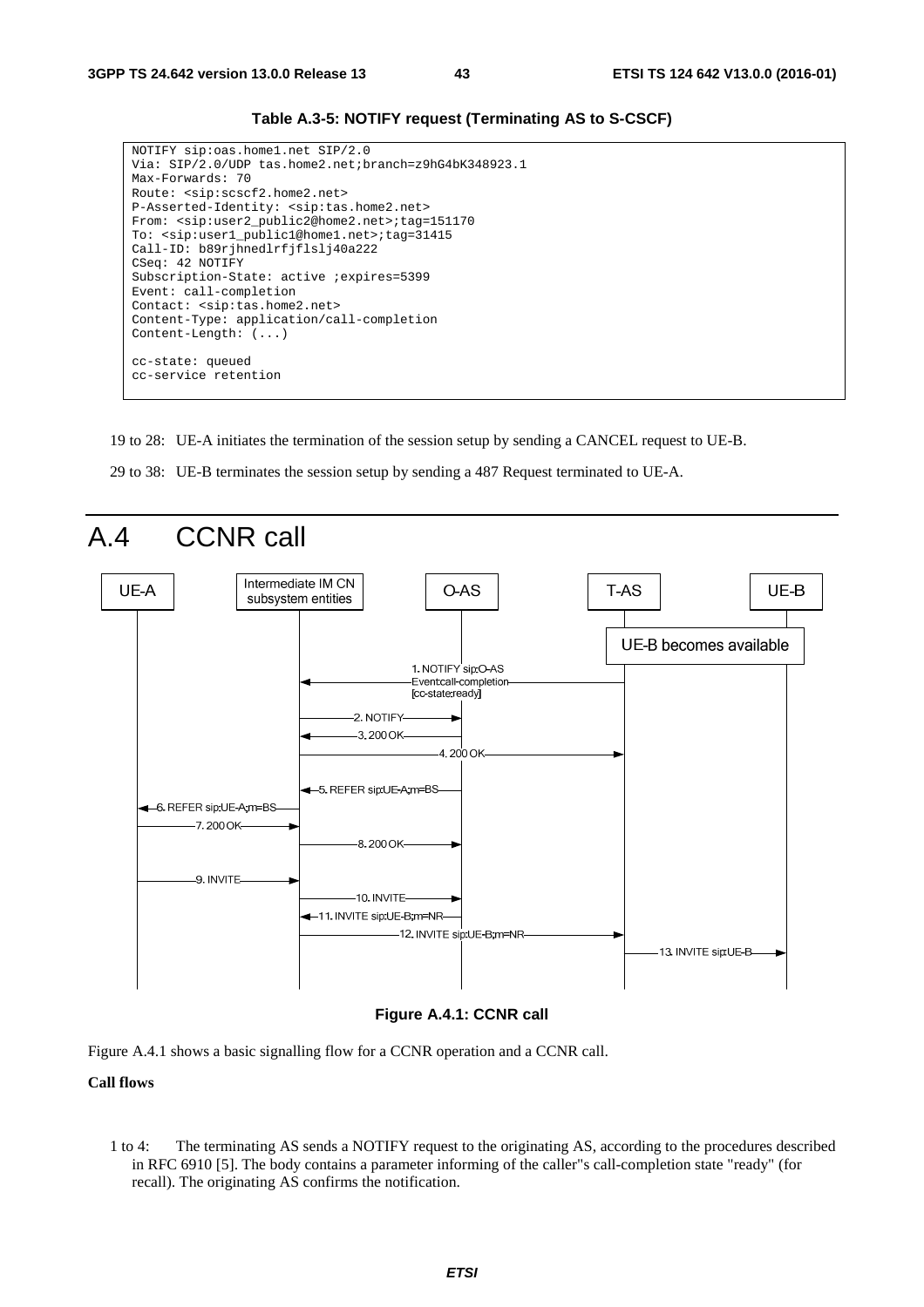**Table A.3-5: NOTIFY request (Terminating AS to S-CSCF)**

```
NOTIFY sip:oas.home1.net SIP/2.0
Via: SIP/2.0/UDP tas.home2.net;branch=z9hG4bK348923.1
Max-Forwards: 70
Route: <sip:scscf2.home2.net>
P-Asserted-Identity: <sip:tas.home2.net>
From: <sip:user2_public2@home2.net>;tag=151170
To: <sip:user1_public1@home1.net>;tag=31415
Call-ID: b89rjhnedlrfjflslj40a222
CSeq: 42 NOTIFY
Subscription-State: active ;expires=5399
Event: call-completion
Contact: <sip:tas.home2.net>
Content-Type: application/call-completion
Content-Length: (...)

cc-state: queued
cc-service retention
```

19 to 28: UE-A initiates the termination of the session setup by sending a CANCEL request to UE-B.

29 to 38: UE-B terminates the session setup by sending a 487 Request terminated to UE-A.

# A.4 CCNR call

**Figure A.4.1: CCNR call**

Figure A.4.1 shows a basic signalling flow for a CCNR operation and a CCNR call.

**Call flows**

1 to 4: The terminating AS sends a NOTIFY request to the originating AS, according to the procedures described in RFC 6910 [5]. The body contains a parameter informing of the caller"s call-completion state "ready" (for recall). The originating AS confirms the notification.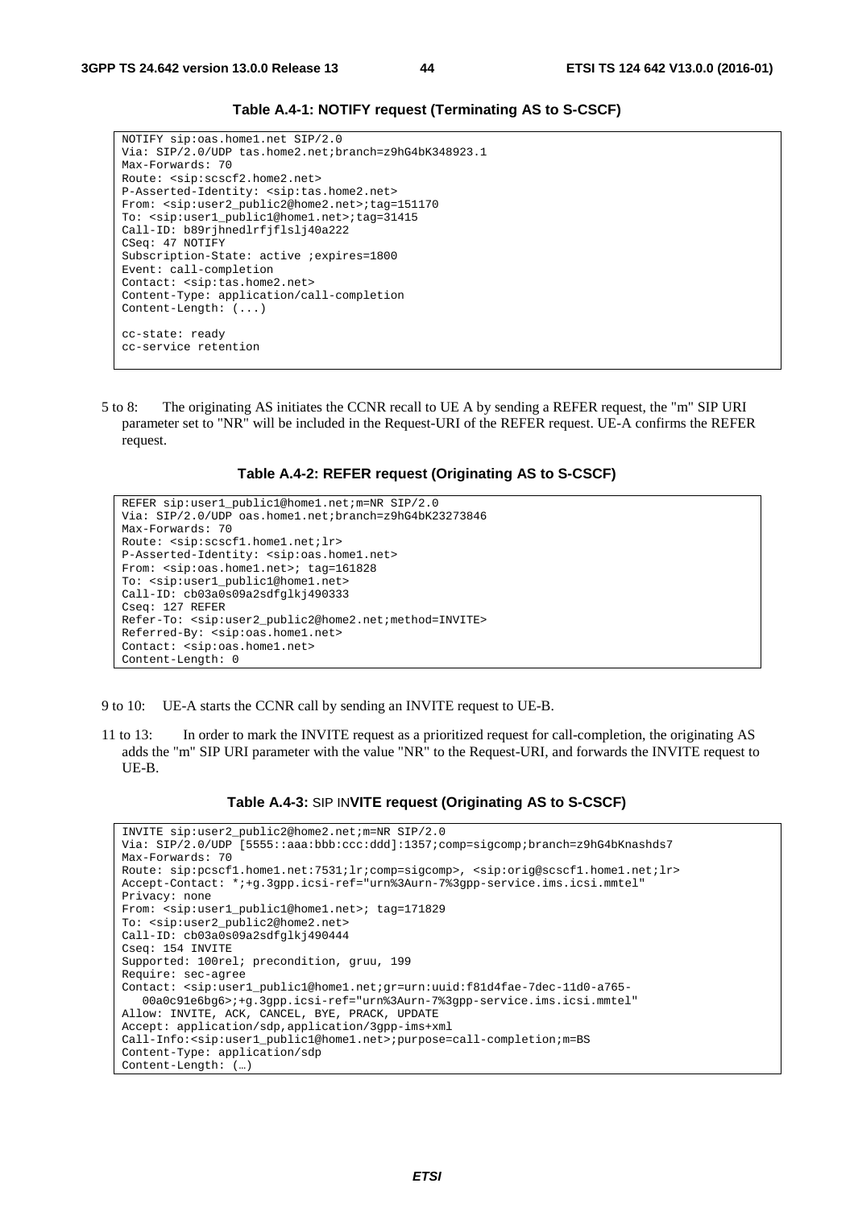**Table A.4-1: NOTIFY request (Terminating AS to S-CSCF)**

```
NOTIFY sip:oas.home1.net SIP/2.0
Via: SIP/2.0/UDP tas.home2.net;branch=z9hG4bK348923.1
Max-Forwards: 70
Route: <sip:scscf2.home2.net>
P-Asserted-Identity: <sip:tas.home2.net>
From: <sip:user2_public2@home2.net>;tag=151170
To: <sip:user1_public1@home1.net>;tag=31415
Call-ID: b89rjhnedlrfjflslj40a222
CSeq: 47 NOTIFY
Subscription-State: active ;expires=1800
Event: call-completion
Contact: <sip:tas.home2.net>
Content-Type: application/call-completion
Content-Length: (...)

cc-state: ready
cc-service retention
```

5 to 8: The originating AS initiates the CCNR recall to UE A by sending a REFER request, the "m" SIP URI parameter set to "NR" will be included in the Request-URI of the REFER request. UE-A confirms the REFER request.

**Table A.4-2: REFER request (Originating AS to S-CSCF)**

```
REFER sip:user1_public1@home1.net;m=NR SIP/2.0
Via: SIP/2.0/UDP oas.home1.net;branch=z9hG4bK23273846
Max-Forwards: 70
Route: <sip:scscf1.home1.net;lr>
P-Asserted-Identity: <sip:oas.home1.net>
From: <sip:oas.home1.net>; tag=161828
To: <sip:user1_public1@home1.net>
Call-ID: cb03a0s09a2sdfglkj490333
Cseq: 127 REFER
Refer-To: <sip:user2_public2@home2.net;method=INVITE>
Referred-By: <sip:oas.home1.net>
Contact: <sip:oas.home1.net>
Content-Length: 0
```

9 to 10: UE-A starts the CCNR call by sending an INVITE request to UE-B.

11 to 13: In order to mark the INVITE request as a prioritized request for call-completion, the originating AS adds the "m" SIP URI parameter with the value "NR" to the Request-URI, and forwards the INVITE request to UE-B.

**Table A.4-3: SIP INVITE request (Originating AS to S-CSCF)**

```
INVITE sip:user2_public2@home2.net;m=NR SIP/2.0
Via: SIP/2.0/UDP [5555::aaa:bbb:ccc:ddd]:1357;comp=sigcomp;branch=z9hG4bKnashds7
Max-Forwards: 70
Route: sip:pcscf1.home1.net:7531;lr;comp=sigcomp>, <sip:orig@scscf1.home1.net;lr>
Accept-Contact: *;+g.3gpp.icsi-ref="urn%3Aurn-7%3gpp-service.ims.icsi.mmtel"
Privacy: none
From: <sip:user1_public1@home1.net>; tag=171829
To: <sip:user2_public2@home2.net>
Call-ID: cb03a0s09a2sdfglkj490444
Cseq: 154 INVITE
Supported: 100rel; precondition, gruu, 199
Require: sec-agree
Contact: <sip:user1_public1@home1.net;gr=urn:uuid:f81d4fae-7dec-11d0-a765-
   00a0c91e6bg6>;+g.3gpp.icsi-ref="urn%3Aurn-7%3gpp-service.ims.icsi.mmtel"
Allow: INVITE, ACK, CANCEL, BYE, PRACK, UPDATE
Accept: application/sdp,application/3gpp-ims+xml
Call-Info:<sip:user1_public1@home1.net>;purpose=call-completion;m=BS
Content-Type: application/sdp
Content-Length: (…)
```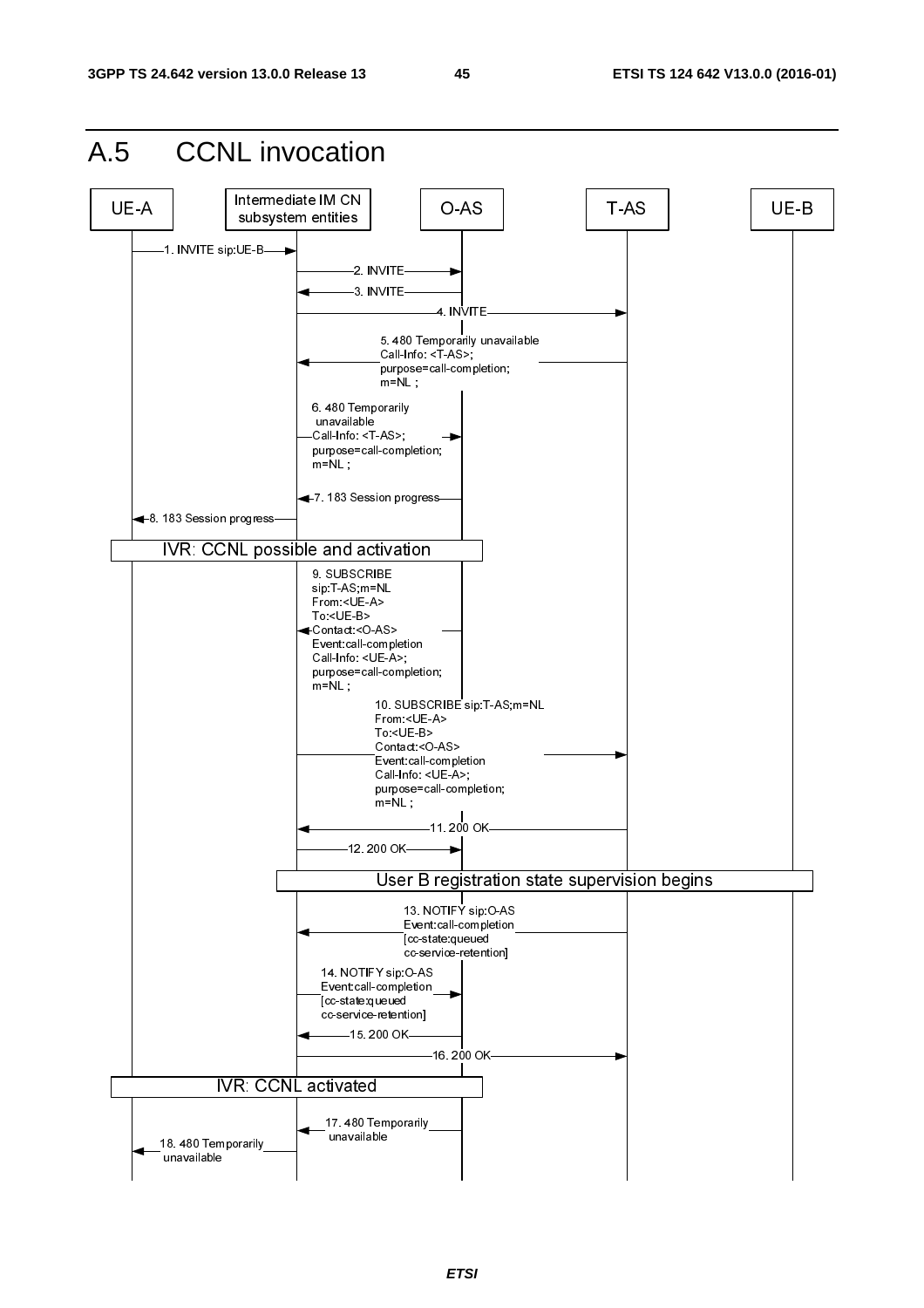# A.5 CCNL invocation

UE-A | Intermediate IM CN subsystem entities | O-AS | T-AS | UE-B

1. INVITE sip:UE-B
2. INVITE
3. INVITE
4. INVITE
5. 480 Temporarily unavailable Call-Info: <T-AS>; purpose=call-completion; m=NL ;
6. 480 Temporarily unavailable Call-Info: <T-AS>; purpose=call-completion; m=NL ;
7. 183 Session progress
8. 183 Session progress

IVR: CCNL possible and activation

9. SUBSCRIBE sip:T-AS;m=NL From:<UE-A> To:<UE-B> Contact:<O-AS> Event:call-completion Call-Info: <UE-A>; purpose=call-completion; m=NL ;
10. SUBSCRIBE sip:T-AS;m=NL From:<UE-A> To:<UE-B> Contact:<O-AS> Event:call-completion Call-Info: <UE-A>; purpose=call-completion; m=NL ;
11. 200 OK
12. 200 OK

User B registration state supervision begins

13. NOTIFY sip:O-AS Event:call-completion [cc-state:queued cc-service-retention]
14. NOTIFY sip:O-AS Event:call-completion [cc-state:queued cc-service-retention]
15. 200 OK
16. 200 OK

IVR: CCNL activated

17. 480 Temporarily unavailable
18. 480 Temporarily unavailable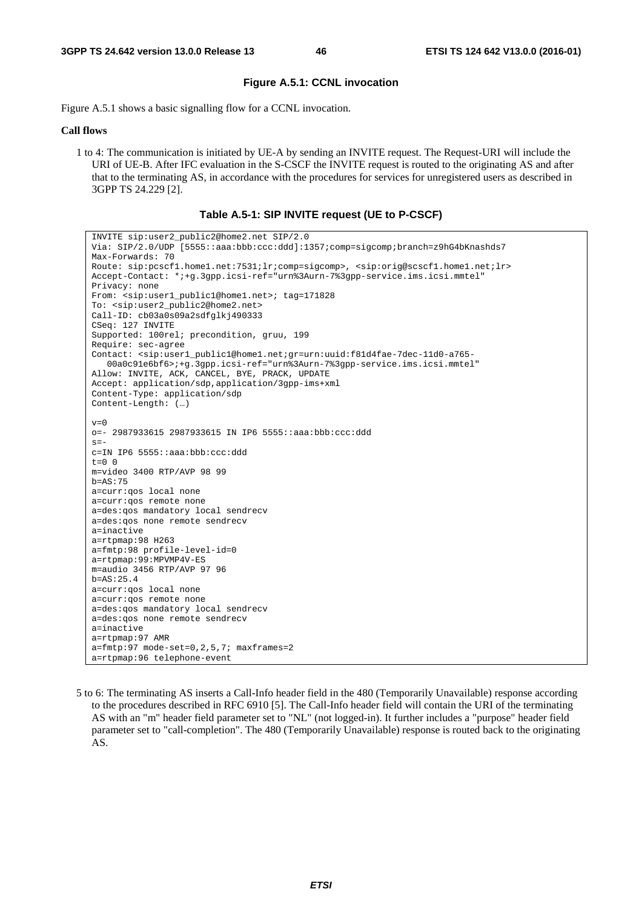**Figure A.5.1: CCNL invocation**

Figure A.5.1 shows a basic signalling flow for a CCNL invocation.

**Call flows**

1 to 4: The communication is initiated by UE-A by sending an INVITE request. The Request-URI will include the URI of UE-B. After IFC evaluation in the S-CSCF the INVITE request is routed to the originating AS and after that to the terminating AS, in accordance with the procedures for services for unregistered users as described in 3GPP TS 24.229 [2].

**Table A.5-1: SIP INVITE request (UE to P-CSCF)**

```
INVITE sip:user2_public2@home2.net SIP/2.0
Via: SIP/2.0/UDP [5555::aaa:bbb:ccc:ddd]:1357;comp=sigcomp;branch=z9hG4bKnashds7
Max-Forwards: 70
Route: sip:pcscf1.home1.net:7531;lr;comp=sigcomp>, <sip:orig@scscf1.home1.net;lr>
Accept-Contact: *;+g.3gpp.icsi-ref="urn%3Aurn-7%3gpp-service.ims.icsi.mmtel"
Privacy: none
From: <sip:user1_public1@home1.net>; tag=171828
To: <sip:user2_public2@home2.net>
Call-ID: cb03a0s09a2sdfglkj490333
CSeq: 127 INVITE
Supported: 100rel; precondition, gruu, 199
Require: sec-agree
Contact: <sip:user1_public1@home1.net;gr=urn:uuid:f81d4fae-7dec-11d0-a765-
   00a0c91e6bf6>;+g.3gpp.icsi-ref="urn%3Aurn-7%3gpp-service.ims.icsi.mmtel"
Allow: INVITE, ACK, CANCEL, BYE, PRACK, UPDATE
Accept: application/sdp,application/3gpp-ims+xml
Content-Type: application/sdp
Content-Length: (…)

v=0
o=- 2987933615 2987933615 IN IP6 5555::aaa:bbb:ccc:ddd
s=-
c=IN IP6 5555::aaa:bbb:ccc:ddd
t=0 0
m=video 3400 RTP/AVP 98 99
b=AS:75
a=curr:qos local none
a=curr:qos remote none
a=des:qos mandatory local sendrecv
a=des:qos none remote sendrecv
a=inactive
a=rtpmap:98 H263
a=fmtp:98 profile-level-id=0
a=rtpmap:99:MPVMP4V-ES
m=audio 3456 RTP/AVP 97 96
b=AS:25.4
a=curr:qos local none
a=curr:qos remote none
a=des:qos mandatory local sendrecv
a=des:qos none remote sendrecv
a=inactive
a=rtpmap:97 AMR
a=fmtp:97 mode-set=0,2,5,7; maxframes=2
a=rtpmap:96 telephone-event
```

5 to 6: The terminating AS inserts a Call-Info header field in the 480 (Temporarily Unavailable) response according to the procedures described in RFC 6910 [5]. The Call-Info header field will contain the URI of the terminating AS with an "m" header field parameter set to "NL" (not logged-in). It further includes a "purpose" header field parameter set to "call-completion". The 480 (Temporarily Unavailable) response is routed back to the originating AS.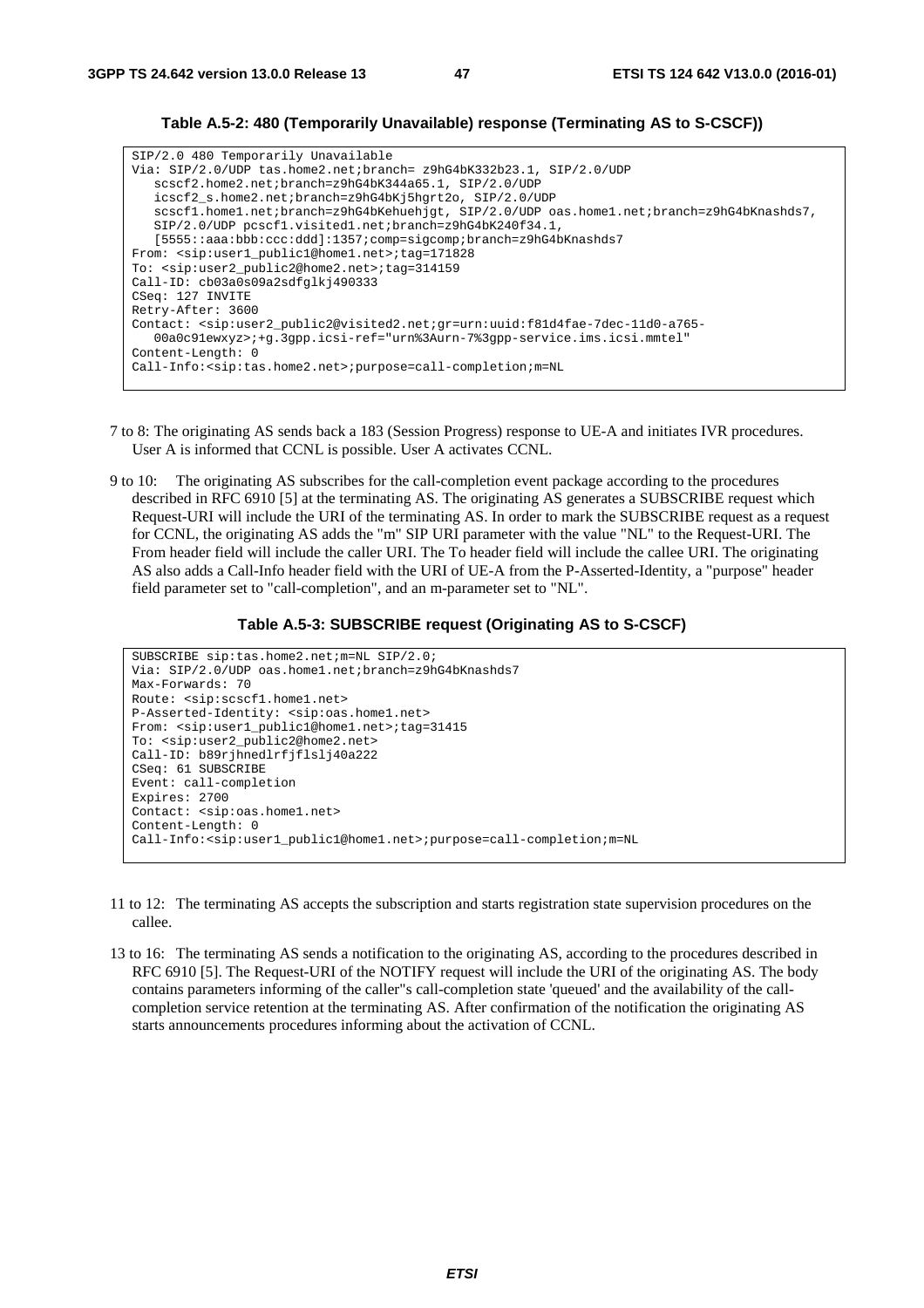**Table A.5-2: 480 (Temporarily Unavailable) response (Terminating AS to S-CSCF))**

```
SIP/2.0 480 Temporarily Unavailable
Via: SIP/2.0/UDP tas.home2.net;branch= z9hG4bK332b23.1, SIP/2.0/UDP
   scscf2.home2.net;branch=z9hG4bK344a65.1, SIP/2.0/UDP
   icscf2_s.home2.net;branch=z9hG4bKj5hgrt2o, SIP/2.0/UDP
   scscf1.home1.net;branch=z9hG4bKehuehjgt, SIP/2.0/UDP oas.home1.net;branch=z9hG4bKnashds7,
   SIP/2.0/UDP pcscf1.visited1.net;branch=z9hG4bK240f34.1,
   [5555::aaa:bbb:ccc:ddd]:1357;comp=sigcomp;branch=z9hG4bKnashds7
From: <sip:user1_public1@home1.net>;tag=171828
To: <sip:user2_public2@home2.net>;tag=314159
Call-ID: cb03a0s09a2sdfglkj490333
CSeq: 127 INVITE
Retry-After: 3600
Contact: <sip:user2_public2@visited2.net;gr=urn:uuid:f81d4fae-7dec-11d0-a765-
   00a0c91ewxyz>;+g.3gpp.icsi-ref="urn%3Aurn-7%3gpp-service.ims.icsi.mmtel"
Content-Length: 0
Call-Info:<sip:tas.home2.net>;purpose=call-completion;m=NL
```

7 to 8: The originating AS sends back a 183 (Session Progress) response to UE-A and initiates IVR procedures. User A is informed that CCNL is possible. User A activates CCNL.

9 to 10: The originating AS subscribes for the call-completion event package according to the procedures described in RFC 6910 [5] at the terminating AS. The originating AS generates a SUBSCRIBE request which Request-URI will include the URI of the terminating AS. In order to mark the SUBSCRIBE request as a request for CCNL, the originating AS adds the "m" SIP URI parameter with the value "NL" to the Request-URI. The From header field will include the caller URI. The To header field will include the callee URI. The originating AS also adds a Call-Info header field with the URI of UE-A from the P-Asserted-Identity, a "purpose" header field parameter set to "call-completion", and an m-parameter set to "NL".

**Table A.5-3: SUBSCRIBE request (Originating AS to S-CSCF)**

```
SUBSCRIBE sip:tas.home2.net;m=NL SIP/2.0;
Via: SIP/2.0/UDP oas.home1.net;branch=z9hG4bKnashds7
Max-Forwards: 70
Route: <sip:scscf1.home1.net>
P-Asserted-Identity: <sip:oas.home1.net>
From: <sip:user1_public1@home1.net>;tag=31415
To: <sip:user2_public2@home2.net>
Call-ID: b89rjhnedlrfjflslj40a222
CSeq: 61 SUBSCRIBE
Event: call-completion
Expires: 2700
Contact: <sip:oas.home1.net>
Content-Length: 0
Call-Info:<sip:user1_public1@home1.net>;purpose=call-completion;m=NL
```

11 to 12: The terminating AS accepts the subscription and starts registration state supervision procedures on the callee.

13 to 16: The terminating AS sends a notification to the originating AS, according to the procedures described in RFC 6910 [5]. The Request-URI of the NOTIFY request will include the URI of the originating AS. The body contains parameters informing of the caller"s call-completion state 'queued' and the availability of the call-completion service retention at the terminating AS. After confirmation of the notification the originating AS starts announcements procedures informing about the activation of CCNL.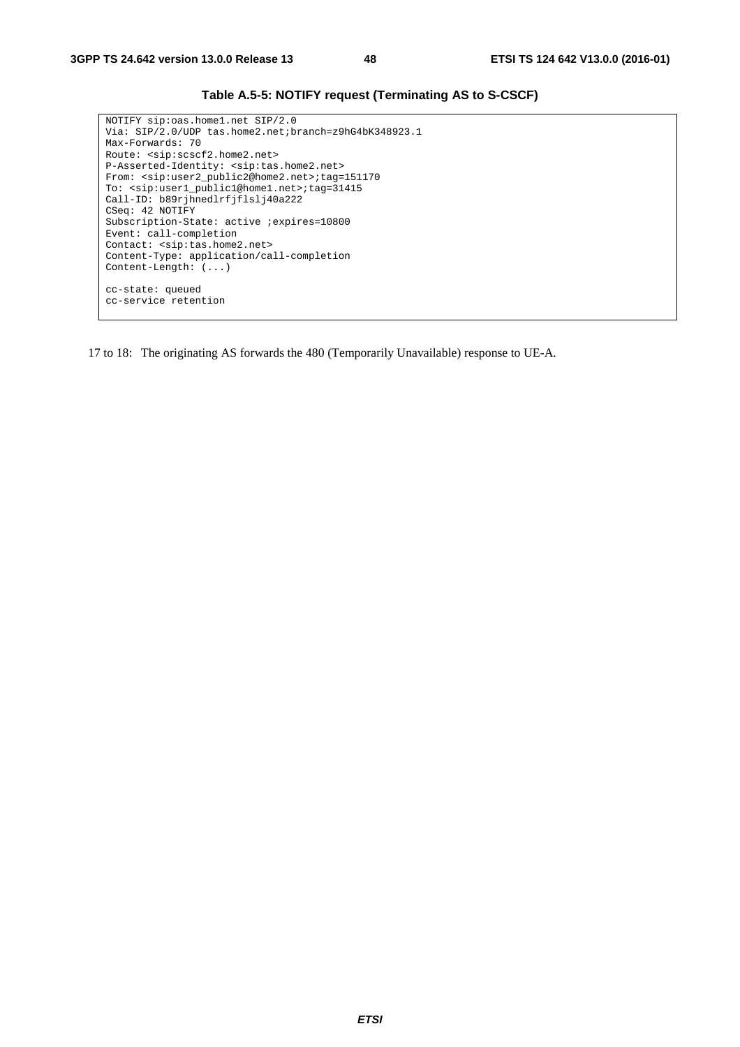**Table A.5-5: NOTIFY request (Terminating AS to S-CSCF)**

```
NOTIFY sip:oas.home1.net SIP/2.0
Via: SIP/2.0/UDP tas.home2.net;branch=z9hG4bK348923.1
Max-Forwards: 70
Route: <sip:scscf2.home2.net>
P-Asserted-Identity: <sip:tas.home2.net>
From: <sip:user2_public2@home2.net>;tag=151170
To: <sip:user1_public1@home1.net>;tag=31415
Call-ID: b89rjhnedlrfjflslj40a222
CSeq: 42 NOTIFY
Subscription-State: active ;expires=10800
Event: call-completion
Contact: <sip:tas.home2.net>
Content-Type: application/call-completion
Content-Length: (...)

cc-state: queued
cc-service retention
```

17 to 18: The originating AS forwards the 480 (Temporarily Unavailable) response to UE-A.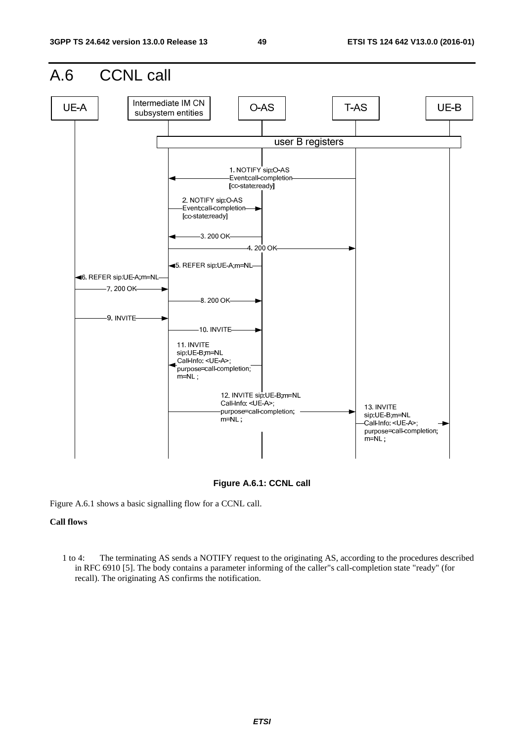# A.6 CCNL call

Figure A.6.1: CCNL call

Figure A.6.1 shows a basic signalling flow for a CCNL call.

**Call flows**

1 to 4: The terminating AS sends a NOTIFY request to the originating AS, according to the procedures described in RFC 6910 [5]. The body contains a parameter informing of the caller''s call-completion state "ready" (for recall). The originating AS confirms the notification.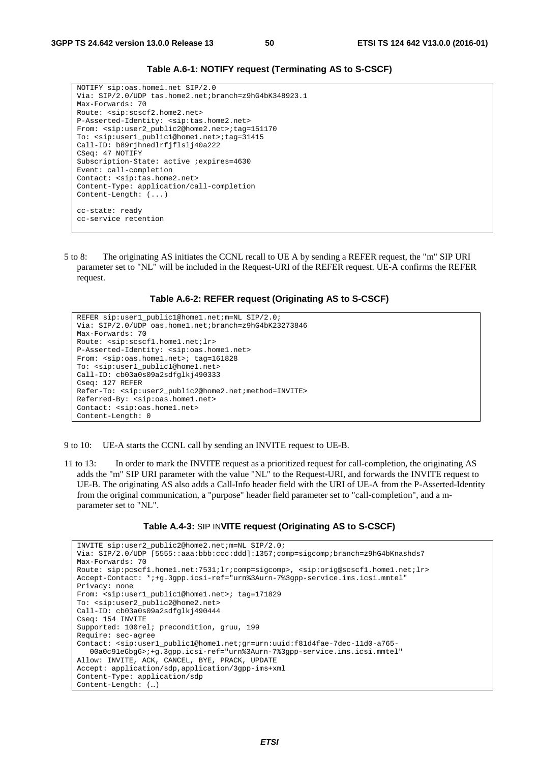**Table A.6-1: NOTIFY request (Terminating AS to S-CSCF)**

```
NOTIFY sip:oas.home1.net SIP/2.0
Via: SIP/2.0/UDP tas.home2.net;branch=z9hG4bK348923.1
Max-Forwards: 70
Route: <sip:scscf2.home2.net>
P-Asserted-Identity: <sip:tas.home2.net>
From: <sip:user2_public2@home2.net>;tag=151170
To: <sip:user1_public1@home1.net>;tag=31415
Call-ID: b89rjhnedlrfjflslj40a222
CSeq: 47 NOTIFY
Subscription-State: active ;expires=4630
Event: call-completion
Contact: <sip:tas.home2.net>
Content-Type: application/call-completion
Content-Length: (...)

cc-state: ready
cc-service retention
```

5 to 8: The originating AS initiates the CCNL recall to UE A by sending a REFER request, the "m" SIP URI parameter set to "NL" will be included in the Request-URI of the REFER request. UE-A confirms the REFER request.

**Table A.6-2: REFER request (Originating AS to S-CSCF)**

```
REFER sip:user1_public1@home1.net;m=NL SIP/2.0;
Via: SIP/2.0/UDP oas.home1.net;branch=z9hG4bK23273846
Max-Forwards: 70
Route: <sip:scscf1.home1.net;lr>
P-Asserted-Identity: <sip:oas.home1.net>
From: <sip:oas.home1.net>; tag=161828
To: <sip:user1_public1@home1.net>
Call-ID: cb03a0s09a2sdfglkj490333
Cseq: 127 REFER
Refer-To: <sip:user2_public2@home2.net;method=INVITE>
Referred-By: <sip:oas.home1.net>
Contact: <sip:oas.home1.net>
Content-Length: 0
```

9 to 10: UE-A starts the CCNL call by sending an INVITE request to UE-B.

11 to 13: In order to mark the INVITE request as a prioritized request for call-completion, the originating AS adds the "m" SIP URI parameter with the value "NL" to the Request-URI, and forwards the INVITE request to UE-B. The originating AS also adds a Call-Info header field with the URI of UE-A from the P-Asserted-Identity from the original communication, a "purpose" header field parameter set to "call-completion", and a m-parameter set to "NL".

**Table A.4-3: SIP INVITE request (Originating AS to S-CSCF)**

```
INVITE sip:user2_public2@home2.net;m=NL SIP/2.0;
Via: SIP/2.0/UDP [5555::aaa:bbb:ccc:ddd]:1357;comp=sigcomp;branch=z9hG4bKnashds7
Max-Forwards: 70
Route: sip:pcscf1.home1.net:7531;lr;comp=sigcomp>, <sip:orig@scscf1.home1.net;lr>
Accept-Contact: *;+g.3gpp.icsi-ref="urn%3Aurn-7%3gpp-service.ims.icsi.mmtel"
Privacy: none
From: <sip:user1_public1@home1.net>; tag=171829
To: <sip:user2_public2@home2.net>
Call-ID: cb03a0s09a2sdfglkj490444
Cseq: 154 INVITE
Supported: 100rel; precondition, gruu, 199
Require: sec-agree
Contact: <sip:user1_public1@home1.net;gr=urn:uuid:f81d4fae-7dec-11d0-a765-
   00a0c91e6bg6>;+g.3gpp.icsi-ref="urn%3Aurn-7%3gpp-service.ims.icsi.mmtel"
Allow: INVITE, ACK, CANCEL, BYE, PRACK, UPDATE
Accept: application/sdp,application/3gpp-ims+xml
Content-Type: application/sdp
Content-Length: (…)
```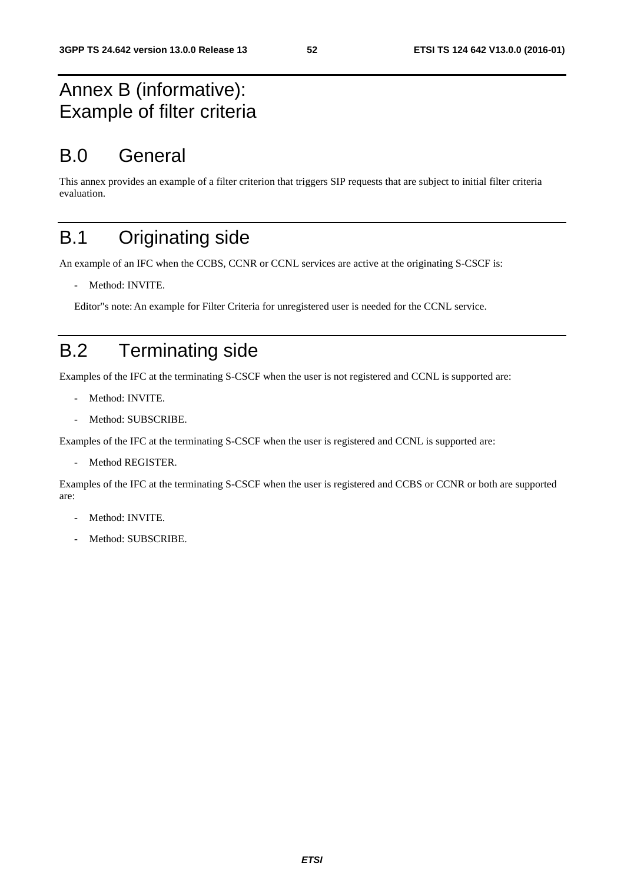# Annex B (informative): Example of filter criteria

# B.0 General

This annex provides an example of a filter criterion that triggers SIP requests that are subject to initial filter criteria evaluation.

# B.1 Originating side

An example of an IFC when the CCBS, CCNR or CCNL services are active at the originating S-CSCF is:

- Method: INVITE.

Editor"s note: An example for Filter Criteria for unregistered user is needed for the CCNL service.

# B.2 Terminating side

Examples of the IFC at the terminating S-CSCF when the user is not registered and CCNL is supported are:

- Method: INVITE.
- Method: SUBSCRIBE.

Examples of the IFC at the terminating S-CSCF when the user is registered and CCNL is supported are:

- Method REGISTER.

Examples of the IFC at the terminating S-CSCF when the user is registered and CCBS or CCNR or both are supported are:

- Method: INVITE.
- Method: SUBSCRIBE.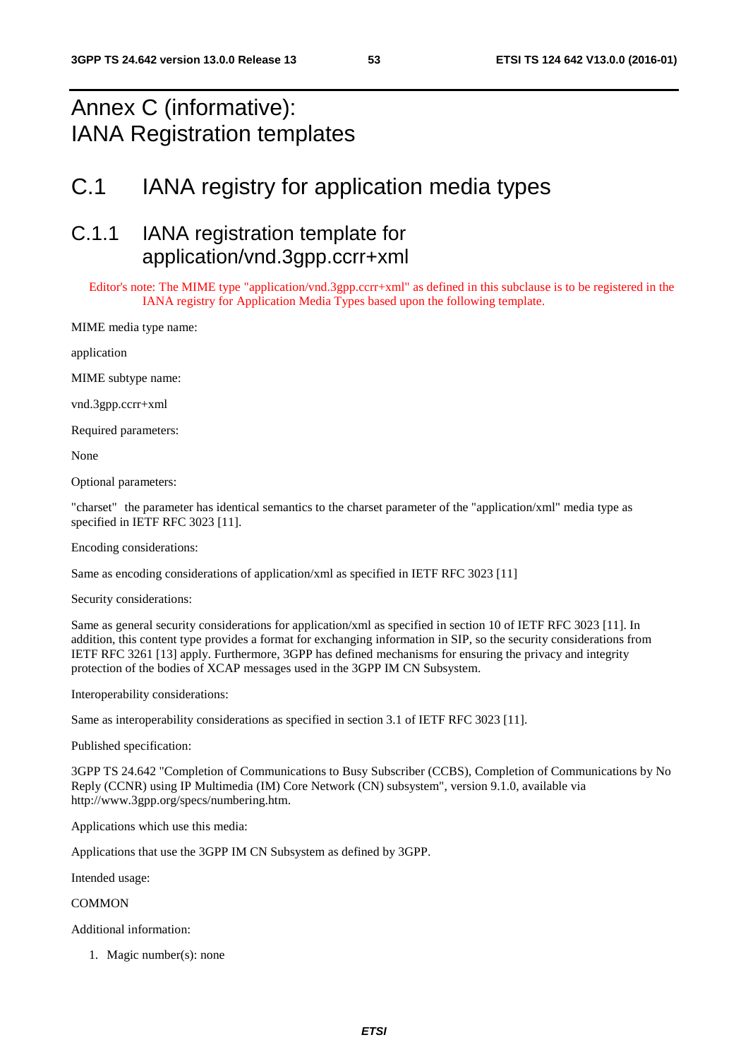# Annex C (informative): IANA Registration templates

# C.1 IANA registry for application media types

## C.1.1 IANA registration template for application/vnd.3gpp.ccrr+xml

Editor's note: The MIME type "application/vnd.3gpp.ccrr+xml" as defined in this subclause is to be registered in the IANA registry for Application Media Types based upon the following template.

MIME media type name:

application

MIME subtype name:

vnd.3gpp.ccrr+xml

Required parameters:

None

Optional parameters:

"charset" the parameter has identical semantics to the charset parameter of the "application/xml" media type as specified in IETF RFC 3023 [11].

Encoding considerations:

Same as encoding considerations of application/xml as specified in IETF RFC 3023 [11]

Security considerations:

Same as general security considerations for application/xml as specified in section 10 of IETF RFC 3023 [11]. In addition, this content type provides a format for exchanging information in SIP, so the security considerations from IETF RFC 3261 [13] apply. Furthermore, 3GPP has defined mechanisms for ensuring the privacy and integrity protection of the bodies of XCAP messages used in the 3GPP IM CN Subsystem.

Interoperability considerations:

Same as interoperability considerations as specified in section 3.1 of IETF RFC 3023 [11].

Published specification:

3GPP TS 24.642 "Completion of Communications to Busy Subscriber (CCBS), Completion of Communications by No Reply (CCNR) using IP Multimedia (IM) Core Network (CN) subsystem", version 9.1.0, available via http://www.3gpp.org/specs/numbering.htm.

Applications which use this media:

Applications that use the 3GPP IM CN Subsystem as defined by 3GPP.

Intended usage:

COMMON

Additional information:

1. Magic number(s): none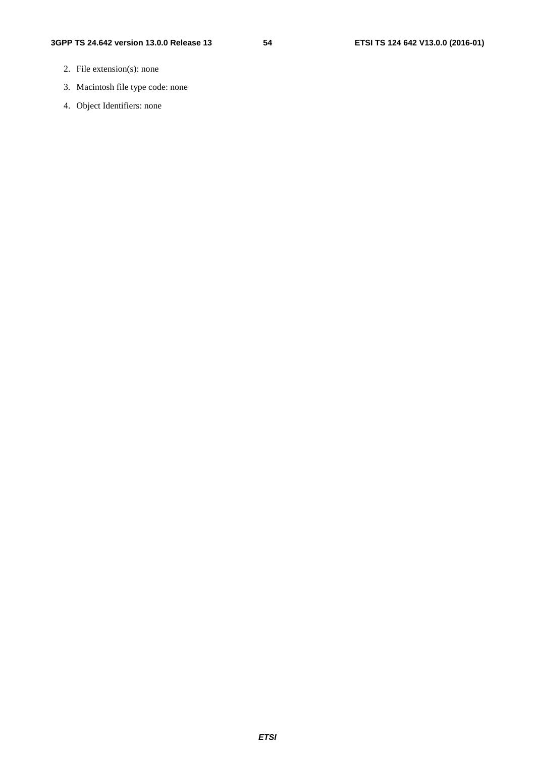2. File extension(s): none
3. Macintosh file type code: none
4. Object Identifiers: none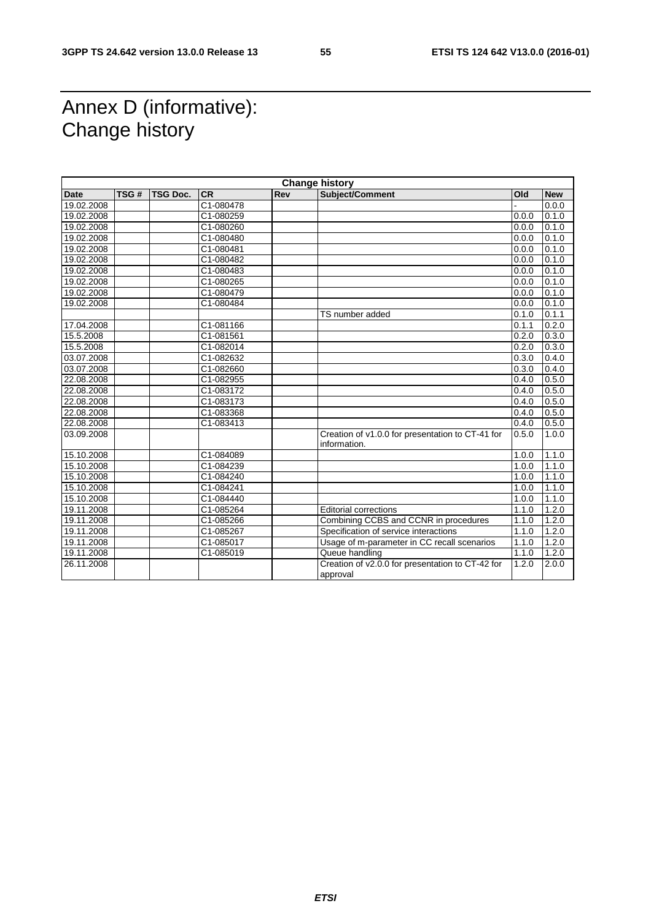# Annex D (informative): Change history

| Change history | | | | | | | |
|---|---|---|---|---|---|---|---|
| **Date** | **TSG #** | **TSG Doc.** | **CR** | **Rev** | **Subject/Comment** | **Old** | **New** |
| 19.02.2008 | | | C1-080478 | | | - | 0.0.0 |
| 19.02.2008 | | | C1-080259 | | | 0.0.0 | 0.1.0 |
| 19.02.2008 | | | C1-080260 | | | 0.0.0 | 0.1.0 |
| 19.02.2008 | | | C1-080480 | | | 0.0.0 | 0.1.0 |
| 19.02.2008 | | | C1-080481 | | | 0.0.0 | 0.1.0 |
| 19.02.2008 | | | C1-080482 | | | 0.0.0 | 0.1.0 |
| 19.02.2008 | | | C1-080483 | | | 0.0.0 | 0.1.0 |
| 19.02.2008 | | | C1-080265 | | | 0.0.0 | 0.1.0 |
| 19.02.2008 | | | C1-080479 | | | 0.0.0 | 0.1.0 |
| 19.02.2008 | | | C1-080484 | | | 0.0.0 | 0.1.0 |
| | | | | | TS number added | 0.1.0 | 0.1.1 |
| 17.04.2008 | | | C1-081166 | | | 0.1.1 | 0.2.0 |
| 15.5.2008 | | | C1-081561 | | | 0.2.0 | 0.3.0 |
| 15.5.2008 | | | C1-082014 | | | 0.2.0 | 0.3.0 |
| 03.07.2008 | | | C1-082632 | | | 0.3.0 | 0.4.0 |
| 03.07.2008 | | | C1-082660 | | | 0.3.0 | 0.4.0 |
| 22.08.2008 | | | C1-082955 | | | 0.4.0 | 0.5.0 |
| 22.08.2008 | | | C1-083172 | | | 0.4.0 | 0.5.0 |
| 22.08.2008 | | | C1-083173 | | | 0.4.0 | 0.5.0 |
| 22.08.2008 | | | C1-083368 | | | 0.4.0 | 0.5.0 |
| 22.08.2008 | | | C1-083413 | | | 0.4.0 | 0.5.0 |
| 03.09.2008 | | | | | Creation of v1.0.0 for presentation to CT-41 for information. | 0.5.0 | 1.0.0 |
| 15.10.2008 | | | C1-084089 | | | 1.0.0 | 1.1.0 |
| 15.10.2008 | | | C1-084239 | | | 1.0.0 | 1.1.0 |
| 15.10.2008 | | | C1-084240 | | | 1.0.0 | 1.1.0 |
| 15.10.2008 | | | C1-084241 | | | 1.0.0 | 1.1.0 |
| 15.10.2008 | | | C1-084440 | | | 1.0.0 | 1.1.0 |
| 19.11.2008 | | | C1-085264 | | Editorial corrections | 1.1.0 | 1.2.0 |
| 19.11.2008 | | | C1-085266 | | Combining CCBS and CCNR in procedures | 1.1.0 | 1.2.0 |
| 19.11.2008 | | | C1-085267 | | Specification of service interactions | 1.1.0 | 1.2.0 |
| 19.11.2008 | | | C1-085017 | | Usage of m-parameter in CC recall scenarios | 1.1.0 | 1.2.0 |
| 19.11.2008 | | | C1-085019 | | Queue handling | 1.1.0 | 1.2.0 |
| 26.11.2008 | | | | | Creation of v2.0.0 for presentation to CT-42 for approval | 1.2.0 | 2.0.0 |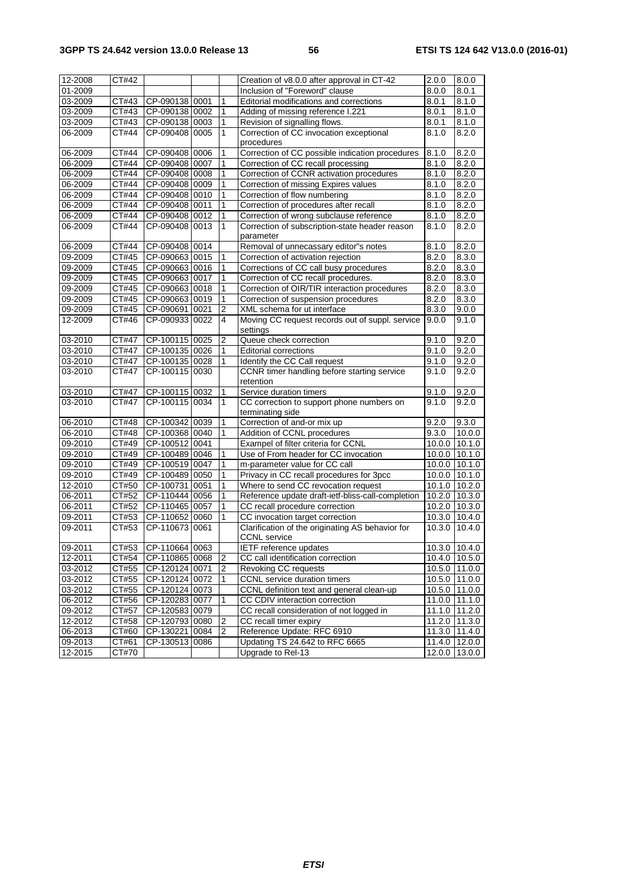| | | | | | | | |
|---|---|---|---|---|---|---|---|
| 12-2008 | CT#42 | | | | Creation of v8.0.0 after approval in CT-42 | 2.0.0 | 8.0.0 |
| 01-2009 | | | | | Inclusion of "Foreword" clause | 8.0.0 | 8.0.1 |
| 03-2009 | CT#43 | CP-090138 | 0001 | 1 | Editorial modifications and corrections | 8.0.1 | 8.1.0 |
| 03-2009 | CT#43 | CP-090138 | 0002 | 1 | Adding of missing reference I.221 | 8.0.1 | 8.1.0 |
| 03-2009 | CT#43 | CP-090138 | 0003 | 1 | Revision of signalling flows. | 8.0.1 | 8.1.0 |
| 06-2009 | CT#44 | CP-090408 | 0005 | 1 | Correction of CC invocation exceptional procedures | 8.1.0 | 8.2.0 |
| 06-2009 | CT#44 | CP-090408 | 0006 | 1 | Correction of CC possible indication procedures | 8.1.0 | 8.2.0 |
| 06-2009 | CT#44 | CP-090408 | 0007 | 1 | Correction of CC recall processing | 8.1.0 | 8.2.0 |
| 06-2009 | CT#44 | CP-090408 | 0008 | 1 | Correction of CCNR activation procedures | 8.1.0 | 8.2.0 |
| 06-2009 | CT#44 | CP-090408 | 0009 | 1 | Correction of missing Expires values | 8.1.0 | 8.2.0 |
| 06-2009 | CT#44 | CP-090408 | 0010 | 1 | Correction of flow numbering | 8.1.0 | 8.2.0 |
| 06-2009 | CT#44 | CP-090408 | 0011 | 1 | Correction of procedures after recall | 8.1.0 | 8.2.0 |
| 06-2009 | CT#44 | CP-090408 | 0012 | 1 | Correction of wrong subclause reference | 8.1.0 | 8.2.0 |
| 06-2009 | CT#44 | CP-090408 | 0013 | 1 | Correction of subscription-state header reason parameter | 8.1.0 | 8.2.0 |
| 06-2009 | CT#44 | CP-090408 | 0014 | | Removal of unnecassary editor"s notes | 8.1.0 | 8.2.0 |
| 09-2009 | CT#45 | CP-090663 | 0015 | 1 | Correction of activation rejection | 8.2.0 | 8.3.0 |
| 09-2009 | CT#45 | CP-090663 | 0016 | 1 | Corrections of CC call busy procedures | 8.2.0 | 8.3.0 |
| 09-2009 | CT#45 | CP-090663 | 0017 | 1 | Correction of CC recall procedures. | 8.2.0 | 8.3.0 |
| 09-2009 | CT#45 | CP-090663 | 0018 | 1 | Correction of OIR/TIR interaction procedures | 8.2.0 | 8.3.0 |
| 09-2009 | CT#45 | CP-090663 | 0019 | 1 | Correction of suspension procedures | 8.2.0 | 8.3.0 |
| 09-2009 | CT#45 | CP-090691 | 0021 | 2 | XML schema for ut interface | 8.3.0 | 9.0.0 |
| 12-2009 | CT#46 | CP-090933 | 0022 | 4 | Moving CC request records out of suppl. service settings | 9.0.0 | 9.1.0 |
| 03-2010 | CT#47 | CP-100115 | 0025 | 2 | Queue check correction | 9.1.0 | 9.2.0 |
| 03-2010 | CT#47 | CP-100135 | 0026 | 1 | Editorial corrections | 9.1.0 | 9.2.0 |
| 03-2010 | CT#47 | CP-100135 | 0028 | 1 | Identify the CC Call request | 9.1.0 | 9.2.0 |
| 03-2010 | CT#47 | CP-100115 | 0030 | | CCNR timer handling before starting service retention | 9.1.0 | 9.2.0 |
| 03-2010 | CT#47 | CP-100115 | 0032 | 1 | Service duration timers | 9.1.0 | 9.2.0 |
| 03-2010 | CT#47 | CP-100115 | 0034 | 1 | CC correction to support phone numbers on terminating side | 9.1.0 | 9.2.0 |
| 06-2010 | CT#48 | CP-100342 | 0039 | 1 | Correction of and-or mix up | 9.2.0 | 9.3.0 |
| 06-2010 | CT#48 | CP-100368 | 0040 | 1 | Addition of CCNL procedures | 9.3.0 | 10.0.0 |
| 09-2010 | CT#49 | CP-100512 | 0041 | | Exampel of filter criteria for CCNL | 10.0.0 | 10.1.0 |
| 09-2010 | CT#49 | CP-100489 | 0046 | 1 | Use of From header for CC invocation | 10.0.0 | 10.1.0 |
| 09-2010 | CT#49 | CP-100519 | 0047 | 1 | m-parameter value for CC call | 10.0.0 | 10.1.0 |
| 09-2010 | CT#49 | CP-100489 | 0050 | 1 | Privacy in CC recall procedures for 3pcc | 10.0.0 | 10.1.0 |
| 12-2010 | CT#50 | CP-100731 | 0051 | 1 | Where to send CC revocation request | 10.1.0 | 10.2.0 |
| 06-2011 | CT#52 | CP-110444 | 0056 | 1 | Reference update draft-ietf-bliss-call-completion | 10.2.0 | 10.3.0 |
| 06-2011 | CT#52 | CP-110465 | 0057 | 1 | CC recall procedure correction | 10.2.0 | 10.3.0 |
| 09-2011 | CT#53 | CP-110652 | 0060 | 1 | CC invocation target correction | 10.3.0 | 10.4.0 |
| 09-2011 | CT#53 | CP-110673 | 0061 | | Clarification of the originating AS behavior for CCNL service | 10.3.0 | 10.4.0 |
| 09-2011 | CT#53 | CP-110664 | 0063 | | IETF reference updates | 10.3.0 | 10.4.0 |
| 12-2011 | CT#54 | CP-110865 | 0068 | 2 | CC call identification correction | 10.4.0 | 10.5.0 |
| 03-2012 | CT#55 | CP-120124 | 0071 | 2 | Revoking CC requests | 10.5.0 | 11.0.0 |
| 03-2012 | CT#55 | CP-120124 | 0072 | 1 | CCNL service duration timers | 10.5.0 | 11.0.0 |
| 03-2012 | CT#55 | CP-120124 | 0073 | | CCNL definition text and general clean-up | 10.5.0 | 11.0.0 |
| 06-2012 | CT#56 | CP-120283 | 0077 | 1 | CC CDIV interaction correction | 11.0.0 | 11.1.0 |
| 09-2012 | CT#57 | CP-120583 | 0079 | | CC recall consideration of not logged in | 11.1.0 | 11.2.0 |
| 12-2012 | CT#58 | CP-120793 | 0080 | 2 | CC recall timer expiry | 11.2.0 | 11.3.0 |
| 06-2013 | CT#60 | CP-130221 | 0084 | 2 | Reference Update: RFC 6910 | 11.3.0 | 11.4.0 |
| 09-2013 | CT#61 | CP-130513 | 0086 | | Updating TS 24.642 to RFC 6665 | 11.4.0 | 12.0.0 |
| 12-2015 | CT#70 | | | | Upgrade to Rel-13 | 12.0.0 | 13.0.0 |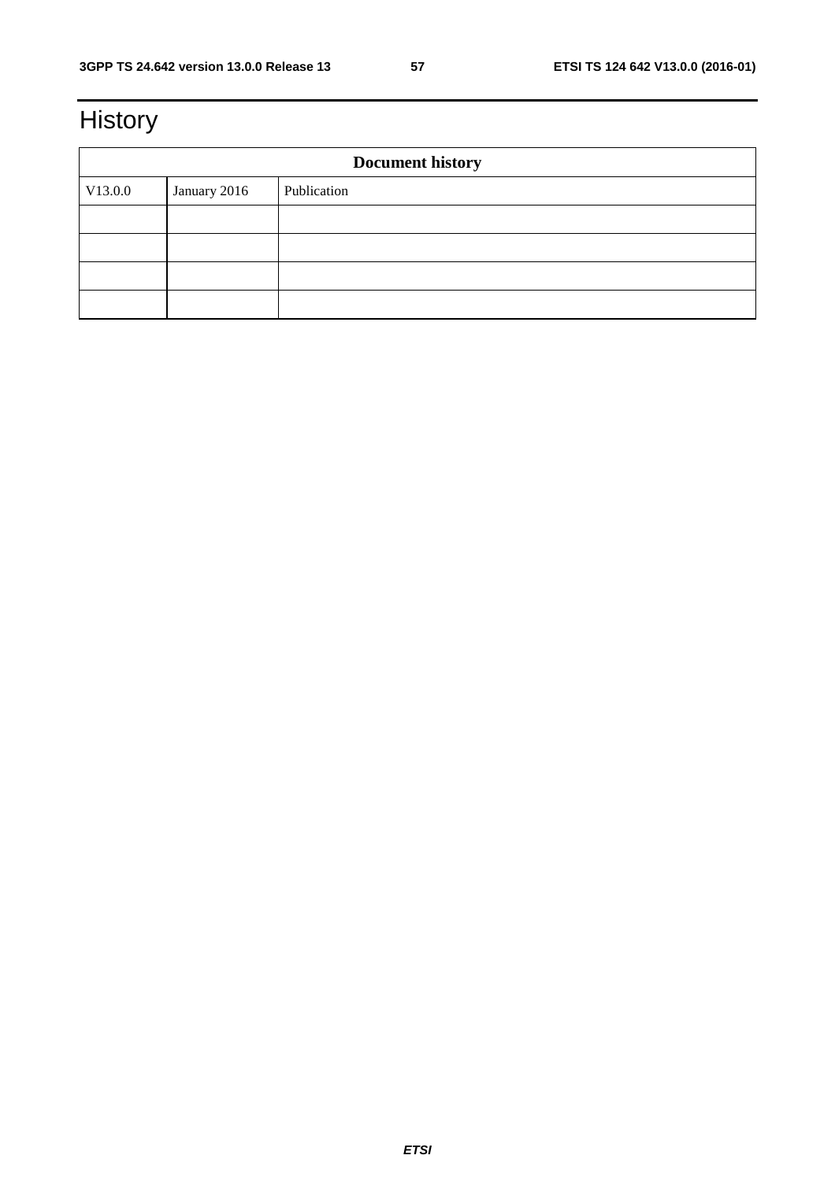# History

| Document history | | |
|---|---|---|
| V13.0.0 | January 2016 | Publication |
| | | |
| | | |
| | | |
| | | |